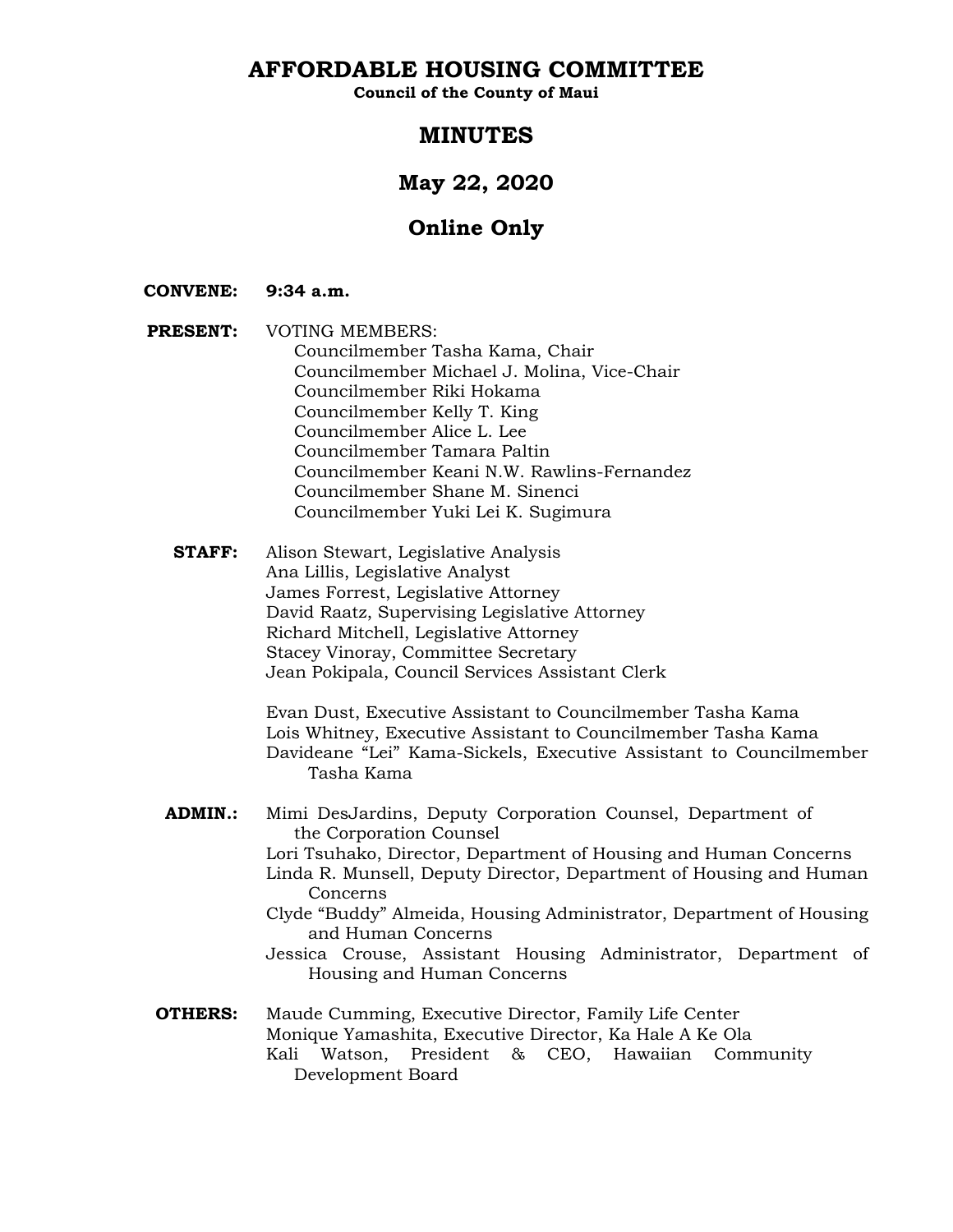# AFFORDABLE HOUSING COMMITTEE

**Council of the County of Maui**

## MINUTES

## May 22, 2020

## Online Only

**CONVENE:** **9:34 a.m.**

**PRESENT:** VOTING MEMBERS:
Councilmember Tasha Kama, Chair
Councilmember Michael J. Molina, Vice-Chair
Councilmember Riki Hokama
Councilmember Kelly T. King
Councilmember Alice L. Lee
Councilmember Tamara Paltin
Councilmember Keani N.W. Rawlins-Fernandez
Councilmember Shane M. Sinenci
Councilmember Yuki Lei K. Sugimura

**STAFF:** Alison Stewart, Legislative Analysis
Ana Lillis, Legislative Analyst
James Forrest, Legislative Attorney
David Raatz, Supervising Legislative Attorney
Richard Mitchell, Legislative Attorney
Stacey Vinoray, Committee Secretary
Jean Pokipala, Council Services Assistant Clerk

Evan Dust, Executive Assistant to Councilmember Tasha Kama
Lois Whitney, Executive Assistant to Councilmember Tasha Kama
Davideane "Lei" Kama-Sickels, Executive Assistant to Councilmember Tasha Kama

**ADMIN.:** Mimi DesJardins, Deputy Corporation Counsel, Department of the Corporation Counsel
Lori Tsuhako, Director, Department of Housing and Human Concerns
Linda R. Munsell, Deputy Director, Department of Housing and Human Concerns
Clyde "Buddy" Almeida, Housing Administrator, Department of Housing and Human Concerns
Jessica Crouse, Assistant Housing Administrator, Department of Housing and Human Concerns

**OTHERS:** Maude Cumming, Executive Director, Family Life Center
Monique Yamashita, Executive Director, Ka Hale A Ke Ola
Kali Watson, President & CEO, Hawaiian Community Development Board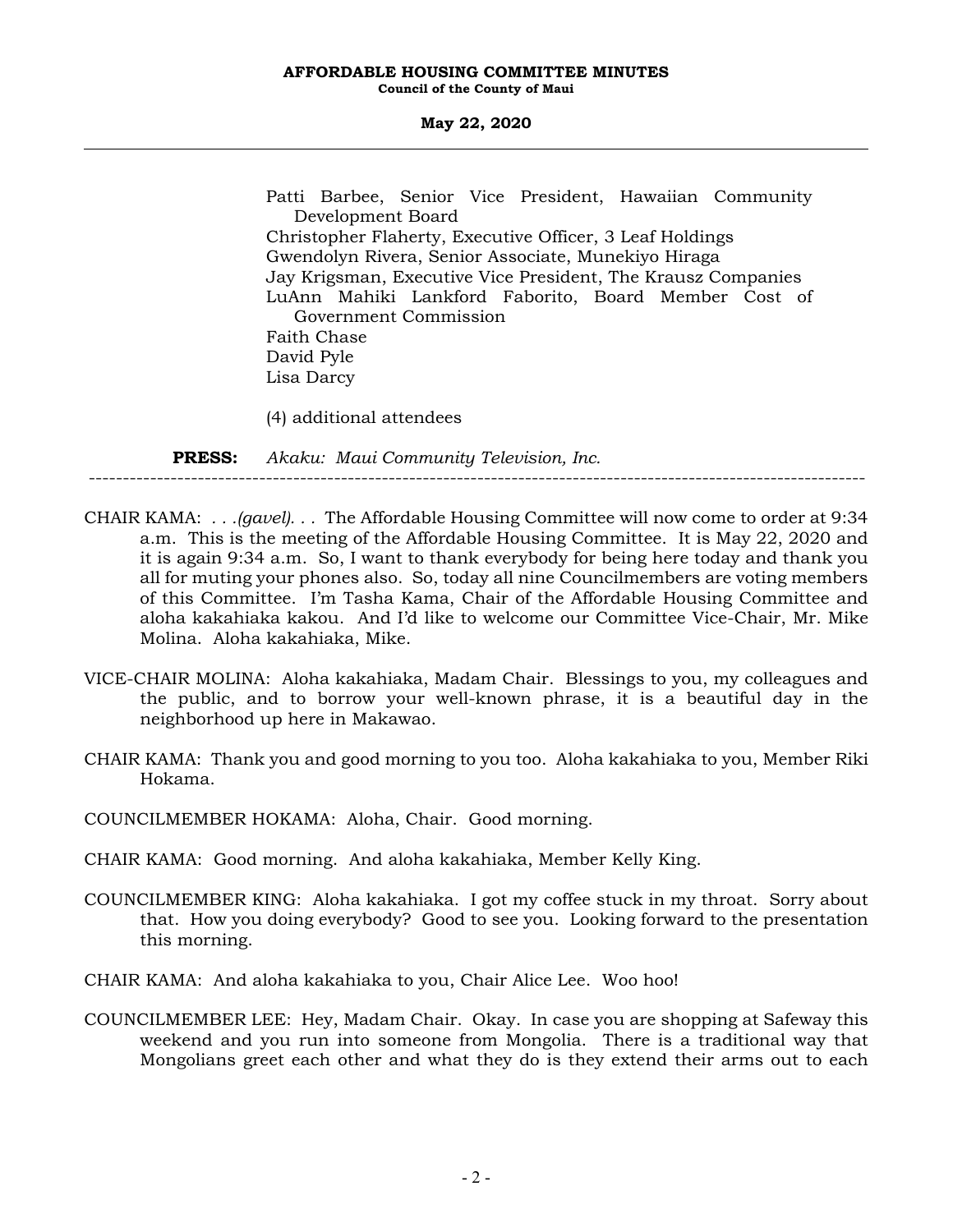Patti Barbee, Senior Vice President, Hawaiian Community Development Board
Christopher Flaherty, Executive Officer, 3 Leaf Holdings
Gwendolyn Rivera, Senior Associate, Munekiyo Hiraga
Jay Krigsman, Executive Vice President, The Krausz Companies
LuAnn Mahiki Lankford Faborito, Board Member Cost of Government Commission
Faith Chase
David Pyle
Lisa Darcy

(4) additional attendees

**PRESS:** *Akaku: Maui Community Television, Inc.*

---

CHAIR KAMA: . . .*(gavel)*. . . The Affordable Housing Committee will now come to order at 9:34 a.m. This is the meeting of the Affordable Housing Committee. It is May 22, 2020 and it is again 9:34 a.m. So, I want to thank everybody for being here today and thank you all for muting your phones also. So, today all nine Councilmembers are voting members of this Committee. I'm Tasha Kama, Chair of the Affordable Housing Committee and aloha kakahiaka kakou. And I'd like to welcome our Committee Vice-Chair, Mr. Mike Molina. Aloha kakahiaka, Mike.

VICE-CHAIR MOLINA: Aloha kakahiaka, Madam Chair. Blessings to you, my colleagues and the public, and to borrow your well-known phrase, it is a beautiful day in the neighborhood up here in Makawao.

CHAIR KAMA: Thank you and good morning to you too. Aloha kakahiaka to you, Member Riki Hokama.

COUNCILMEMBER HOKAMA: Aloha, Chair. Good morning.

CHAIR KAMA: Good morning. And aloha kakahiaka, Member Kelly King.

COUNCILMEMBER KING: Aloha kakahiaka. I got my coffee stuck in my throat. Sorry about that. How you doing everybody? Good to see you. Looking forward to the presentation this morning.

CHAIR KAMA: And aloha kakahiaka to you, Chair Alice Lee. Woo hoo!

COUNCILMEMBER LEE: Hey, Madam Chair. Okay. In case you are shopping at Safeway this weekend and you run into someone from Mongolia. There is a traditional way that Mongolians greet each other and what they do is they extend their arms out to each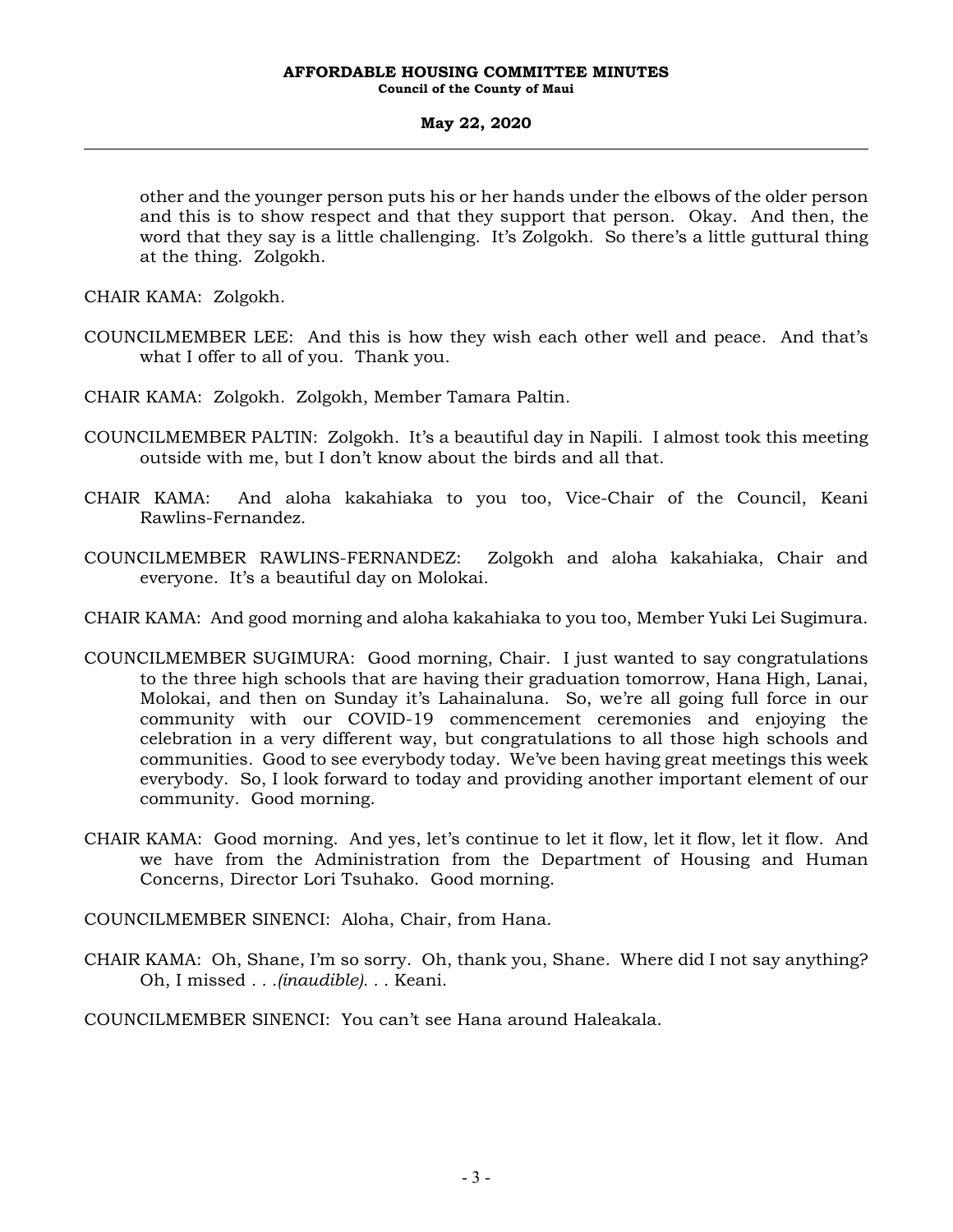other and the younger person puts his or her hands under the elbows of the older person and this is to show respect and that they support that person. Okay. And then, the word that they say is a little challenging. It's Zolgokh. So there's a little guttural thing at the thing. Zolgokh.

CHAIR KAMA: Zolgokh.

COUNCILMEMBER LEE: And this is how they wish each other well and peace. And that's what I offer to all of you. Thank you.

CHAIR KAMA: Zolgokh. Zolgokh, Member Tamara Paltin.

COUNCILMEMBER PALTIN: Zolgokh. It's a beautiful day in Napili. I almost took this meeting outside with me, but I don't know about the birds and all that.

CHAIR KAMA: And aloha kakahiaka to you too, Vice-Chair of the Council, Keani Rawlins-Fernandez.

COUNCILMEMBER RAWLINS-FERNANDEZ: Zolgokh and aloha kakahiaka, Chair and everyone. It's a beautiful day on Molokai.

CHAIR KAMA: And good morning and aloha kakahiaka to you too, Member Yuki Lei Sugimura.

COUNCILMEMBER SUGIMURA: Good morning, Chair. I just wanted to say congratulations to the three high schools that are having their graduation tomorrow, Hana High, Lanai, Molokai, and then on Sunday it's Lahainaluna. So, we're all going full force in our community with our COVID-19 commencement ceremonies and enjoying the celebration in a very different way, but congratulations to all those high schools and communities. Good to see everybody today. We've been having great meetings this week everybody. So, I look forward to today and providing another important element of our community. Good morning.

CHAIR KAMA: Good morning. And yes, let's continue to let it flow, let it flow, let it flow. And we have from the Administration from the Department of Housing and Human Concerns, Director Lori Tsuhako. Good morning.

COUNCILMEMBER SINENCI: Aloha, Chair, from Hana.

CHAIR KAMA: Oh, Shane, I'm so sorry. Oh, thank you, Shane. Where did I not say anything? Oh, I missed *. . .(inaudible). . .* Keani.

COUNCILMEMBER SINENCI: You can't see Hana around Haleakala.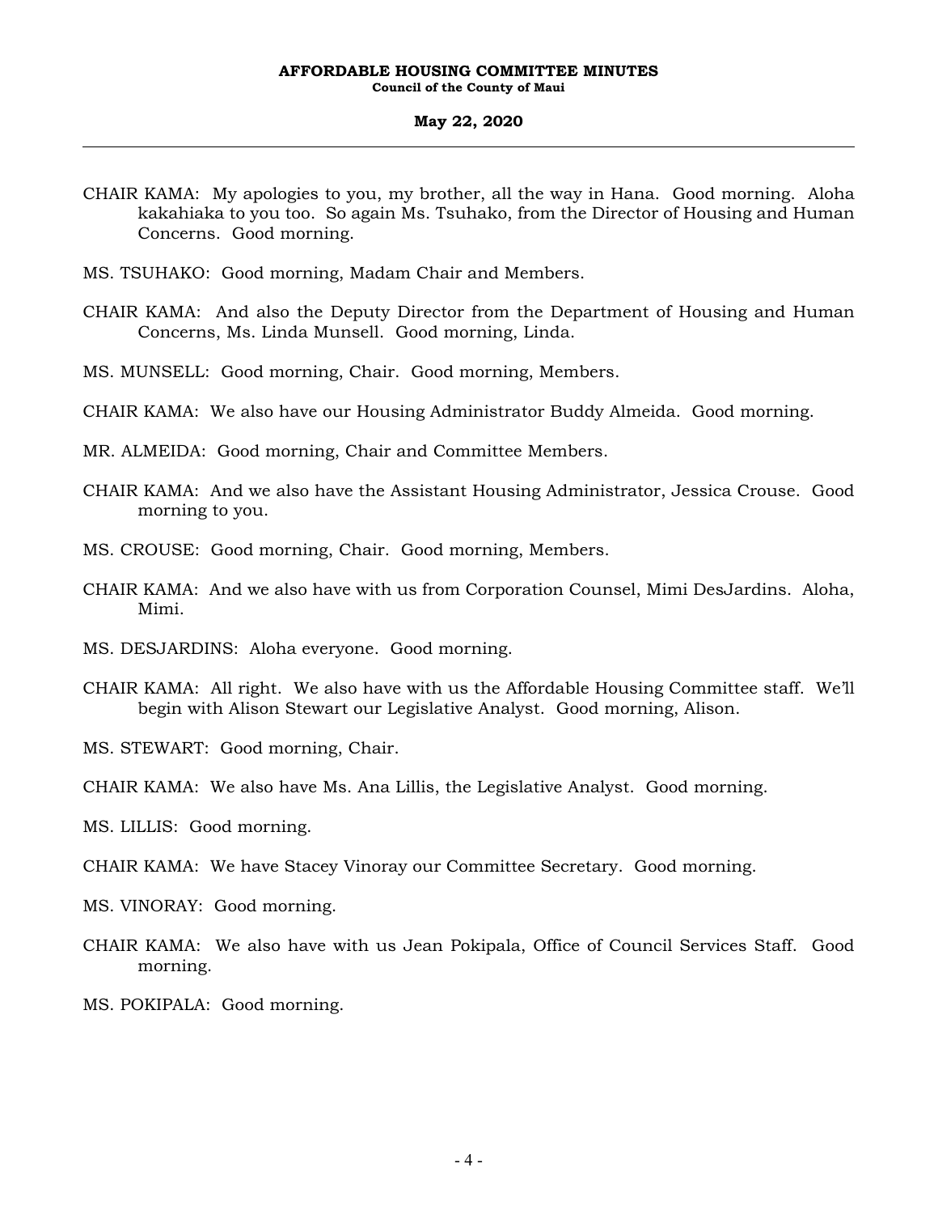CHAIR KAMA: My apologies to you, my brother, all the way in Hana. Good morning. Aloha kakahiaka to you too. So again Ms. Tsuhako, from the Director of Housing and Human Concerns. Good morning.

MS. TSUHAKO: Good morning, Madam Chair and Members.

CHAIR KAMA: And also the Deputy Director from the Department of Housing and Human Concerns, Ms. Linda Munsell. Good morning, Linda.

MS. MUNSELL: Good morning, Chair. Good morning, Members.

CHAIR KAMA: We also have our Housing Administrator Buddy Almeida. Good morning.

MR. ALMEIDA: Good morning, Chair and Committee Members.

CHAIR KAMA: And we also have the Assistant Housing Administrator, Jessica Crouse. Good morning to you.

MS. CROUSE: Good morning, Chair. Good morning, Members.

CHAIR KAMA: And we also have with us from Corporation Counsel, Mimi DesJardins. Aloha, Mimi.

MS. DESJARDINS: Aloha everyone. Good morning.

CHAIR KAMA: All right. We also have with us the Affordable Housing Committee staff. We'll begin with Alison Stewart our Legislative Analyst. Good morning, Alison.

MS. STEWART: Good morning, Chair.

CHAIR KAMA: We also have Ms. Ana Lillis, the Legislative Analyst. Good morning.

MS. LILLIS: Good morning.

CHAIR KAMA: We have Stacey Vinoray our Committee Secretary. Good morning.

MS. VINORAY: Good morning.

CHAIR KAMA: We also have with us Jean Pokipala, Office of Council Services Staff. Good morning.

MS. POKIPALA: Good morning.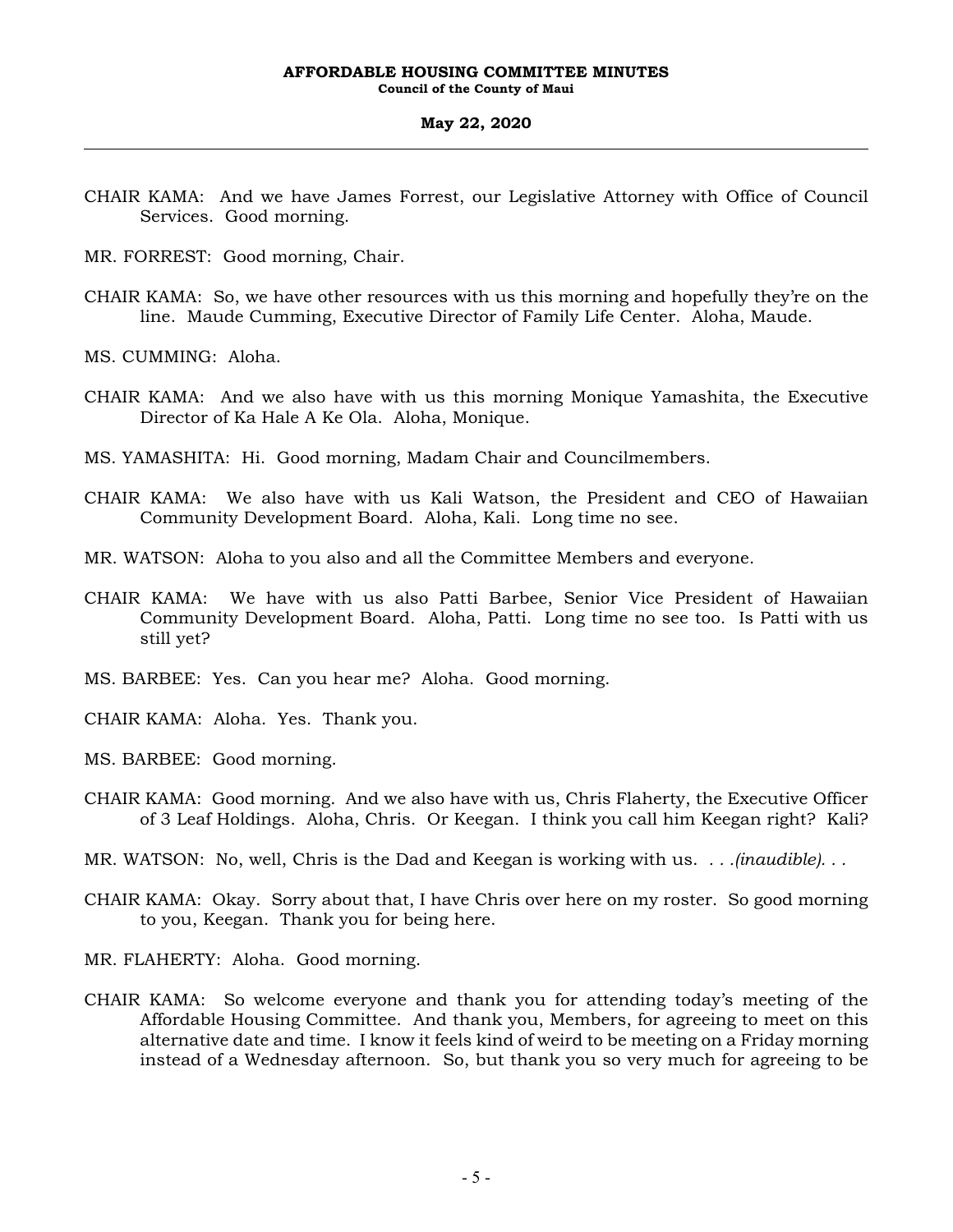CHAIR KAMA: And we have James Forrest, our Legislative Attorney with Office of Council Services. Good morning.

MR. FORREST: Good morning, Chair.

CHAIR KAMA: So, we have other resources with us this morning and hopefully they're on the line. Maude Cumming, Executive Director of Family Life Center. Aloha, Maude.

MS. CUMMING: Aloha.

CHAIR KAMA: And we also have with us this morning Monique Yamashita, the Executive Director of Ka Hale A Ke Ola. Aloha, Monique.

MS. YAMASHITA: Hi. Good morning, Madam Chair and Councilmembers.

CHAIR KAMA: We also have with us Kali Watson, the President and CEO of Hawaiian Community Development Board. Aloha, Kali. Long time no see.

MR. WATSON: Aloha to you also and all the Committee Members and everyone.

CHAIR KAMA: We have with us also Patti Barbee, Senior Vice President of Hawaiian Community Development Board. Aloha, Patti. Long time no see too. Is Patti with us still yet?

MS. BARBEE: Yes. Can you hear me? Aloha. Good morning.

CHAIR KAMA: Aloha. Yes. Thank you.

MS. BARBEE: Good morning.

CHAIR KAMA: Good morning. And we also have with us, Chris Flaherty, the Executive Officer of 3 Leaf Holdings. Aloha, Chris. Or Keegan. I think you call him Keegan right? Kali?

MR. WATSON: No, well, Chris is the Dad and Keegan is working with us. . . .*(inaudible)*. . .

CHAIR KAMA: Okay. Sorry about that, I have Chris over here on my roster. So good morning to you, Keegan. Thank you for being here.

MR. FLAHERTY: Aloha. Good morning.

CHAIR KAMA: So welcome everyone and thank you for attending today's meeting of the Affordable Housing Committee. And thank you, Members, for agreeing to meet on this alternative date and time. I know it feels kind of weird to be meeting on a Friday morning instead of a Wednesday afternoon. So, but thank you so very much for agreeing to be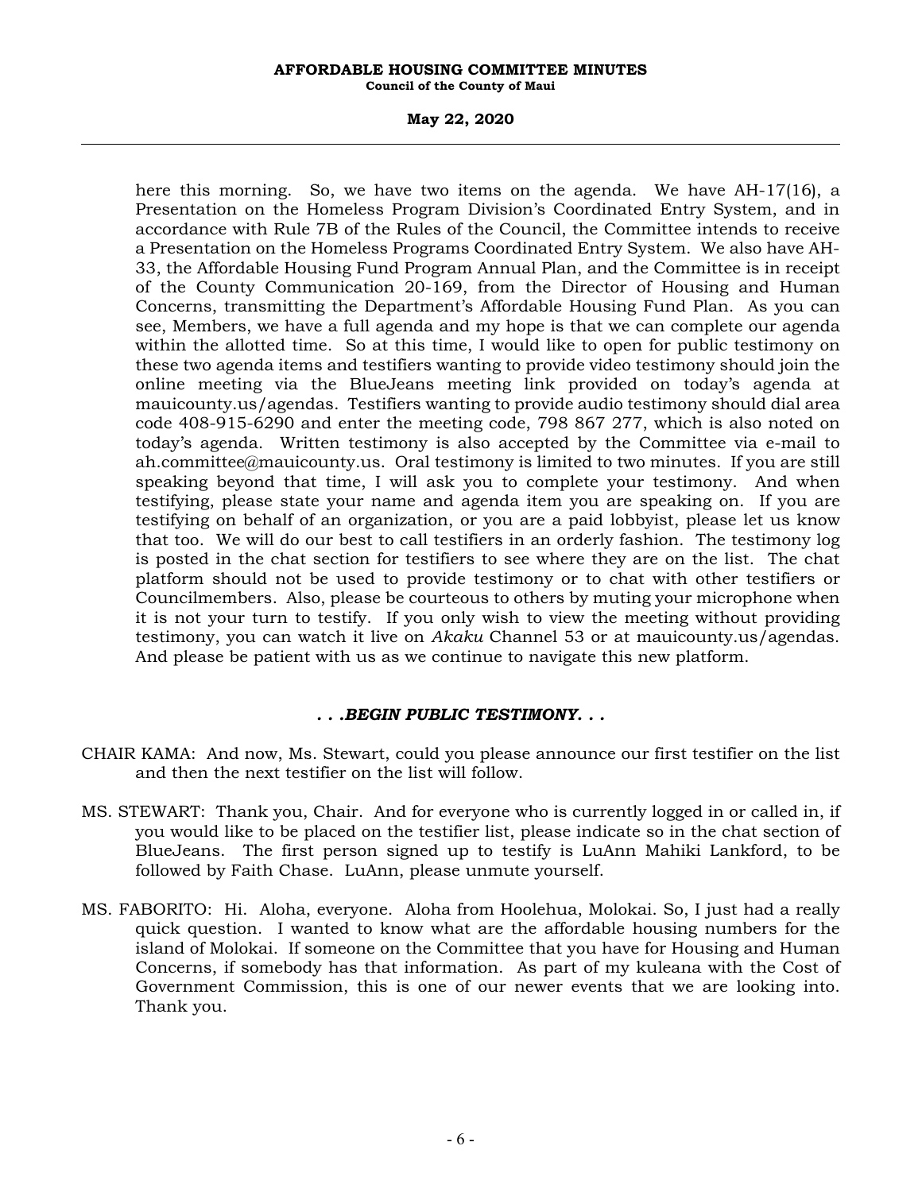here this morning. So, we have two items on the agenda. We have AH-17(16), a Presentation on the Homeless Program Division's Coordinated Entry System, and in accordance with Rule 7B of the Rules of the Council, the Committee intends to receive a Presentation on the Homeless Programs Coordinated Entry System. We also have AH-33, the Affordable Housing Fund Program Annual Plan, and the Committee is in receipt of the County Communication 20-169, from the Director of Housing and Human Concerns, transmitting the Department's Affordable Housing Fund Plan. As you can see, Members, we have a full agenda and my hope is that we can complete our agenda within the allotted time. So at this time, I would like to open for public testimony on these two agenda items and testifiers wanting to provide video testimony should join the online meeting via the BlueJeans meeting link provided on today's agenda at mauicounty.us/agendas. Testifiers wanting to provide audio testimony should dial area code 408-915-6290 and enter the meeting code, 798 867 277, which is also noted on today's agenda. Written testimony is also accepted by the Committee via e-mail to ah.committee@mauicounty.us. Oral testimony is limited to two minutes. If you are still speaking beyond that time, I will ask you to complete your testimony. And when testifying, please state your name and agenda item you are speaking on. If you are testifying on behalf of an organization, or you are a paid lobbyist, please let us know that too. We will do our best to call testifiers in an orderly fashion. The testimony log is posted in the chat section for testifiers to see where they are on the list. The chat platform should not be used to provide testimony or to chat with other testifiers or Councilmembers. Also, please be courteous to others by muting your microphone when it is not your turn to testify. If you only wish to view the meeting without providing testimony, you can watch it live on *Akaku* Channel 53 or at mauicounty.us/agendas. And please be patient with us as we continue to navigate this new platform.

***. . .BEGIN PUBLIC TESTIMONY. . .***

CHAIR KAMA: And now, Ms. Stewart, could you please announce our first testifier on the list and then the next testifier on the list will follow.

MS. STEWART: Thank you, Chair. And for everyone who is currently logged in or called in, if you would like to be placed on the testifier list, please indicate so in the chat section of BlueJeans. The first person signed up to testify is LuAnn Mahiki Lankford, to be followed by Faith Chase. LuAnn, please unmute yourself.

MS. FABORITO: Hi. Aloha, everyone. Aloha from Hoolehua, Molokai. So, I just had a really quick question. I wanted to know what are the affordable housing numbers for the island of Molokai. If someone on the Committee that you have for Housing and Human Concerns, if somebody has that information. As part of my kuleana with the Cost of Government Commission, this is one of our newer events that we are looking into. Thank you.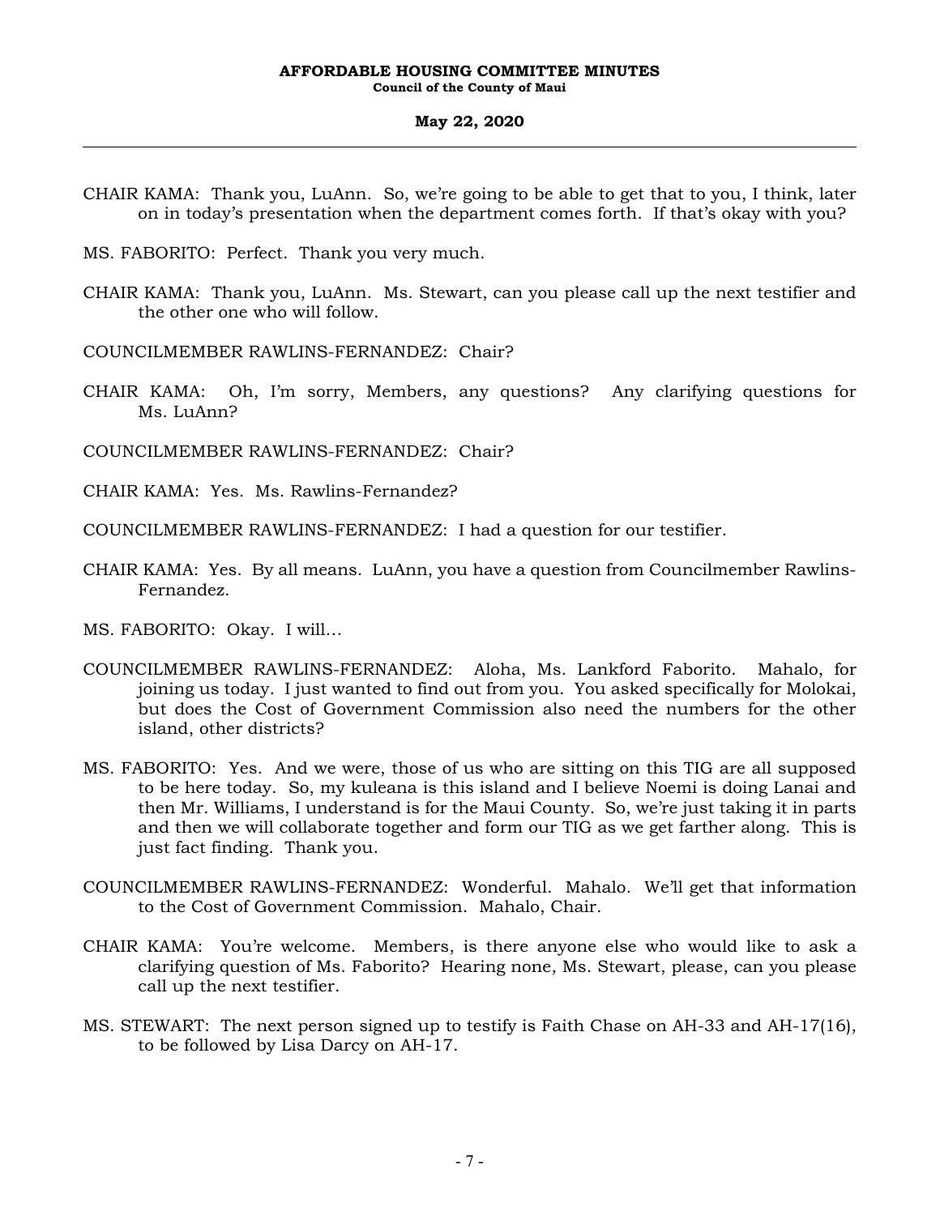CHAIR KAMA: Thank you, LuAnn. So, we're going to be able to get that to you, I think, later on in today's presentation when the department comes forth. If that's okay with you?

MS. FABORITO: Perfect. Thank you very much.

CHAIR KAMA: Thank you, LuAnn. Ms. Stewart, can you please call up the next testifier and the other one who will follow.

COUNCILMEMBER RAWLINS-FERNANDEZ: Chair?

CHAIR KAMA: Oh, I'm sorry, Members, any questions? Any clarifying questions for Ms. LuAnn?

COUNCILMEMBER RAWLINS-FERNANDEZ: Chair?

CHAIR KAMA: Yes. Ms. Rawlins-Fernandez?

COUNCILMEMBER RAWLINS-FERNANDEZ: I had a question for our testifier.

CHAIR KAMA: Yes. By all means. LuAnn, you have a question from Councilmember Rawlins-Fernandez.

MS. FABORITO: Okay. I will…

COUNCILMEMBER RAWLINS-FERNANDEZ: Aloha, Ms. Lankford Faborito. Mahalo, for joining us today. I just wanted to find out from you. You asked specifically for Molokai, but does the Cost of Government Commission also need the numbers for the other island, other districts?

MS. FABORITO: Yes. And we were, those of us who are sitting on this TIG are all supposed to be here today. So, my kuleana is this island and I believe Noemi is doing Lanai and then Mr. Williams, I understand is for the Maui County. So, we're just taking it in parts and then we will collaborate together and form our TIG as we get farther along. This is just fact finding. Thank you.

COUNCILMEMBER RAWLINS-FERNANDEZ: Wonderful. Mahalo. We'll get that information to the Cost of Government Commission. Mahalo, Chair.

CHAIR KAMA: You're welcome. Members, is there anyone else who would like to ask a clarifying question of Ms. Faborito? Hearing none, Ms. Stewart, please, can you please call up the next testifier.

MS. STEWART: The next person signed up to testify is Faith Chase on AH-33 and AH-17(16), to be followed by Lisa Darcy on AH-17.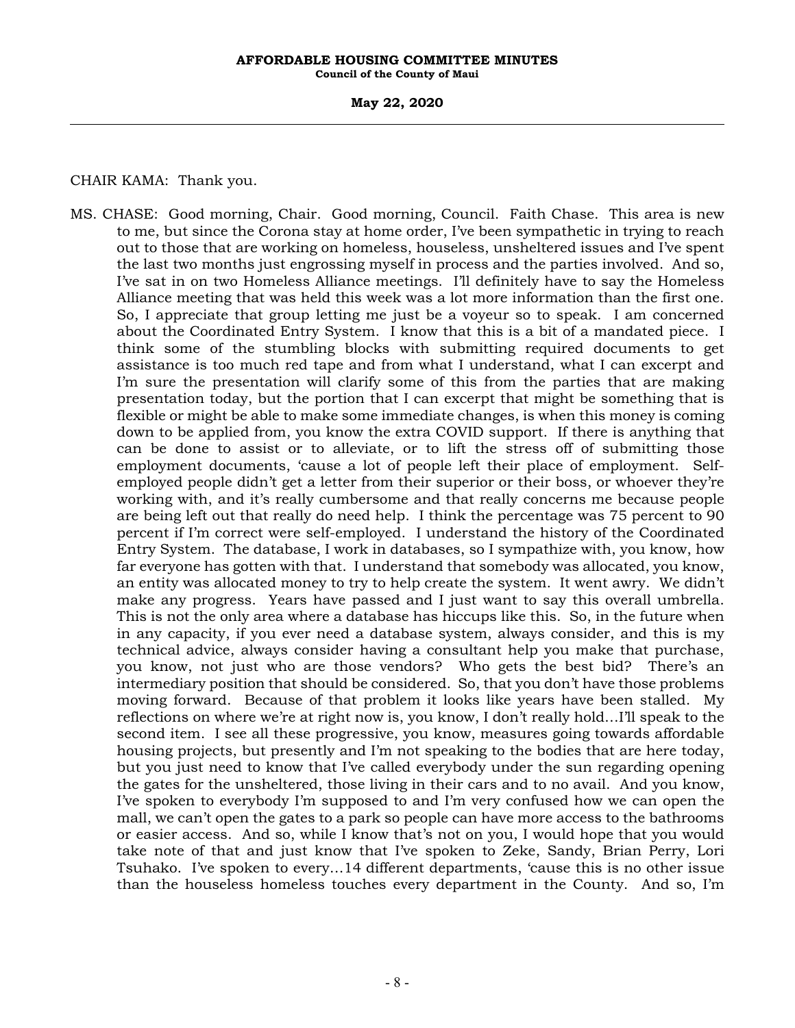CHAIR KAMA: Thank you.

MS. CHASE: Good morning, Chair. Good morning, Council. Faith Chase. This area is new to me, but since the Corona stay at home order, I've been sympathetic in trying to reach out to those that are working on homeless, houseless, unsheltered issues and I've spent the last two months just engrossing myself in process and the parties involved. And so, I've sat in on two Homeless Alliance meetings. I'll definitely have to say the Homeless Alliance meeting that was held this week was a lot more information than the first one. So, I appreciate that group letting me just be a voyeur so to speak. I am concerned about the Coordinated Entry System. I know that this is a bit of a mandated piece. I think some of the stumbling blocks with submitting required documents to get assistance is too much red tape and from what I understand, what I can excerpt and I'm sure the presentation will clarify some of this from the parties that are making presentation today, but the portion that I can excerpt that might be something that is flexible or might be able to make some immediate changes, is when this money is coming down to be applied from, you know the extra COVID support. If there is anything that can be done to assist or to alleviate, or to lift the stress off of submitting those employment documents, 'cause a lot of people left their place of employment. Self-employed people didn't get a letter from their superior or their boss, or whoever they're working with, and it's really cumbersome and that really concerns me because people are being left out that really do need help. I think the percentage was 75 percent to 90 percent if I'm correct were self-employed. I understand the history of the Coordinated Entry System. The database, I work in databases, so I sympathize with, you know, how far everyone has gotten with that. I understand that somebody was allocated, you know, an entity was allocated money to try to help create the system. It went awry. We didn't make any progress. Years have passed and I just want to say this overall umbrella. This is not the only area where a database has hiccups like this. So, in the future when in any capacity, if you ever need a database system, always consider, and this is my technical advice, always consider having a consultant help you make that purchase, you know, not just who are those vendors? Who gets the best bid? There's an intermediary position that should be considered. So, that you don't have those problems moving forward. Because of that problem it looks like years have been stalled. My reflections on where we're at right now is, you know, I don't really hold...I'll speak to the second item. I see all these progressive, you know, measures going towards affordable housing projects, but presently and I'm not speaking to the bodies that are here today, but you just need to know that I've called everybody under the sun regarding opening the gates for the unsheltered, those living in their cars and to no avail. And you know, I've spoken to everybody I'm supposed to and I'm very confused how we can open the mall, we can't open the gates to a park so people can have more access to the bathrooms or easier access. And so, while I know that's not on you, I would hope that you would take note of that and just know that I've spoken to Zeke, Sandy, Brian Perry, Lori Tsuhako. I've spoken to every...14 different departments, 'cause this is no other issue than the houseless homeless touches every department in the County. And so, I'm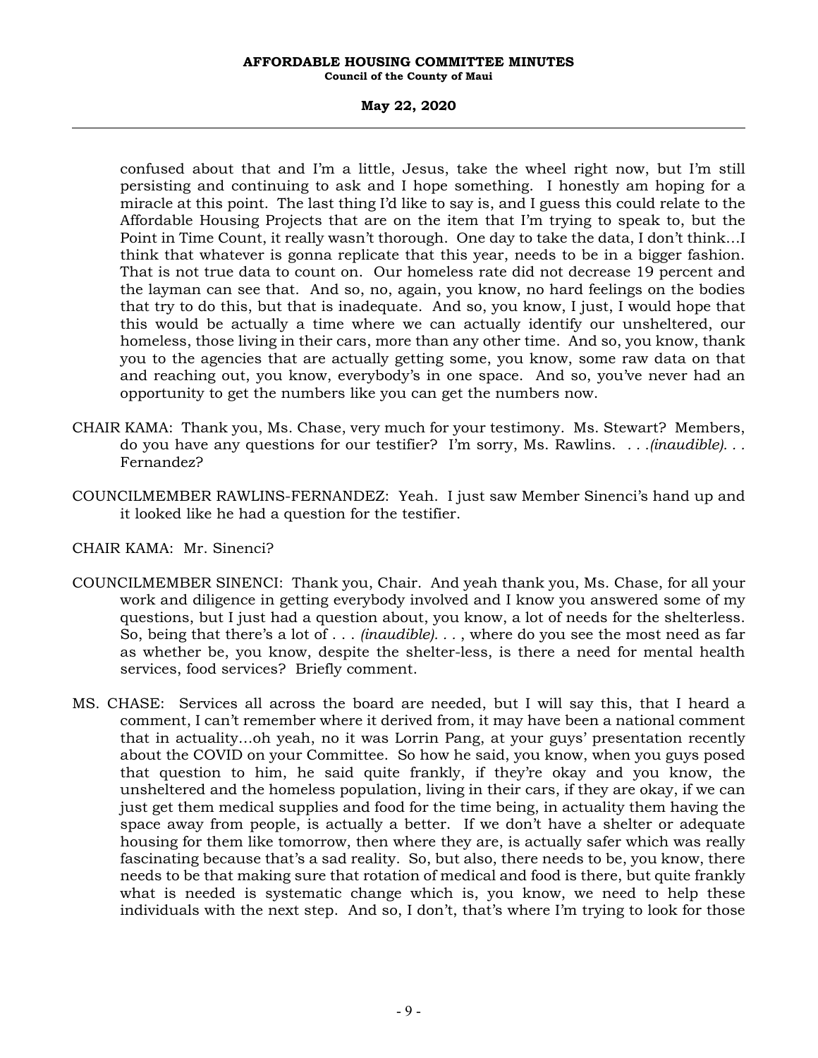confused about that and I'm a little, Jesus, take the wheel right now, but I'm still persisting and continuing to ask and I hope something. I honestly am hoping for a miracle at this point. The last thing I'd like to say is, and I guess this could relate to the Affordable Housing Projects that are on the item that I'm trying to speak to, but the Point in Time Count, it really wasn't thorough. One day to take the data, I don't think…I think that whatever is gonna replicate that this year, needs to be in a bigger fashion. That is not true data to count on. Our homeless rate did not decrease 19 percent and the layman can see that. And so, no, again, you know, no hard feelings on the bodies that try to do this, but that is inadequate. And so, you know, I just, I would hope that this would be actually a time where we can actually identify our unsheltered, our homeless, those living in their cars, more than any other time. And so, you know, thank you to the agencies that are actually getting some, you know, some raw data on that and reaching out, you know, everybody's in one space. And so, you've never had an opportunity to get the numbers like you can get the numbers now.

CHAIR KAMA: Thank you, Ms. Chase, very much for your testimony. Ms. Stewart? Members, do you have any questions for our testifier? I'm sorry, Ms. Rawlins. . . .*(inaudible)*. . . Fernandez?

COUNCILMEMBER RAWLINS-FERNANDEZ: Yeah. I just saw Member Sinenci's hand up and it looked like he had a question for the testifier.

CHAIR KAMA: Mr. Sinenci?

COUNCILMEMBER SINENCI: Thank you, Chair. And yeah thank you, Ms. Chase, for all your work and diligence in getting everybody involved and I know you answered some of my questions, but I just had a question about, you know, a lot of needs for the shelterless. So, being that there's a lot of . . . *(inaudible)*. . . , where do you see the most need as far as whether be, you know, despite the shelter-less, is there a need for mental health services, food services? Briefly comment.

MS. CHASE: Services all across the board are needed, but I will say this, that I heard a comment, I can't remember where it derived from, it may have been a national comment that in actuality…oh yeah, no it was Lorrin Pang, at your guys' presentation recently about the COVID on your Committee. So how he said, you know, when you guys posed that question to him, he said quite frankly, if they're okay and you know, the unsheltered and the homeless population, living in their cars, if they are okay, if we can just get them medical supplies and food for the time being, in actuality them having the space away from people, is actually a better. If we don't have a shelter or adequate housing for them like tomorrow, then where they are, is actually safer which was really fascinating because that's a sad reality. So, but also, there needs to be, you know, there needs to be that making sure that rotation of medical and food is there, but quite frankly what is needed is systematic change which is, you know, we need to help these individuals with the next step. And so, I don't, that's where I'm trying to look for those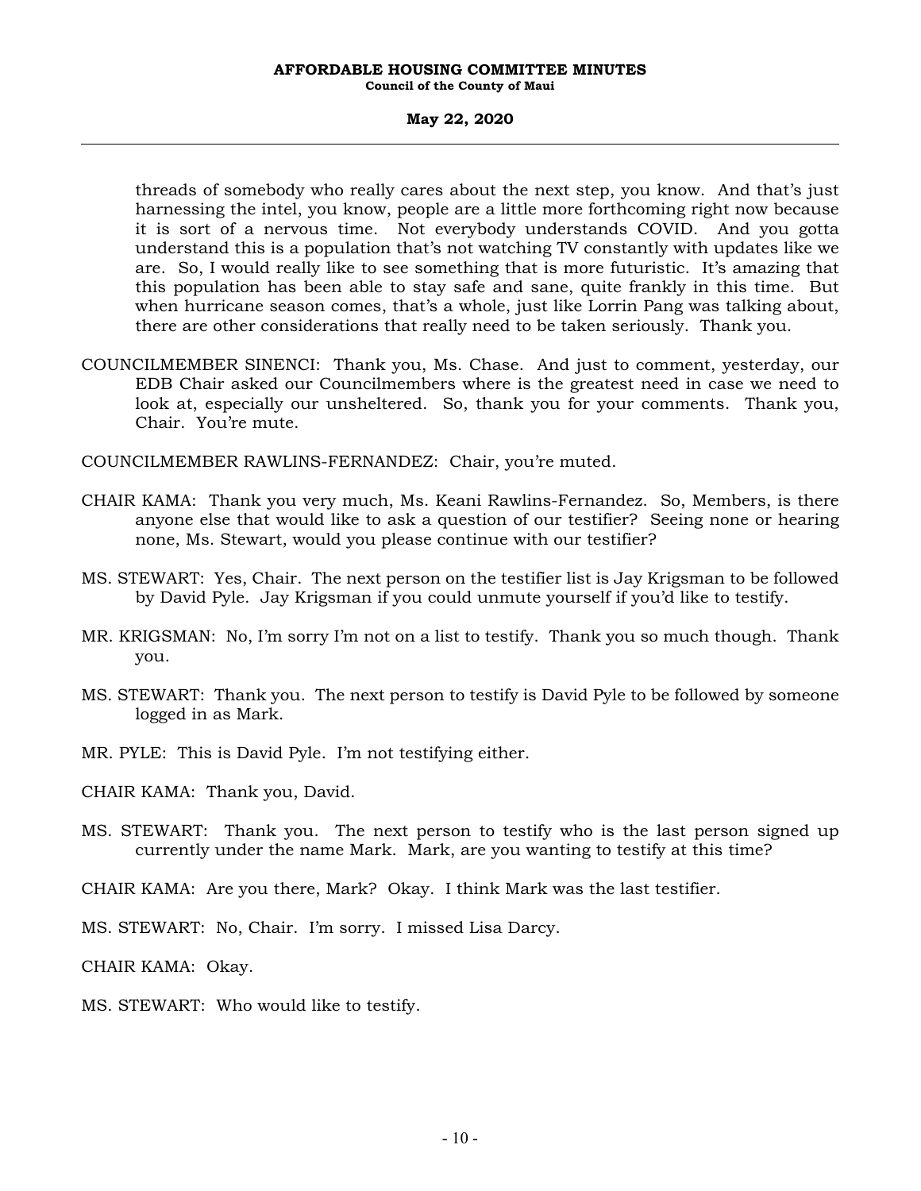threads of somebody who really cares about the next step, you know. And that's just harnessing the intel, you know, people are a little more forthcoming right now because it is sort of a nervous time. Not everybody understands COVID. And you gotta understand this is a population that's not watching TV constantly with updates like we are. So, I would really like to see something that is more futuristic. It's amazing that this population has been able to stay safe and sane, quite frankly in this time. But when hurricane season comes, that's a whole, just like Lorrin Pang was talking about, there are other considerations that really need to be taken seriously. Thank you.

COUNCILMEMBER SINENCI: Thank you, Ms. Chase. And just to comment, yesterday, our EDB Chair asked our Councilmembers where is the greatest need in case we need to look at, especially our unsheltered. So, thank you for your comments. Thank you, Chair. You're mute.

COUNCILMEMBER RAWLINS-FERNANDEZ: Chair, you're muted.

CHAIR KAMA: Thank you very much, Ms. Keani Rawlins-Fernandez. So, Members, is there anyone else that would like to ask a question of our testifier? Seeing none or hearing none, Ms. Stewart, would you please continue with our testifier?

MS. STEWART: Yes, Chair. The next person on the testifier list is Jay Krigsman to be followed by David Pyle. Jay Krigsman if you could unmute yourself if you'd like to testify.

MR. KRIGSMAN: No, I'm sorry I'm not on a list to testify. Thank you so much though. Thank you.

MS. STEWART: Thank you. The next person to testify is David Pyle to be followed by someone logged in as Mark.

MR. PYLE: This is David Pyle. I'm not testifying either.

CHAIR KAMA: Thank you, David.

MS. STEWART: Thank you. The next person to testify who is the last person signed up currently under the name Mark. Mark, are you wanting to testify at this time?

CHAIR KAMA: Are you there, Mark? Okay. I think Mark was the last testifier.

MS. STEWART: No, Chair. I'm sorry. I missed Lisa Darcy.

CHAIR KAMA: Okay.

MS. STEWART: Who would like to testify.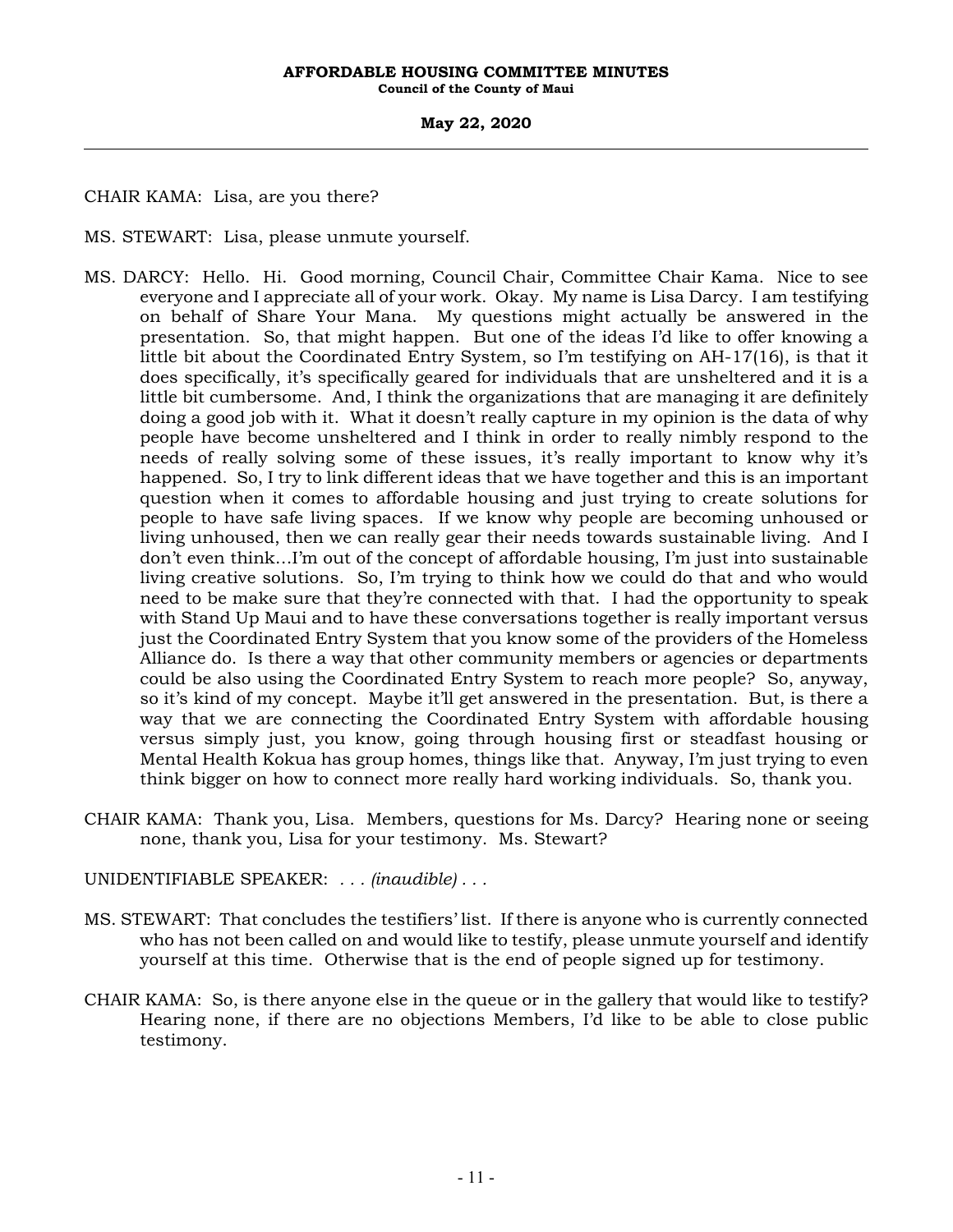CHAIR KAMA: Lisa, are you there?

MS. STEWART: Lisa, please unmute yourself.

MS. DARCY: Hello. Hi. Good morning, Council Chair, Committee Chair Kama. Nice to see everyone and I appreciate all of your work. Okay. My name is Lisa Darcy. I am testifying on behalf of Share Your Mana. My questions might actually be answered in the presentation. So, that might happen. But one of the ideas I'd like to offer knowing a little bit about the Coordinated Entry System, so I'm testifying on AH-17(16), is that it does specifically, it's specifically geared for individuals that are unsheltered and it is a little bit cumbersome. And, I think the organizations that are managing it are definitely doing a good job with it. What it doesn't really capture in my opinion is the data of why people have become unsheltered and I think in order to really nimbly respond to the needs of really solving some of these issues, it's really important to know why it's happened. So, I try to link different ideas that we have together and this is an important question when it comes to affordable housing and just trying to create solutions for people to have safe living spaces. If we know why people are becoming unhoused or living unhoused, then we can really gear their needs towards sustainable living. And I don't even think…I'm out of the concept of affordable housing, I'm just into sustainable living creative solutions. So, I'm trying to think how we could do that and who would need to be make sure that they're connected with that. I had the opportunity to speak with Stand Up Maui and to have these conversations together is really important versus just the Coordinated Entry System that you know some of the providers of the Homeless Alliance do. Is there a way that other community members or agencies or departments could be also using the Coordinated Entry System to reach more people? So, anyway, so it's kind of my concept. Maybe it'll get answered in the presentation. But, is there a way that we are connecting the Coordinated Entry System with affordable housing versus simply just, you know, going through housing first or steadfast housing or Mental Health Kokua has group homes, things like that. Anyway, I'm just trying to even think bigger on how to connect more really hard working individuals. So, thank you.

CHAIR KAMA: Thank you, Lisa. Members, questions for Ms. Darcy? Hearing none or seeing none, thank you, Lisa for your testimony. Ms. Stewart?

UNIDENTIFIABLE SPEAKER: . . . *(inaudible)* . . .

MS. STEWART: That concludes the testifiers' list. If there is anyone who is currently connected who has not been called on and would like to testify, please unmute yourself and identify yourself at this time. Otherwise that is the end of people signed up for testimony.

CHAIR KAMA: So, is there anyone else in the queue or in the gallery that would like to testify? Hearing none, if there are no objections Members, I'd like to be able to close public testimony.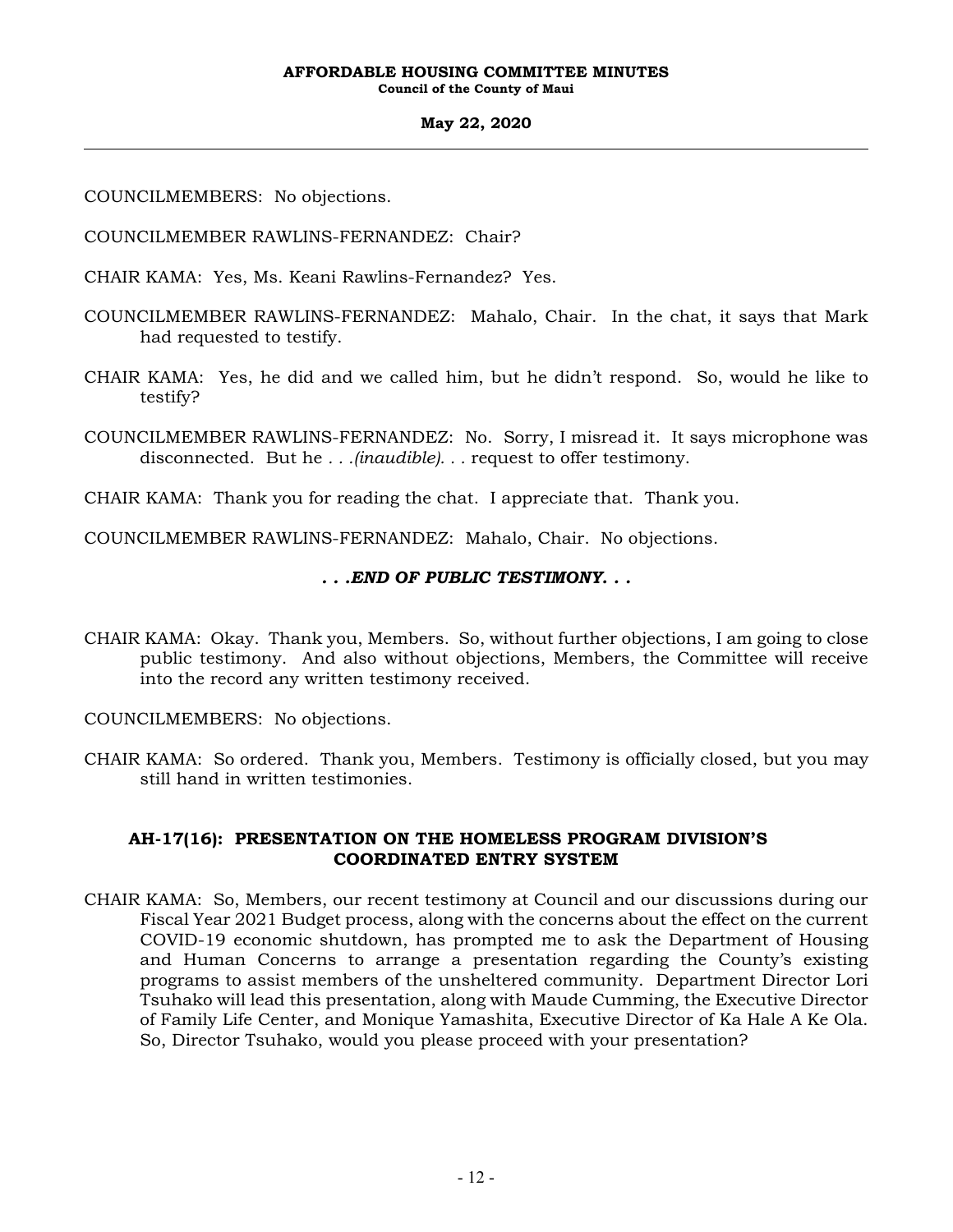COUNCILMEMBERS: No objections.

COUNCILMEMBER RAWLINS-FERNANDEZ: Chair?

CHAIR KAMA: Yes, Ms. Keani Rawlins-Fernandez? Yes.

COUNCILMEMBER RAWLINS-FERNANDEZ: Mahalo, Chair. In the chat, it says that Mark had requested to testify.

CHAIR KAMA: Yes, he did and we called him, but he didn't respond. So, would he like to testify?

COUNCILMEMBER RAWLINS-FERNANDEZ: No. Sorry, I misread it. It says microphone was disconnected. But he . . .*(inaudible)*. . . request to offer testimony.

CHAIR KAMA: Thank you for reading the chat. I appreciate that. Thank you.

COUNCILMEMBER RAWLINS-FERNANDEZ: Mahalo, Chair. No objections.

***. . .END OF PUBLIC TESTIMONY. . .***

CHAIR KAMA: Okay. Thank you, Members. So, without further objections, I am going to close public testimony. And also without objections, Members, the Committee will receive into the record any written testimony received.

COUNCILMEMBERS: No objections.

CHAIR KAMA: So ordered. Thank you, Members. Testimony is officially closed, but you may still hand in written testimonies.

## AH-17(16): PRESENTATION ON THE HOMELESS PROGRAM DIVISION'S COORDINATED ENTRY SYSTEM

CHAIR KAMA: So, Members, our recent testimony at Council and our discussions during our Fiscal Year 2021 Budget process, along with the concerns about the effect on the current COVID-19 economic shutdown, has prompted me to ask the Department of Housing and Human Concerns to arrange a presentation regarding the County's existing programs to assist members of the unsheltered community. Department Director Lori Tsuhako will lead this presentation, along with Maude Cumming, the Executive Director of Family Life Center, and Monique Yamashita, Executive Director of Ka Hale A Ke Ola. So, Director Tsuhako, would you please proceed with your presentation?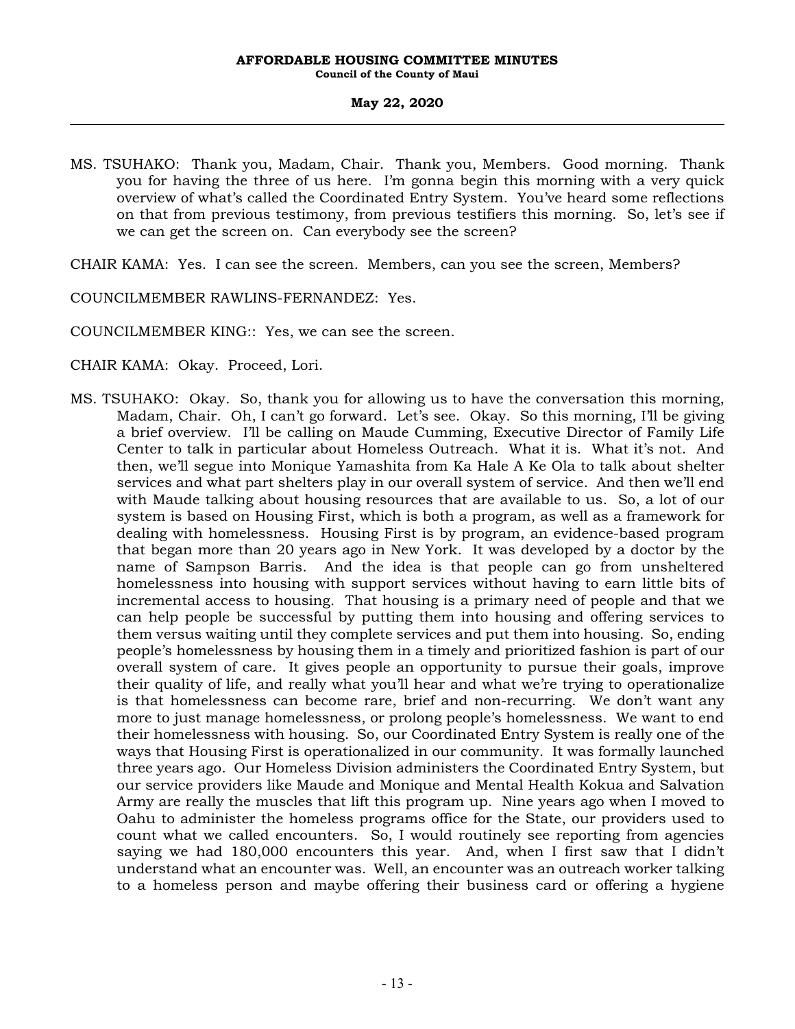MS. TSUHAKO: Thank you, Madam, Chair. Thank you, Members. Good morning. Thank you for having the three of us here. I'm gonna begin this morning with a very quick overview of what's called the Coordinated Entry System. You've heard some reflections on that from previous testimony, from previous testifiers this morning. So, let's see if we can get the screen on. Can everybody see the screen?

CHAIR KAMA: Yes. I can see the screen. Members, can you see the screen, Members?

COUNCILMEMBER RAWLINS-FERNANDEZ: Yes.

COUNCILMEMBER KING:: Yes, we can see the screen.

CHAIR KAMA: Okay. Proceed, Lori.

MS. TSUHAKO: Okay. So, thank you for allowing us to have the conversation this morning, Madam, Chair. Oh, I can't go forward. Let's see. Okay. So this morning, I'll be giving a brief overview. I'll be calling on Maude Cumming, Executive Director of Family Life Center to talk in particular about Homeless Outreach. What it is. What it's not. And then, we'll segue into Monique Yamashita from Ka Hale A Ke Ola to talk about shelter services and what part shelters play in our overall system of service. And then we'll end with Maude talking about housing resources that are available to us. So, a lot of our system is based on Housing First, which is both a program, as well as a framework for dealing with homelessness. Housing First is by program, an evidence-based program that began more than 20 years ago in New York. It was developed by a doctor by the name of Sampson Barris. And the idea is that people can go from unsheltered homelessness into housing with support services without having to earn little bits of incremental access to housing. That housing is a primary need of people and that we can help people be successful by putting them into housing and offering services to them versus waiting until they complete services and put them into housing. So, ending people's homelessness by housing them in a timely and prioritized fashion is part of our overall system of care. It gives people an opportunity to pursue their goals, improve their quality of life, and really what you'll hear and what we're trying to operationalize is that homelessness can become rare, brief and non-recurring. We don't want any more to just manage homelessness, or prolong people's homelessness. We want to end their homelessness with housing. So, our Coordinated Entry System is really one of the ways that Housing First is operationalized in our community. It was formally launched three years ago. Our Homeless Division administers the Coordinated Entry System, but our service providers like Maude and Monique and Mental Health Kokua and Salvation Army are really the muscles that lift this program up. Nine years ago when I moved to Oahu to administer the homeless programs office for the State, our providers used to count what we called encounters. So, I would routinely see reporting from agencies saying we had 180,000 encounters this year. And, when I first saw that I didn't understand what an encounter was. Well, an encounter was an outreach worker talking to a homeless person and maybe offering their business card or offering a hygiene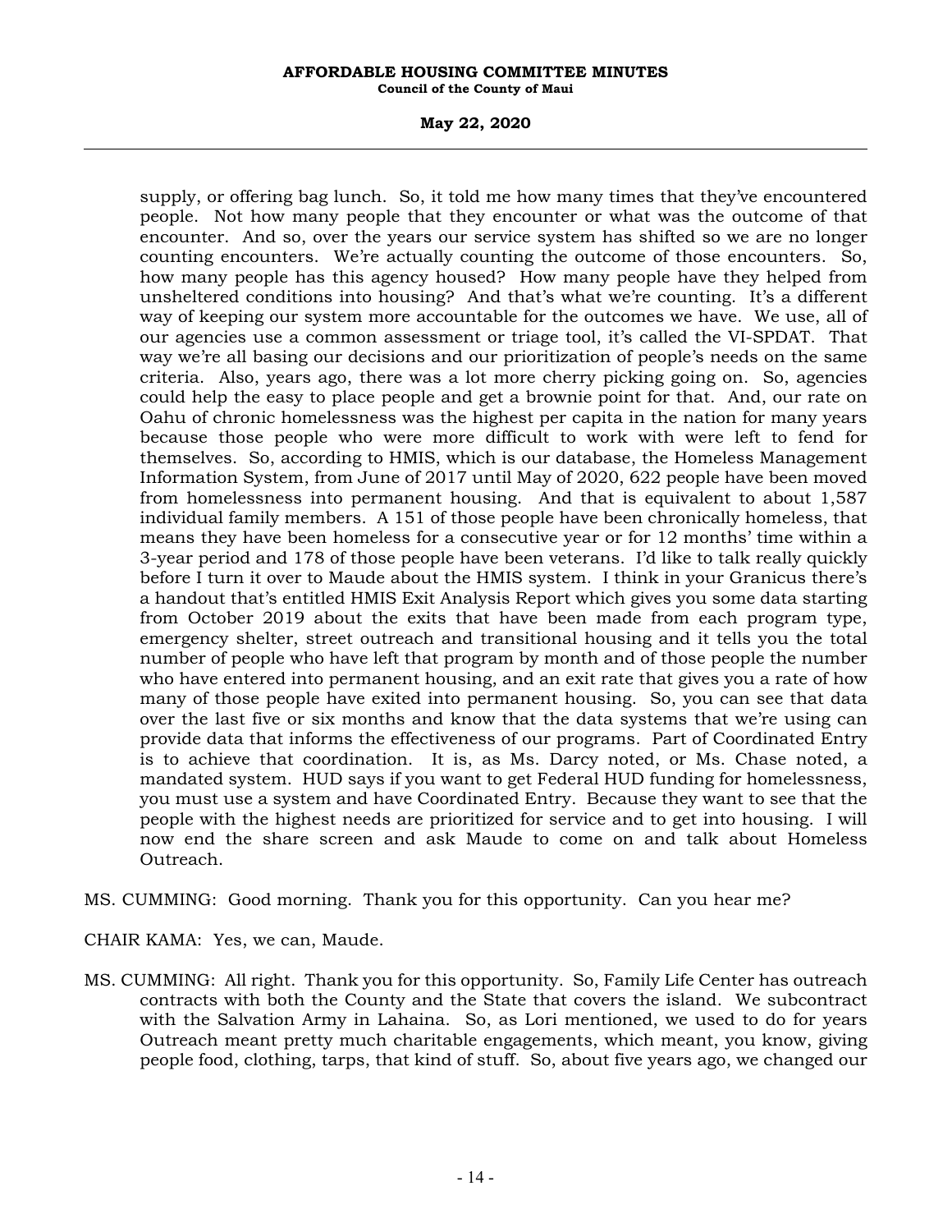supply, or offering bag lunch. So, it told me how many times that they've encountered people. Not how many people that they encounter or what was the outcome of that encounter. And so, over the years our service system has shifted so we are no longer counting encounters. We're actually counting the outcome of those encounters. So, how many people has this agency housed? How many people have they helped from unsheltered conditions into housing? And that's what we're counting. It's a different way of keeping our system more accountable for the outcomes we have. We use, all of our agencies use a common assessment or triage tool, it's called the VI-SPDAT. That way we're all basing our decisions and our prioritization of people's needs on the same criteria. Also, years ago, there was a lot more cherry picking going on. So, agencies could help the easy to place people and get a brownie point for that. And, our rate on Oahu of chronic homelessness was the highest per capita in the nation for many years because those people who were more difficult to work with were left to fend for themselves. So, according to HMIS, which is our database, the Homeless Management Information System, from June of 2017 until May of 2020, 622 people have been moved from homelessness into permanent housing. And that is equivalent to about 1,587 individual family members. A 151 of those people have been chronically homeless, that means they have been homeless for a consecutive year or for 12 months' time within a 3-year period and 178 of those people have been veterans. I'd like to talk really quickly before I turn it over to Maude about the HMIS system. I think in your Granicus there's a handout that's entitled HMIS Exit Analysis Report which gives you some data starting from October 2019 about the exits that have been made from each program type, emergency shelter, street outreach and transitional housing and it tells you the total number of people who have left that program by month and of those people the number who have entered into permanent housing, and an exit rate that gives you a rate of how many of those people have exited into permanent housing. So, you can see that data over the last five or six months and know that the data systems that we're using can provide data that informs the effectiveness of our programs. Part of Coordinated Entry is to achieve that coordination. It is, as Ms. Darcy noted, or Ms. Chase noted, a mandated system. HUD says if you want to get Federal HUD funding for homelessness, you must use a system and have Coordinated Entry. Because they want to see that the people with the highest needs are prioritized for service and to get into housing. I will now end the share screen and ask Maude to come on and talk about Homeless Outreach.

MS. CUMMING: Good morning. Thank you for this opportunity. Can you hear me?

CHAIR KAMA: Yes, we can, Maude.

MS. CUMMING: All right. Thank you for this opportunity. So, Family Life Center has outreach contracts with both the County and the State that covers the island. We subcontract with the Salvation Army in Lahaina. So, as Lori mentioned, we used to do for years Outreach meant pretty much charitable engagements, which meant, you know, giving people food, clothing, tarps, that kind of stuff. So, about five years ago, we changed our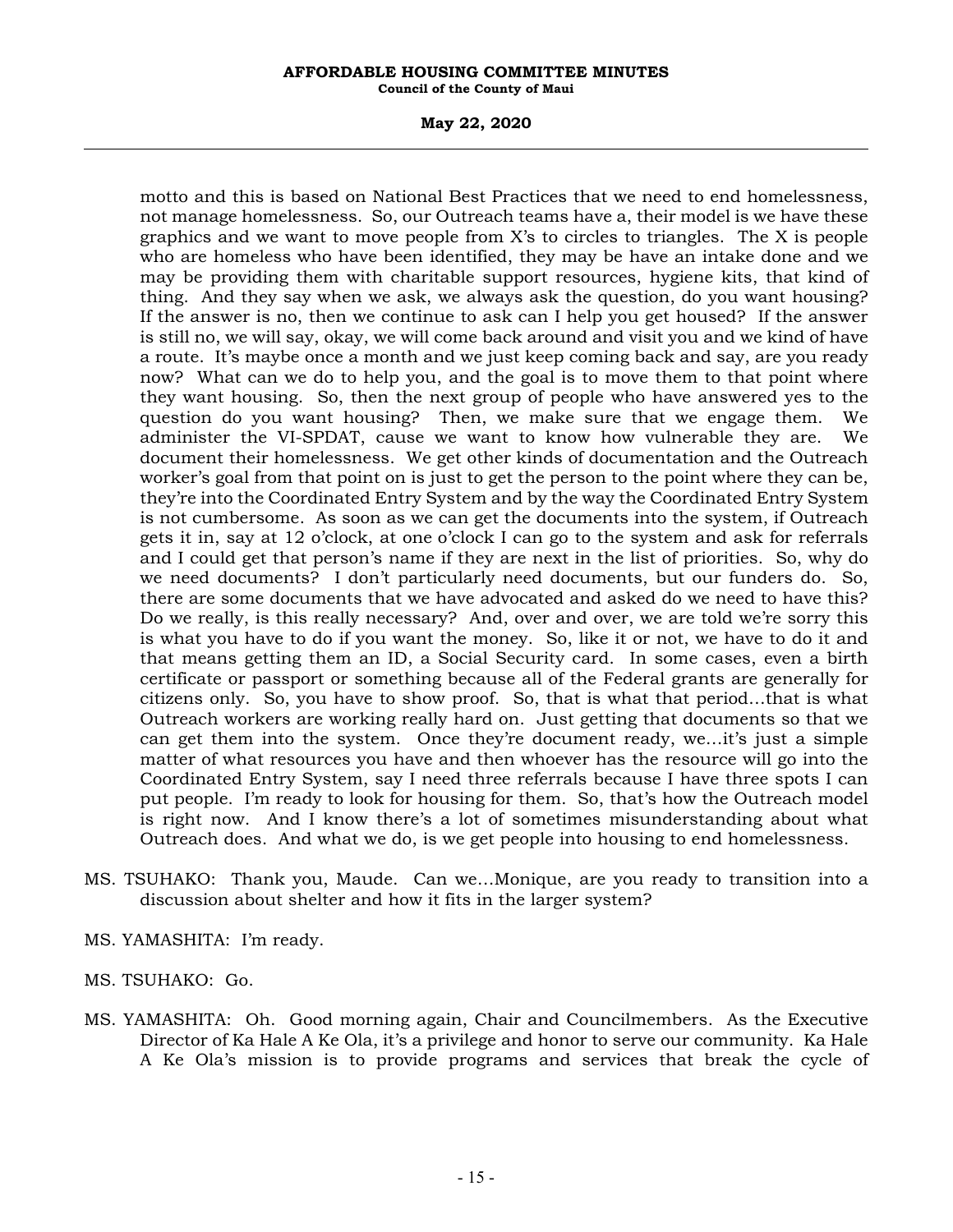motto and this is based on National Best Practices that we need to end homelessness, not manage homelessness. So, our Outreach teams have a, their model is we have these graphics and we want to move people from X's to circles to triangles. The X is people who are homeless who have been identified, they may be have an intake done and we may be providing them with charitable support resources, hygiene kits, that kind of thing. And they say when we ask, we always ask the question, do you want housing? If the answer is no, then we continue to ask can I help you get housed? If the answer is still no, we will say, okay, we will come back around and visit you and we kind of have a route. It's maybe once a month and we just keep coming back and say, are you ready now? What can we do to help you, and the goal is to move them to that point where they want housing. So, then the next group of people who have answered yes to the question do you want housing? Then, we make sure that we engage them. We administer the VI-SPDAT, cause we want to know how vulnerable they are. We document their homelessness. We get other kinds of documentation and the Outreach worker's goal from that point on is just to get the person to the point where they can be, they're into the Coordinated Entry System and by the way the Coordinated Entry System is not cumbersome. As soon as we can get the documents into the system, if Outreach gets it in, say at 12 o'clock, at one o'clock I can go to the system and ask for referrals and I could get that person's name if they are next in the list of priorities. So, why do we need documents? I don't particularly need documents, but our funders do. So, there are some documents that we have advocated and asked do we need to have this? Do we really, is this really necessary? And, over and over, we are told we're sorry this is what you have to do if you want the money. So, like it or not, we have to do it and that means getting them an ID, a Social Security card. In some cases, even a birth certificate or passport or something because all of the Federal grants are generally for citizens only. So, you have to show proof. So, that is what that period...that is what Outreach workers are working really hard on. Just getting that documents so that we can get them into the system. Once they're document ready, we...it's just a simple matter of what resources you have and then whoever has the resource will go into the Coordinated Entry System, say I need three referrals because I have three spots I can put people. I'm ready to look for housing for them. So, that's how the Outreach model is right now. And I know there's a lot of sometimes misunderstanding about what Outreach does. And what we do, is we get people into housing to end homelessness.

MS. TSUHAKO: Thank you, Maude. Can we...Monique, are you ready to transition into a discussion about shelter and how it fits in the larger system?

MS. YAMASHITA: I'm ready.

MS. TSUHAKO: Go.

MS. YAMASHITA: Oh. Good morning again, Chair and Councilmembers. As the Executive Director of Ka Hale A Ke Ola, it's a privilege and honor to serve our community. Ka Hale A Ke Ola's mission is to provide programs and services that break the cycle of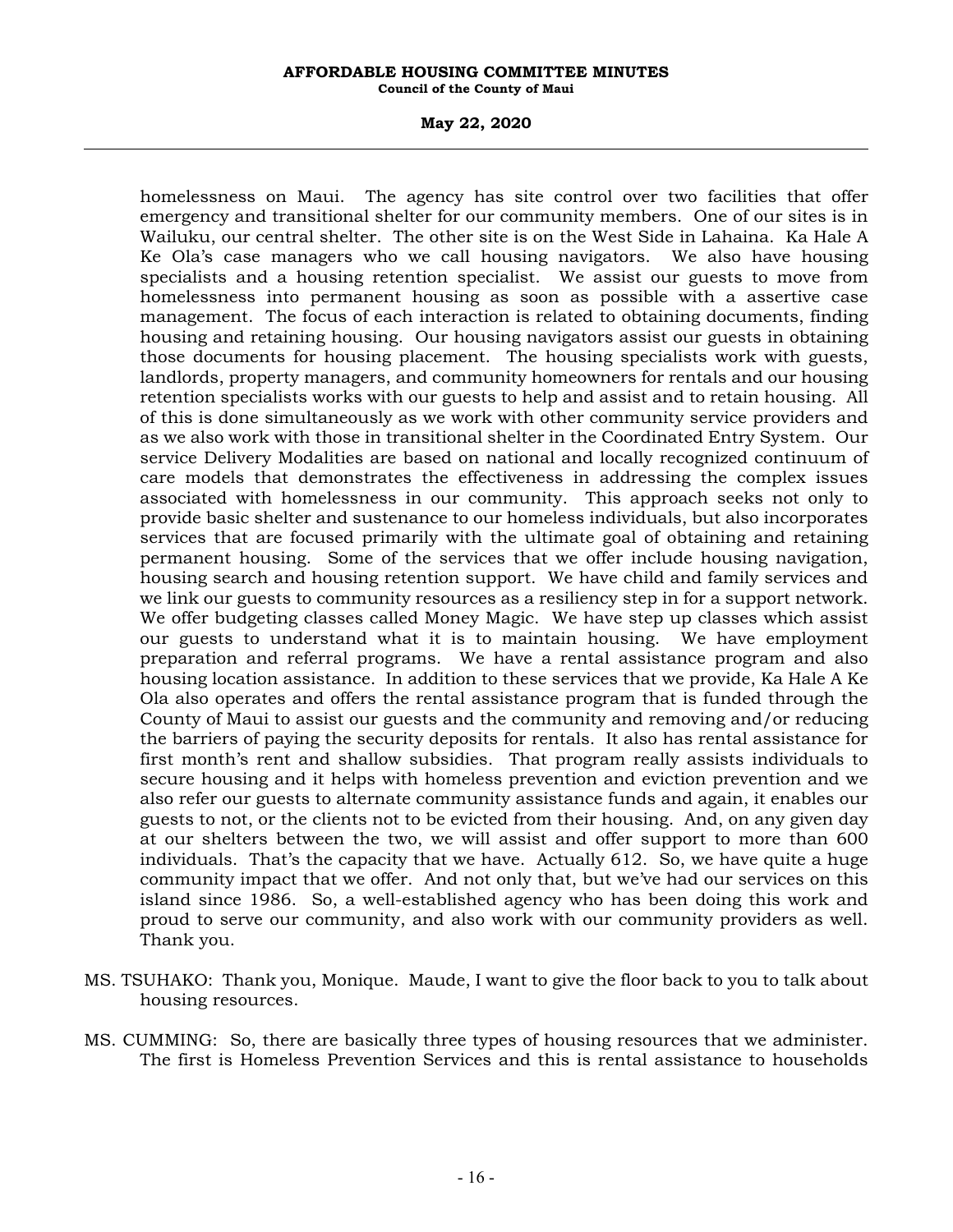homelessness on Maui. The agency has site control over two facilities that offer emergency and transitional shelter for our community members. One of our sites is in Wailuku, our central shelter. The other site is on the West Side in Lahaina. Ka Hale A Ke Ola's case managers who we call housing navigators. We also have housing specialists and a housing retention specialist. We assist our guests to move from homelessness into permanent housing as soon as possible with a assertive case management. The focus of each interaction is related to obtaining documents, finding housing and retaining housing. Our housing navigators assist our guests in obtaining those documents for housing placement. The housing specialists work with guests, landlords, property managers, and community homeowners for rentals and our housing retention specialists works with our guests to help and assist and to retain housing. All of this is done simultaneously as we work with other community service providers and as we also work with those in transitional shelter in the Coordinated Entry System. Our service Delivery Modalities are based on national and locally recognized continuum of care models that demonstrates the effectiveness in addressing the complex issues associated with homelessness in our community. This approach seeks not only to provide basic shelter and sustenance to our homeless individuals, but also incorporates services that are focused primarily with the ultimate goal of obtaining and retaining permanent housing. Some of the services that we offer include housing navigation, housing search and housing retention support. We have child and family services and we link our guests to community resources as a resiliency step in for a support network. We offer budgeting classes called Money Magic. We have step up classes which assist our guests to understand what it is to maintain housing. We have employment preparation and referral programs. We have a rental assistance program and also housing location assistance. In addition to these services that we provide, Ka Hale A Ke Ola also operates and offers the rental assistance program that is funded through the County of Maui to assist our guests and the community and removing and/or reducing the barriers of paying the security deposits for rentals. It also has rental assistance for first month's rent and shallow subsidies. That program really assists individuals to secure housing and it helps with homeless prevention and eviction prevention and we also refer our guests to alternate community assistance funds and again, it enables our guests to not, or the clients not to be evicted from their housing. And, on any given day at our shelters between the two, we will assist and offer support to more than 600 individuals. That's the capacity that we have. Actually 612. So, we have quite a huge community impact that we offer. And not only that, but we've had our services on this island since 1986. So, a well-established agency who has been doing this work and proud to serve our community, and also work with our community providers as well. Thank you.

MS. TSUHAKO: Thank you, Monique. Maude, I want to give the floor back to you to talk about housing resources.

MS. CUMMING: So, there are basically three types of housing resources that we administer. The first is Homeless Prevention Services and this is rental assistance to households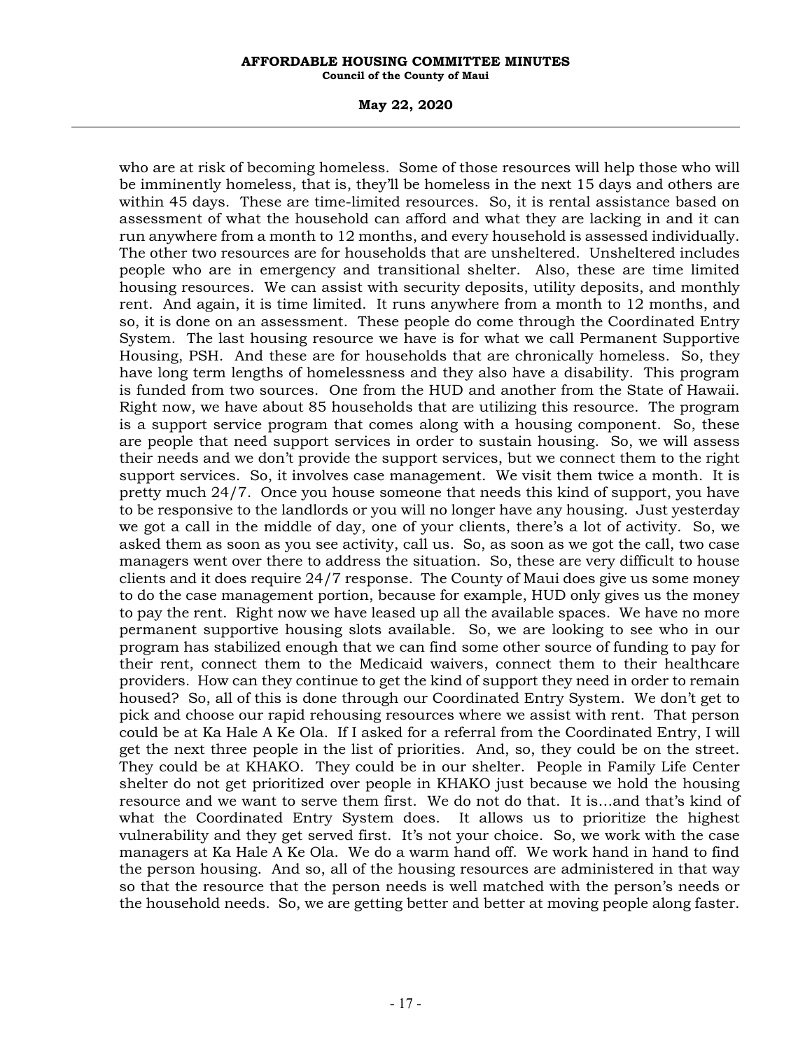who are at risk of becoming homeless. Some of those resources will help those who will be imminently homeless, that is, they'll be homeless in the next 15 days and others are within 45 days. These are time-limited resources. So, it is rental assistance based on assessment of what the household can afford and what they are lacking in and it can run anywhere from a month to 12 months, and every household is assessed individually. The other two resources are for households that are unsheltered. Unsheltered includes people who are in emergency and transitional shelter. Also, these are time limited housing resources. We can assist with security deposits, utility deposits, and monthly rent. And again, it is time limited. It runs anywhere from a month to 12 months, and so, it is done on an assessment. These people do come through the Coordinated Entry System. The last housing resource we have is for what we call Permanent Supportive Housing, PSH. And these are for households that are chronically homeless. So, they have long term lengths of homelessness and they also have a disability. This program is funded from two sources. One from the HUD and another from the State of Hawaii. Right now, we have about 85 households that are utilizing this resource. The program is a support service program that comes along with a housing component. So, these are people that need support services in order to sustain housing. So, we will assess their needs and we don't provide the support services, but we connect them to the right support services. So, it involves case management. We visit them twice a month. It is pretty much 24/7. Once you house someone that needs this kind of support, you have to be responsive to the landlords or you will no longer have any housing. Just yesterday we got a call in the middle of day, one of your clients, there's a lot of activity. So, we asked them as soon as you see activity, call us. So, as soon as we got the call, two case managers went over there to address the situation. So, these are very difficult to house clients and it does require 24/7 response. The County of Maui does give us some money to do the case management portion, because for example, HUD only gives us the money to pay the rent. Right now we have leased up all the available spaces. We have no more permanent supportive housing slots available. So, we are looking to see who in our program has stabilized enough that we can find some other source of funding to pay for their rent, connect them to the Medicaid waivers, connect them to their healthcare providers. How can they continue to get the kind of support they need in order to remain housed? So, all of this is done through our Coordinated Entry System. We don't get to pick and choose our rapid rehousing resources where we assist with rent. That person could be at Ka Hale A Ke Ola. If I asked for a referral from the Coordinated Entry, I will get the next three people in the list of priorities. And, so, they could be on the street. They could be at KHAKO. They could be in our shelter. People in Family Life Center shelter do not get prioritized over people in KHAKO just because we hold the housing resource and we want to serve them first. We do not do that. It is…and that's kind of what the Coordinated Entry System does. It allows us to prioritize the highest vulnerability and they get served first. It's not your choice. So, we work with the case managers at Ka Hale A Ke Ola. We do a warm hand off. We work hand in hand to find the person housing. And so, all of the housing resources are administered in that way so that the resource that the person needs is well matched with the person's needs or the household needs. So, we are getting better and better at moving people along faster.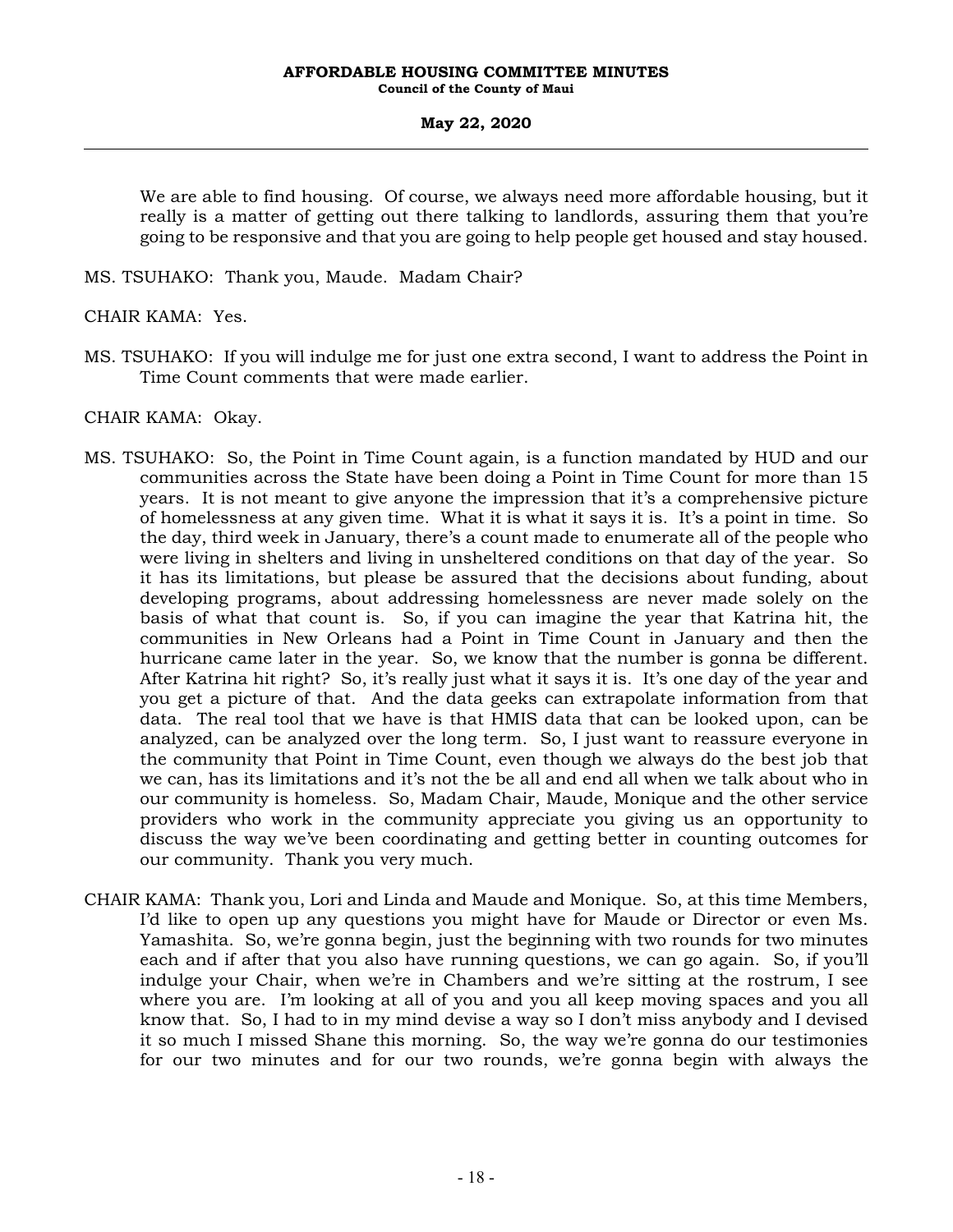We are able to find housing. Of course, we always need more affordable housing, but it really is a matter of getting out there talking to landlords, assuring them that you're going to be responsive and that you are going to help people get housed and stay housed.

MS. TSUHAKO: Thank you, Maude. Madam Chair?

CHAIR KAMA: Yes.

MS. TSUHAKO: If you will indulge me for just one extra second, I want to address the Point in Time Count comments that were made earlier.

CHAIR KAMA: Okay.

MS. TSUHAKO: So, the Point in Time Count again, is a function mandated by HUD and our communities across the State have been doing a Point in Time Count for more than 15 years. It is not meant to give anyone the impression that it's a comprehensive picture of homelessness at any given time. What it is what it says it is. It's a point in time. So the day, third week in January, there's a count made to enumerate all of the people who were living in shelters and living in unsheltered conditions on that day of the year. So it has its limitations, but please be assured that the decisions about funding, about developing programs, about addressing homelessness are never made solely on the basis of what that count is. So, if you can imagine the year that Katrina hit, the communities in New Orleans had a Point in Time Count in January and then the hurricane came later in the year. So, we know that the number is gonna be different. After Katrina hit right? So, it's really just what it says it is. It's one day of the year and you get a picture of that. And the data geeks can extrapolate information from that data. The real tool that we have is that HMIS data that can be looked upon, can be analyzed, can be analyzed over the long term. So, I just want to reassure everyone in the community that Point in Time Count, even though we always do the best job that we can, has its limitations and it's not the be all and end all when we talk about who in our community is homeless. So, Madam Chair, Maude, Monique and the other service providers who work in the community appreciate you giving us an opportunity to discuss the way we've been coordinating and getting better in counting outcomes for our community. Thank you very much.

CHAIR KAMA: Thank you, Lori and Linda and Maude and Monique. So, at this time Members, I'd like to open up any questions you might have for Maude or Director or even Ms. Yamashita. So, we're gonna begin, just the beginning with two rounds for two minutes each and if after that you also have running questions, we can go again. So, if you'll indulge your Chair, when we're in Chambers and we're sitting at the rostrum, I see where you are. I'm looking at all of you and you all keep moving spaces and you all know that. So, I had to in my mind devise a way so I don't miss anybody and I devised it so much I missed Shane this morning. So, the way we're gonna do our testimonies for our two minutes and for our two rounds, we're gonna begin with always the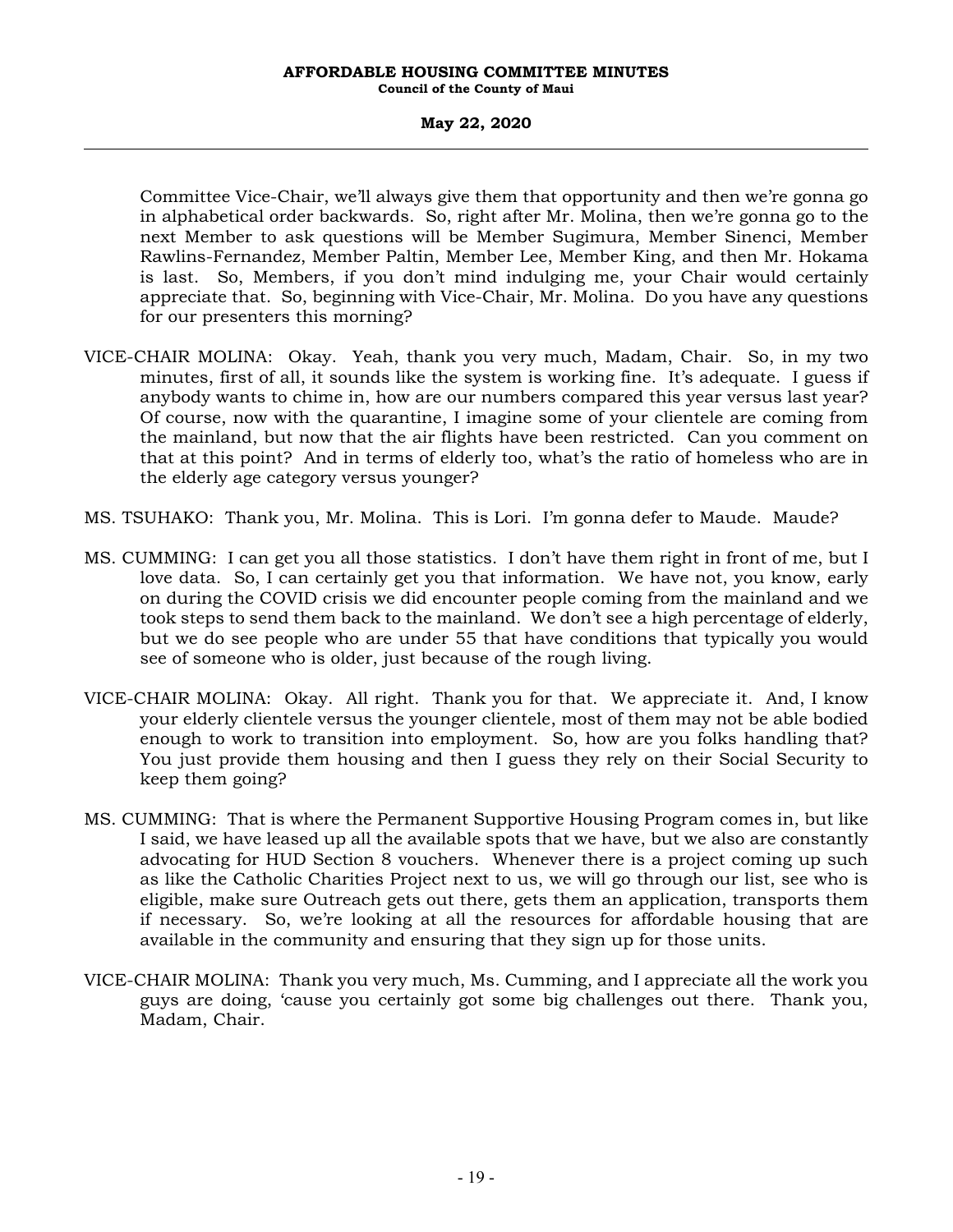Committee Vice-Chair, we'll always give them that opportunity and then we're gonna go in alphabetical order backwards. So, right after Mr. Molina, then we're gonna go to the next Member to ask questions will be Member Sugimura, Member Sinenci, Member Rawlins-Fernandez, Member Paltin, Member Lee, Member King, and then Mr. Hokama is last. So, Members, if you don't mind indulging me, your Chair would certainly appreciate that. So, beginning with Vice-Chair, Mr. Molina. Do you have any questions for our presenters this morning?

VICE-CHAIR MOLINA: Okay. Yeah, thank you very much, Madam, Chair. So, in my two minutes, first of all, it sounds like the system is working fine. It's adequate. I guess if anybody wants to chime in, how are our numbers compared this year versus last year? Of course, now with the quarantine, I imagine some of your clientele are coming from the mainland, but now that the air flights have been restricted. Can you comment on that at this point? And in terms of elderly too, what's the ratio of homeless who are in the elderly age category versus younger?

MS. TSUHAKO: Thank you, Mr. Molina. This is Lori. I'm gonna defer to Maude. Maude?

MS. CUMMING: I can get you all those statistics. I don't have them right in front of me, but I love data. So, I can certainly get you that information. We have not, you know, early on during the COVID crisis we did encounter people coming from the mainland and we took steps to send them back to the mainland. We don't see a high percentage of elderly, but we do see people who are under 55 that have conditions that typically you would see of someone who is older, just because of the rough living.

VICE-CHAIR MOLINA: Okay. All right. Thank you for that. We appreciate it. And, I know your elderly clientele versus the younger clientele, most of them may not be able bodied enough to work to transition into employment. So, how are you folks handling that? You just provide them housing and then I guess they rely on their Social Security to keep them going?

MS. CUMMING: That is where the Permanent Supportive Housing Program comes in, but like I said, we have leased up all the available spots that we have, but we also are constantly advocating for HUD Section 8 vouchers. Whenever there is a project coming up such as like the Catholic Charities Project next to us, we will go through our list, see who is eligible, make sure Outreach gets out there, gets them an application, transports them if necessary. So, we're looking at all the resources for affordable housing that are available in the community and ensuring that they sign up for those units.

VICE-CHAIR MOLINA: Thank you very much, Ms. Cumming, and I appreciate all the work you guys are doing, 'cause you certainly got some big challenges out there. Thank you, Madam, Chair.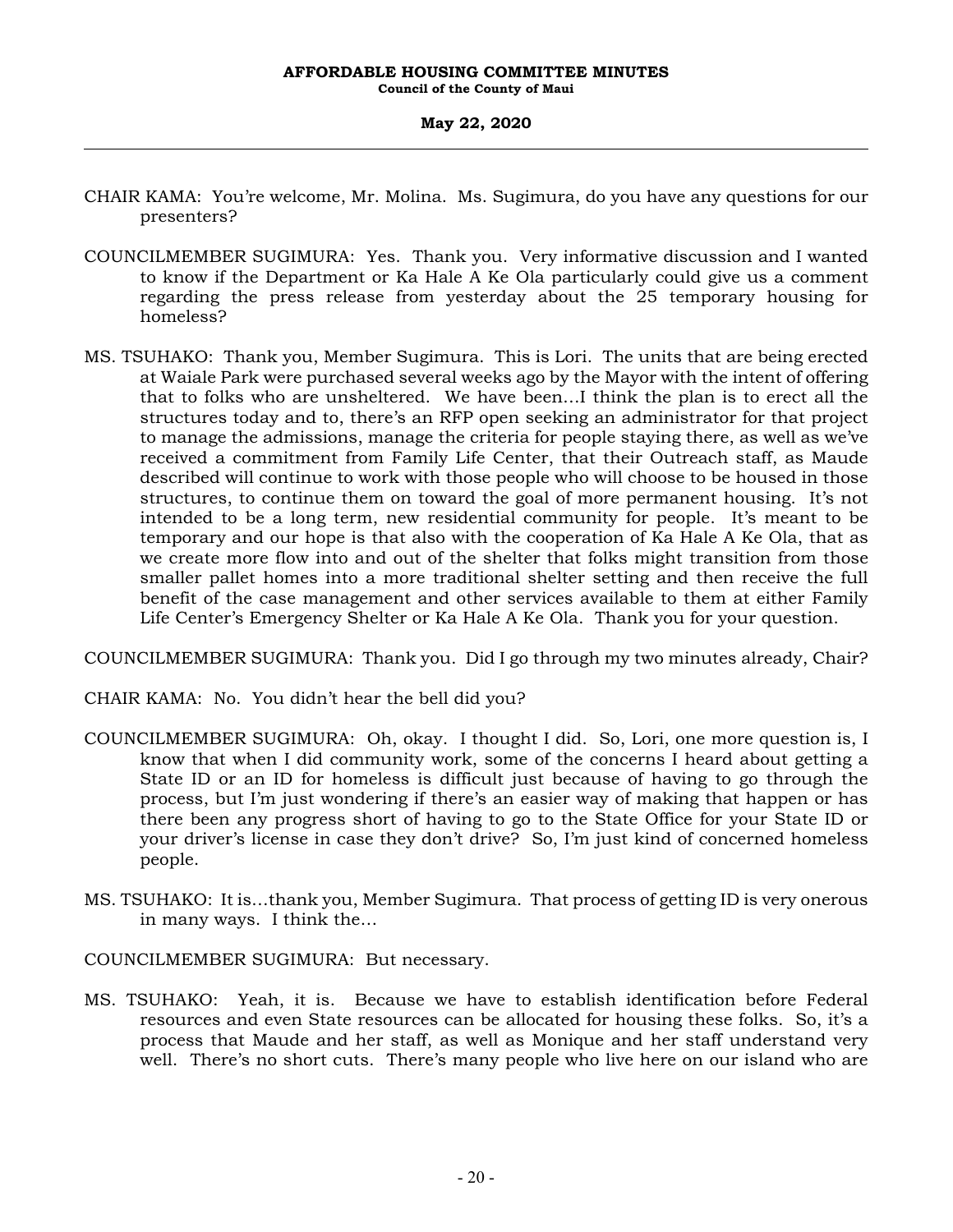CHAIR KAMA: You're welcome, Mr. Molina. Ms. Sugimura, do you have any questions for our presenters?

COUNCILMEMBER SUGIMURA: Yes. Thank you. Very informative discussion and I wanted to know if the Department or Ka Hale A Ke Ola particularly could give us a comment regarding the press release from yesterday about the 25 temporary housing for homeless?

MS. TSUHAKO: Thank you, Member Sugimura. This is Lori. The units that are being erected at Waiale Park were purchased several weeks ago by the Mayor with the intent of offering that to folks who are unsheltered. We have been…I think the plan is to erect all the structures today and to, there's an RFP open seeking an administrator for that project to manage the admissions, manage the criteria for people staying there, as well as we've received a commitment from Family Life Center, that their Outreach staff, as Maude described will continue to work with those people who will choose to be housed in those structures, to continue them on toward the goal of more permanent housing. It's not intended to be a long term, new residential community for people. It's meant to be temporary and our hope is that also with the cooperation of Ka Hale A Ke Ola, that as we create more flow into and out of the shelter that folks might transition from those smaller pallet homes into a more traditional shelter setting and then receive the full benefit of the case management and other services available to them at either Family Life Center's Emergency Shelter or Ka Hale A Ke Ola. Thank you for your question.

COUNCILMEMBER SUGIMURA: Thank you. Did I go through my two minutes already, Chair?

CHAIR KAMA: No. You didn't hear the bell did you?

COUNCILMEMBER SUGIMURA: Oh, okay. I thought I did. So, Lori, one more question is, I know that when I did community work, some of the concerns I heard about getting a State ID or an ID for homeless is difficult just because of having to go through the process, but I'm just wondering if there's an easier way of making that happen or has there been any progress short of having to go to the State Office for your State ID or your driver's license in case they don't drive? So, I'm just kind of concerned homeless people.

MS. TSUHAKO: It is…thank you, Member Sugimura. That process of getting ID is very onerous in many ways. I think the…

COUNCILMEMBER SUGIMURA: But necessary.

MS. TSUHAKO: Yeah, it is. Because we have to establish identification before Federal resources and even State resources can be allocated for housing these folks. So, it's a process that Maude and her staff, as well as Monique and her staff understand very well. There's no short cuts. There's many people who live here on our island who are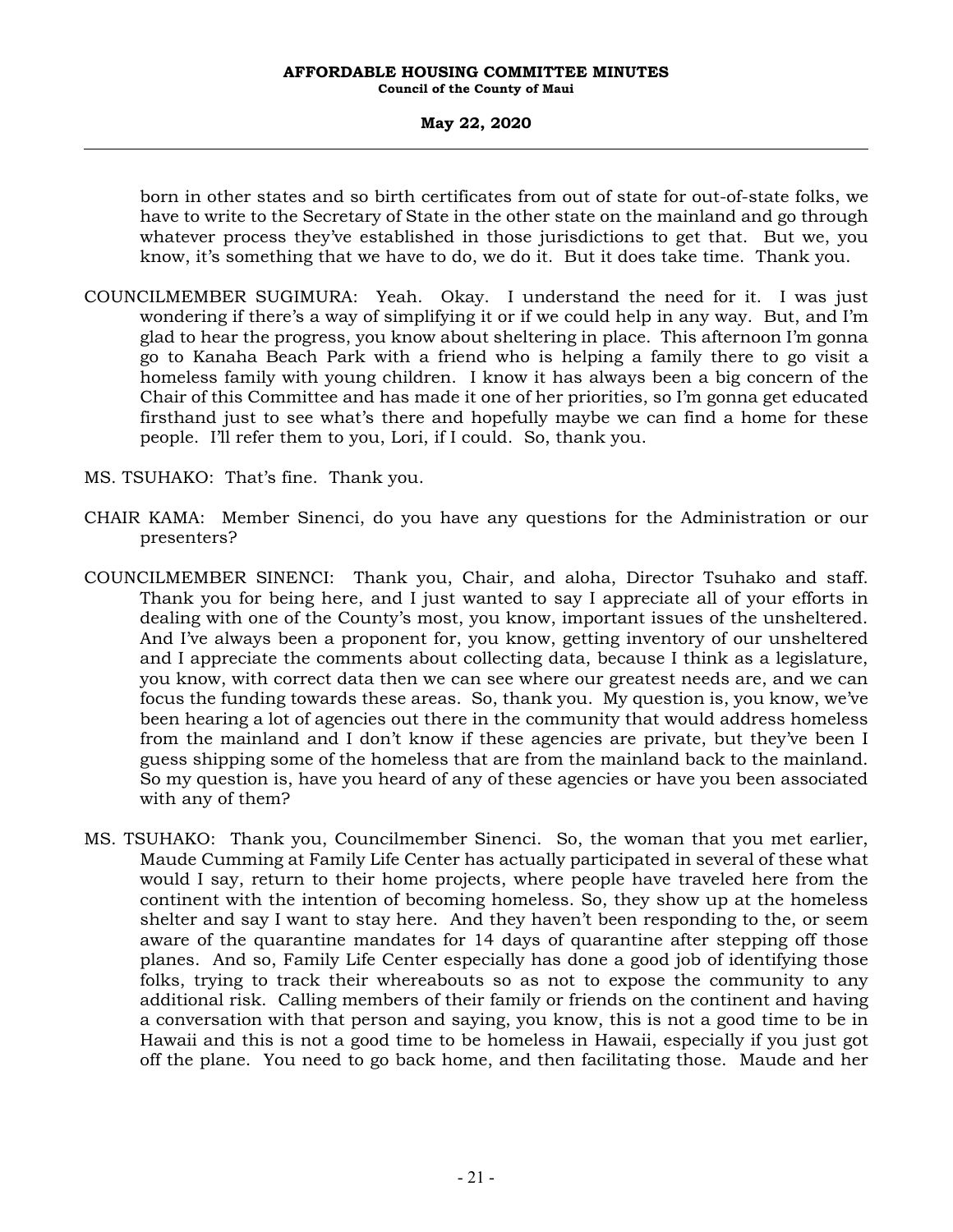born in other states and so birth certificates from out of state for out-of-state folks, we have to write to the Secretary of State in the other state on the mainland and go through whatever process they've established in those jurisdictions to get that. But we, you know, it's something that we have to do, we do it. But it does take time. Thank you.

COUNCILMEMBER SUGIMURA: Yeah. Okay. I understand the need for it. I was just wondering if there's a way of simplifying it or if we could help in any way. But, and I'm glad to hear the progress, you know about sheltering in place. This afternoon I'm gonna go to Kanaha Beach Park with a friend who is helping a family there to go visit a homeless family with young children. I know it has always been a big concern of the Chair of this Committee and has made it one of her priorities, so I'm gonna get educated firsthand just to see what's there and hopefully maybe we can find a home for these people. I'll refer them to you, Lori, if I could. So, thank you.

MS. TSUHAKO: That's fine. Thank you.

CHAIR KAMA: Member Sinenci, do you have any questions for the Administration or our presenters?

COUNCILMEMBER SINENCI: Thank you, Chair, and aloha, Director Tsuhako and staff. Thank you for being here, and I just wanted to say I appreciate all of your efforts in dealing with one of the County's most, you know, important issues of the unsheltered. And I've always been a proponent for, you know, getting inventory of our unsheltered and I appreciate the comments about collecting data, because I think as a legislature, you know, with correct data then we can see where our greatest needs are, and we can focus the funding towards these areas. So, thank you. My question is, you know, we've been hearing a lot of agencies out there in the community that would address homeless from the mainland and I don't know if these agencies are private, but they've been I guess shipping some of the homeless that are from the mainland back to the mainland. So my question is, have you heard of any of these agencies or have you been associated with any of them?

MS. TSUHAKO: Thank you, Councilmember Sinenci. So, the woman that you met earlier, Maude Cumming at Family Life Center has actually participated in several of these what would I say, return to their home projects, where people have traveled here from the continent with the intention of becoming homeless. So, they show up at the homeless shelter and say I want to stay here. And they haven't been responding to the, or seem aware of the quarantine mandates for 14 days of quarantine after stepping off those planes. And so, Family Life Center especially has done a good job of identifying those folks, trying to track their whereabouts so as not to expose the community to any additional risk. Calling members of their family or friends on the continent and having a conversation with that person and saying, you know, this is not a good time to be in Hawaii and this is not a good time to be homeless in Hawaii, especially if you just got off the plane. You need to go back home, and then facilitating those. Maude and her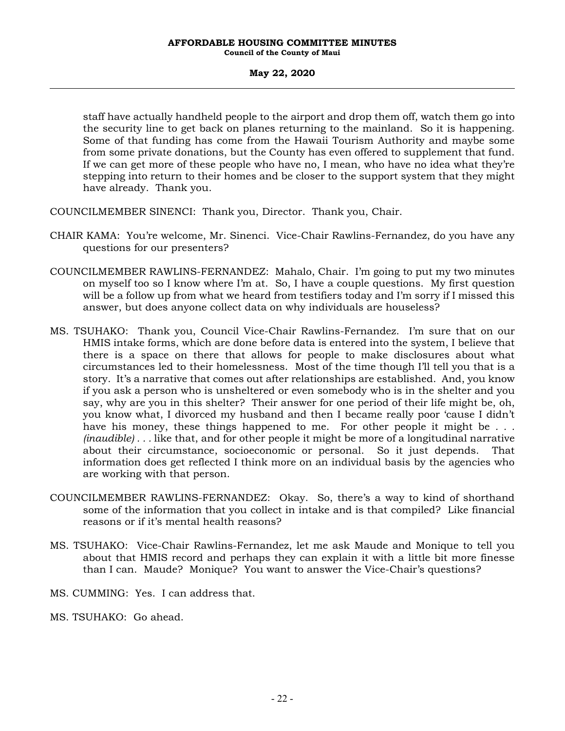staff have actually handheld people to the airport and drop them off, watch them go into the security line to get back on planes returning to the mainland. So it is happening. Some of that funding has come from the Hawaii Tourism Authority and maybe some from some private donations, but the County has even offered to supplement that fund. If we can get more of these people who have no, I mean, who have no idea what they're stepping into return to their homes and be closer to the support system that they might have already. Thank you.

COUNCILMEMBER SINENCI: Thank you, Director. Thank you, Chair.

CHAIR KAMA: You're welcome, Mr. Sinenci. Vice-Chair Rawlins-Fernandez, do you have any questions for our presenters?

COUNCILMEMBER RAWLINS-FERNANDEZ: Mahalo, Chair. I'm going to put my two minutes on myself too so I know where I'm at. So, I have a couple questions. My first question will be a follow up from what we heard from testifiers today and I'm sorry if I missed this answer, but does anyone collect data on why individuals are houseless?

MS. TSUHAKO: Thank you, Council Vice-Chair Rawlins-Fernandez. I'm sure that on our HMIS intake forms, which are done before data is entered into the system, I believe that there is a space on there that allows for people to make disclosures about what circumstances led to their homelessness. Most of the time though I'll tell you that is a story. It's a narrative that comes out after relationships are established. And, you know if you ask a person who is unsheltered or even somebody who is in the shelter and you say, why are you in this shelter? Their answer for one period of their life might be, oh, you know what, I divorced my husband and then I became really poor 'cause I didn't have his money, these things happened to me. For other people it might be . . . *(inaudible)* . . . like that, and for other people it might be more of a longitudinal narrative about their circumstance, socioeconomic or personal. So it just depends. That information does get reflected I think more on an individual basis by the agencies who are working with that person.

COUNCILMEMBER RAWLINS-FERNANDEZ: Okay. So, there's a way to kind of shorthand some of the information that you collect in intake and is that compiled? Like financial reasons or if it's mental health reasons?

MS. TSUHAKO: Vice-Chair Rawlins-Fernandez, let me ask Maude and Monique to tell you about that HMIS record and perhaps they can explain it with a little bit more finesse than I can. Maude? Monique? You want to answer the Vice-Chair's questions?

MS. CUMMING: Yes. I can address that.

MS. TSUHAKO: Go ahead.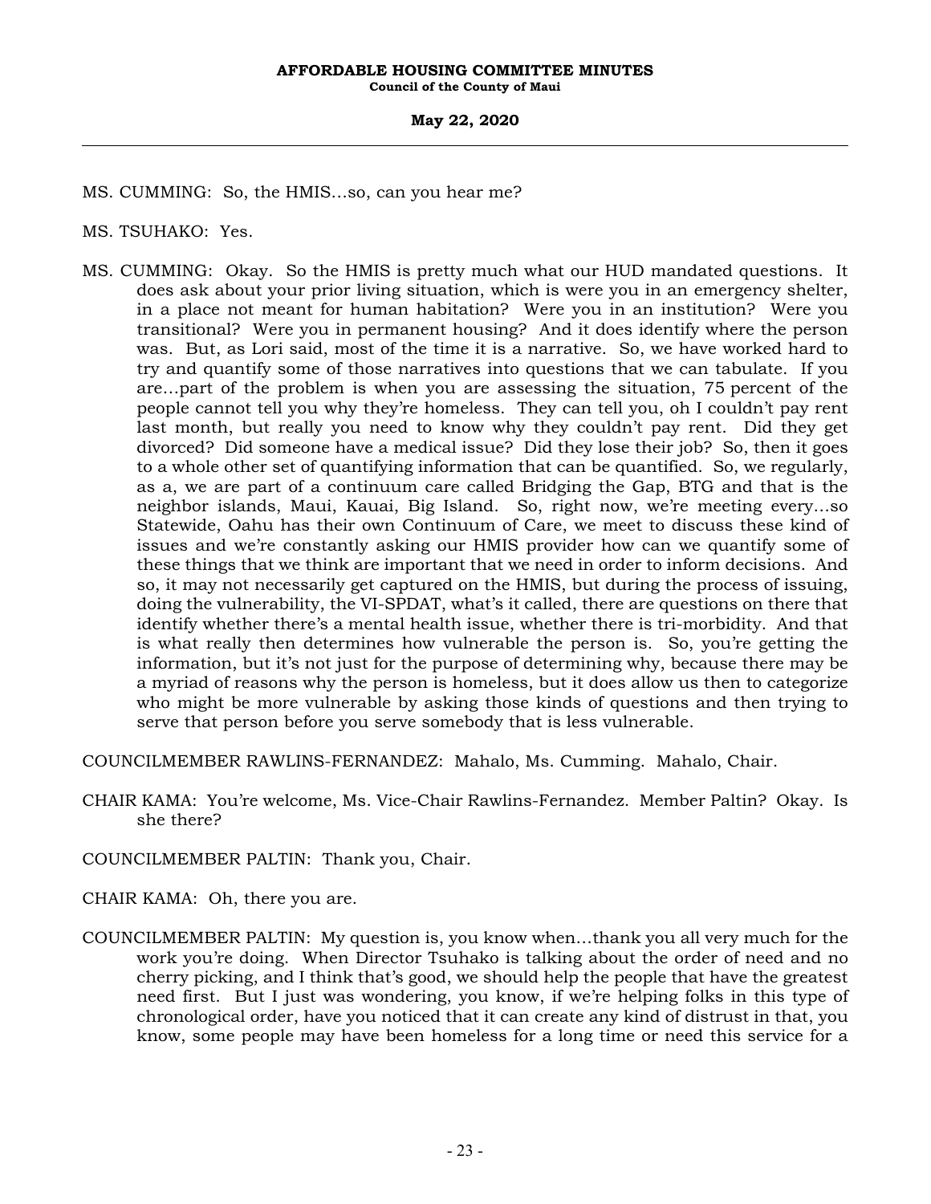MS. CUMMING: So, the HMIS…so, can you hear me?

MS. TSUHAKO: Yes.

MS. CUMMING: Okay. So the HMIS is pretty much what our HUD mandated questions. It does ask about your prior living situation, which is were you in an emergency shelter, in a place not meant for human habitation? Were you in an institution? Were you transitional? Were you in permanent housing? And it does identify where the person was. But, as Lori said, most of the time it is a narrative. So, we have worked hard to try and quantify some of those narratives into questions that we can tabulate. If you are…part of the problem is when you are assessing the situation, 75 percent of the people cannot tell you why they're homeless. They can tell you, oh I couldn't pay rent last month, but really you need to know why they couldn't pay rent. Did they get divorced? Did someone have a medical issue? Did they lose their job? So, then it goes to a whole other set of quantifying information that can be quantified. So, we regularly, as a, we are part of a continuum care called Bridging the Gap, BTG and that is the neighbor islands, Maui, Kauai, Big Island. So, right now, we're meeting every…so Statewide, Oahu has their own Continuum of Care, we meet to discuss these kind of issues and we're constantly asking our HMIS provider how can we quantify some of these things that we think are important that we need in order to inform decisions. And so, it may not necessarily get captured on the HMIS, but during the process of issuing, doing the vulnerability, the VI-SPDAT, what's it called, there are questions on there that identify whether there's a mental health issue, whether there is tri-morbidity. And that is what really then determines how vulnerable the person is. So, you're getting the information, but it's not just for the purpose of determining why, because there may be a myriad of reasons why the person is homeless, but it does allow us then to categorize who might be more vulnerable by asking those kinds of questions and then trying to serve that person before you serve somebody that is less vulnerable.

COUNCILMEMBER RAWLINS-FERNANDEZ: Mahalo, Ms. Cumming. Mahalo, Chair.

CHAIR KAMA: You're welcome, Ms. Vice-Chair Rawlins-Fernandez. Member Paltin? Okay. Is she there?

COUNCILMEMBER PALTIN: Thank you, Chair.

CHAIR KAMA: Oh, there you are.

COUNCILMEMBER PALTIN: My question is, you know when…thank you all very much for the work you're doing. When Director Tsuhako is talking about the order of need and no cherry picking, and I think that's good, we should help the people that have the greatest need first. But I just was wondering, you know, if we're helping folks in this type of chronological order, have you noticed that it can create any kind of distrust in that, you know, some people may have been homeless for a long time or need this service for a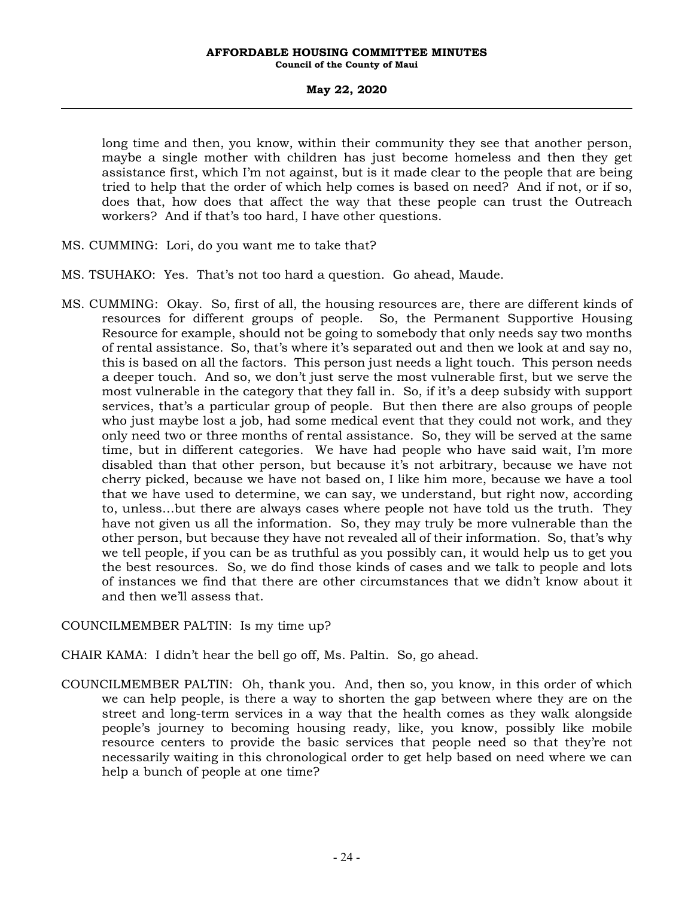long time and then, you know, within their community they see that another person, maybe a single mother with children has just become homeless and then they get assistance first, which I'm not against, but is it made clear to the people that are being tried to help that the order of which help comes is based on need? And if not, or if so, does that, how does that affect the way that these people can trust the Outreach workers? And if that's too hard, I have other questions.

MS. CUMMING: Lori, do you want me to take that?

MS. TSUHAKO: Yes. That's not too hard a question. Go ahead, Maude.

MS. CUMMING: Okay. So, first of all, the housing resources are, there are different kinds of resources for different groups of people. So, the Permanent Supportive Housing Resource for example, should not be going to somebody that only needs say two months of rental assistance. So, that's where it's separated out and then we look at and say no, this is based on all the factors. This person just needs a light touch. This person needs a deeper touch. And so, we don't just serve the most vulnerable first, but we serve the most vulnerable in the category that they fall in. So, if it's a deep subsidy with support services, that's a particular group of people. But then there are also groups of people who just maybe lost a job, had some medical event that they could not work, and they only need two or three months of rental assistance. So, they will be served at the same time, but in different categories. We have had people who have said wait, I'm more disabled than that other person, but because it's not arbitrary, because we have not cherry picked, because we have not based on, I like him more, because we have a tool that we have used to determine, we can say, we understand, but right now, according to, unless…but there are always cases where people not have told us the truth. They have not given us all the information. So, they may truly be more vulnerable than the other person, but because they have not revealed all of their information. So, that's why we tell people, if you can be as truthful as you possibly can, it would help us to get you the best resources. So, we do find those kinds of cases and we talk to people and lots of instances we find that there are other circumstances that we didn't know about it and then we'll assess that.

COUNCILMEMBER PALTIN: Is my time up?

CHAIR KAMA: I didn't hear the bell go off, Ms. Paltin. So, go ahead.

COUNCILMEMBER PALTIN: Oh, thank you. And, then so, you know, in this order of which we can help people, is there a way to shorten the gap between where they are on the street and long-term services in a way that the health comes as they walk alongside people's journey to becoming housing ready, like, you know, possibly like mobile resource centers to provide the basic services that people need so that they're not necessarily waiting in this chronological order to get help based on need where we can help a bunch of people at one time?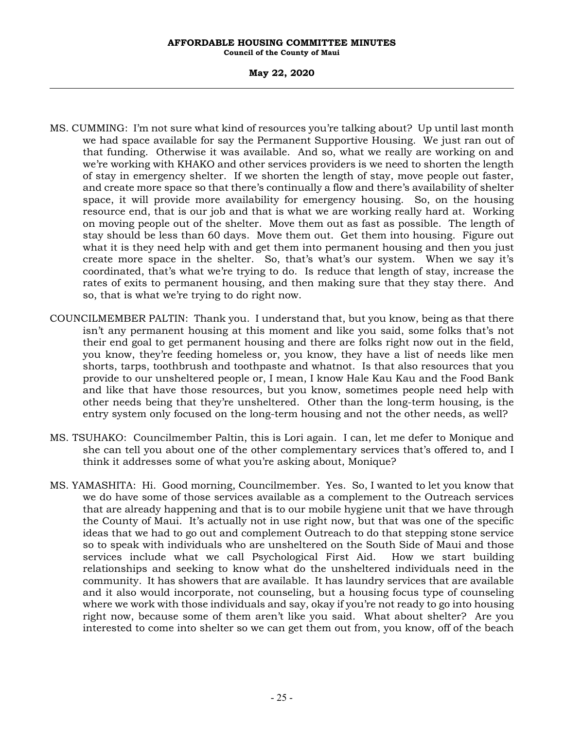MS. CUMMING: I'm not sure what kind of resources you're talking about? Up until last month we had space available for say the Permanent Supportive Housing. We just ran out of that funding. Otherwise it was available. And so, what we really are working on and we're working with KHAKO and other services providers is we need to shorten the length of stay in emergency shelter. If we shorten the length of stay, move people out faster, and create more space so that there's continually a flow and there's availability of shelter space, it will provide more availability for emergency housing. So, on the housing resource end, that is our job and that is what we are working really hard at. Working on moving people out of the shelter. Move them out as fast as possible. The length of stay should be less than 60 days. Move them out. Get them into housing. Figure out what it is they need help with and get them into permanent housing and then you just create more space in the shelter. So, that's what's our system. When we say it's coordinated, that's what we're trying to do. Is reduce that length of stay, increase the rates of exits to permanent housing, and then making sure that they stay there. And so, that is what we're trying to do right now.

COUNCILMEMBER PALTIN: Thank you. I understand that, but you know, being as that there isn't any permanent housing at this moment and like you said, some folks that's not their end goal to get permanent housing and there are folks right now out in the field, you know, they're feeding homeless or, you know, they have a list of needs like men shorts, tarps, toothbrush and toothpaste and whatnot. Is that also resources that you provide to our unsheltered people or, I mean, I know Hale Kau Kau and the Food Bank and like that have those resources, but you know, sometimes people need help with other needs being that they're unsheltered. Other than the long-term housing, is the entry system only focused on the long-term housing and not the other needs, as well?

MS. TSUHAKO: Councilmember Paltin, this is Lori again. I can, let me defer to Monique and she can tell you about one of the other complementary services that's offered to, and I think it addresses some of what you're asking about, Monique?

MS. YAMASHITA: Hi. Good morning, Councilmember. Yes. So, I wanted to let you know that we do have some of those services available as a complement to the Outreach services that are already happening and that is to our mobile hygiene unit that we have through the County of Maui. It's actually not in use right now, but that was one of the specific ideas that we had to go out and complement Outreach to do that stepping stone service so to speak with individuals who are unsheltered on the South Side of Maui and those services include what we call Psychological First Aid. How we start building relationships and seeking to know what do the unsheltered individuals need in the community. It has showers that are available. It has laundry services that are available and it also would incorporate, not counseling, but a housing focus type of counseling where we work with those individuals and say, okay if you're not ready to go into housing right now, because some of them aren't like you said. What about shelter? Are you interested to come into shelter so we can get them out from, you know, off of the beach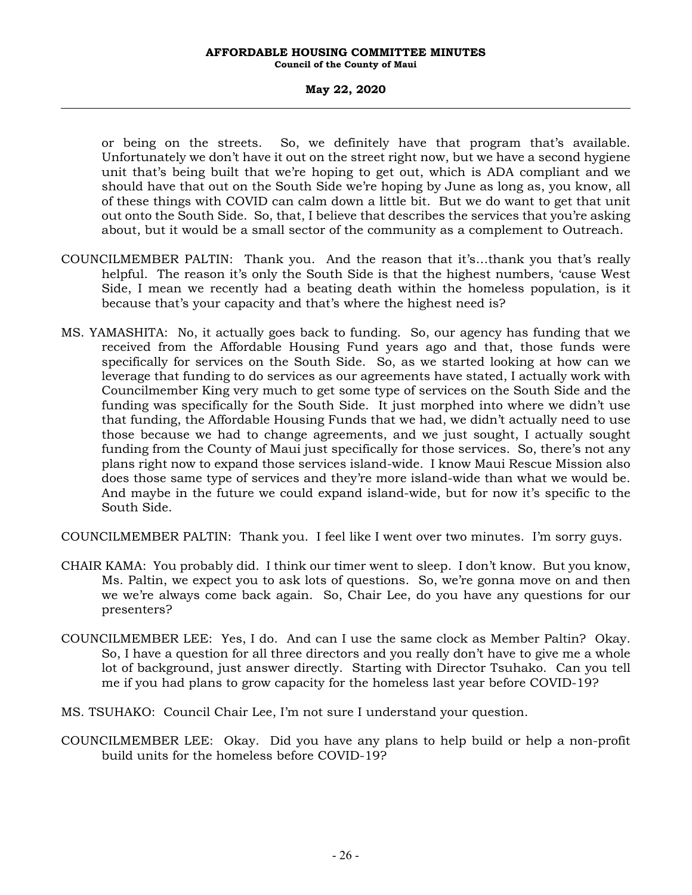or being on the streets. So, we definitely have that program that's available. Unfortunately we don't have it out on the street right now, but we have a second hygiene unit that's being built that we're hoping to get out, which is ADA compliant and we should have that out on the South Side we're hoping by June as long as, you know, all of these things with COVID can calm down a little bit. But we do want to get that unit out onto the South Side. So, that, I believe that describes the services that you're asking about, but it would be a small sector of the community as a complement to Outreach.

COUNCILMEMBER PALTIN: Thank you. And the reason that it's...thank you that's really helpful. The reason it's only the South Side is that the highest numbers, 'cause West Side, I mean we recently had a beating death within the homeless population, is it because that's your capacity and that's where the highest need is?

MS. YAMASHITA: No, it actually goes back to funding. So, our agency has funding that we received from the Affordable Housing Fund years ago and that, those funds were specifically for services on the South Side. So, as we started looking at how can we leverage that funding to do services as our agreements have stated, I actually work with Councilmember King very much to get some type of services on the South Side and the funding was specifically for the South Side. It just morphed into where we didn't use that funding, the Affordable Housing Funds that we had, we didn't actually need to use those because we had to change agreements, and we just sought, I actually sought funding from the County of Maui just specifically for those services. So, there's not any plans right now to expand those services island-wide. I know Maui Rescue Mission also does those same type of services and they're more island-wide than what we would be. And maybe in the future we could expand island-wide, but for now it's specific to the South Side.

COUNCILMEMBER PALTIN: Thank you. I feel like I went over two minutes. I'm sorry guys.

CHAIR KAMA: You probably did. I think our timer went to sleep. I don't know. But you know, Ms. Paltin, we expect you to ask lots of questions. So, we're gonna move on and then we we're always come back again. So, Chair Lee, do you have any questions for our presenters?

COUNCILMEMBER LEE: Yes, I do. And can I use the same clock as Member Paltin? Okay. So, I have a question for all three directors and you really don't have to give me a whole lot of background, just answer directly. Starting with Director Tsuhako. Can you tell me if you had plans to grow capacity for the homeless last year before COVID-19?

MS. TSUHAKO: Council Chair Lee, I'm not sure I understand your question.

COUNCILMEMBER LEE: Okay. Did you have any plans to help build or help a non-profit build units for the homeless before COVID-19?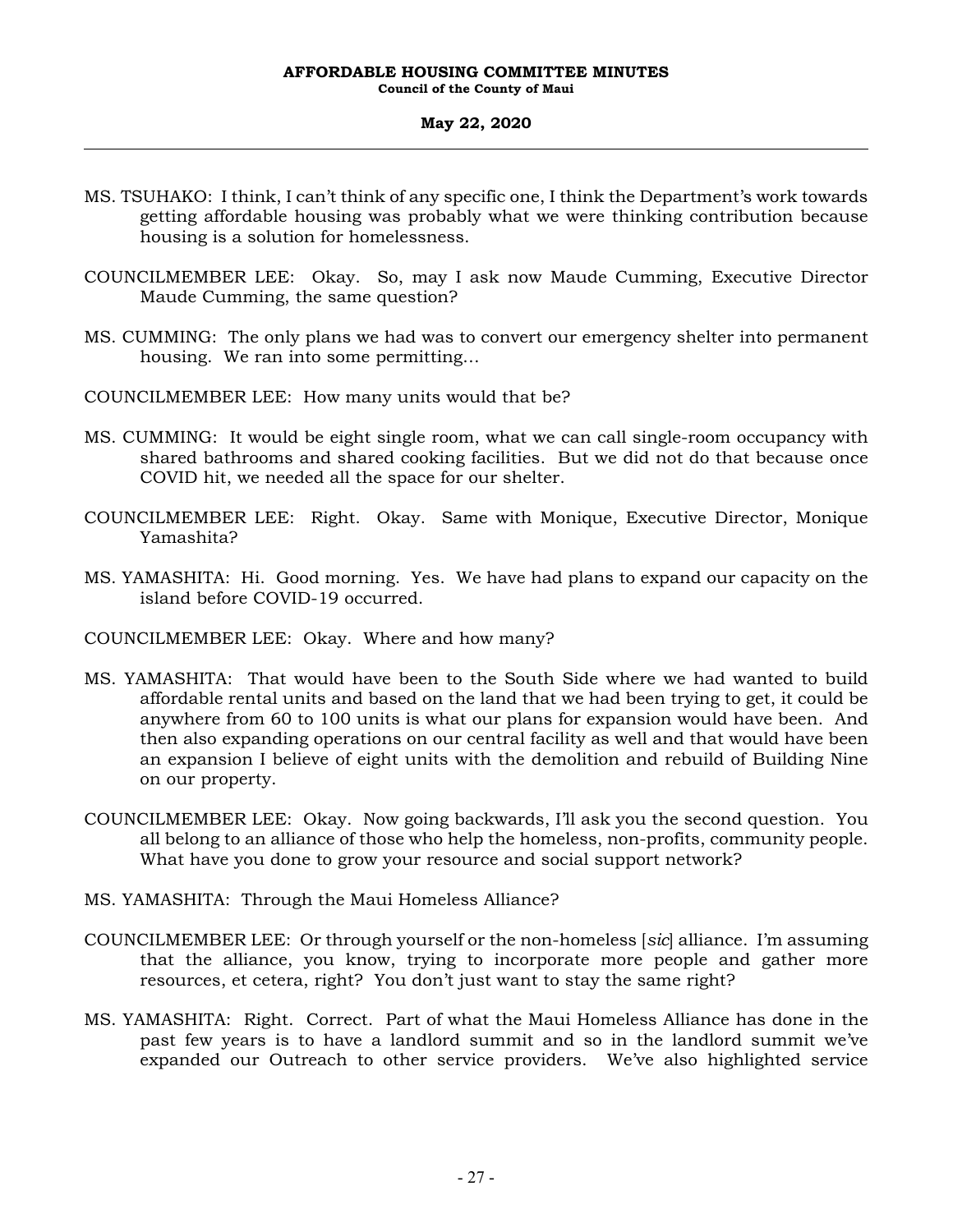MS. TSUHAKO: I think, I can't think of any specific one, I think the Department's work towards getting affordable housing was probably what we were thinking contribution because housing is a solution for homelessness.

COUNCILMEMBER LEE: Okay. So, may I ask now Maude Cumming, Executive Director Maude Cumming, the same question?

MS. CUMMING: The only plans we had was to convert our emergency shelter into permanent housing. We ran into some permitting…

COUNCILMEMBER LEE: How many units would that be?

MS. CUMMING: It would be eight single room, what we can call single-room occupancy with shared bathrooms and shared cooking facilities. But we did not do that because once COVID hit, we needed all the space for our shelter.

COUNCILMEMBER LEE: Right. Okay. Same with Monique, Executive Director, Monique Yamashita?

MS. YAMASHITA: Hi. Good morning. Yes. We have had plans to expand our capacity on the island before COVID-19 occurred.

COUNCILMEMBER LEE: Okay. Where and how many?

MS. YAMASHITA: That would have been to the South Side where we had wanted to build affordable rental units and based on the land that we had been trying to get, it could be anywhere from 60 to 100 units is what our plans for expansion would have been. And then also expanding operations on our central facility as well and that would have been an expansion I believe of eight units with the demolition and rebuild of Building Nine on our property.

COUNCILMEMBER LEE: Okay. Now going backwards, I'll ask you the second question. You all belong to an alliance of those who help the homeless, non-profits, community people. What have you done to grow your resource and social support network?

MS. YAMASHITA: Through the Maui Homeless Alliance?

COUNCILMEMBER LEE: Or through yourself or the non-homeless [*sic*] alliance. I'm assuming that the alliance, you know, trying to incorporate more people and gather more resources, et cetera, right? You don't just want to stay the same right?

MS. YAMASHITA: Right. Correct. Part of what the Maui Homeless Alliance has done in the past few years is to have a landlord summit and so in the landlord summit we've expanded our Outreach to other service providers. We've also highlighted service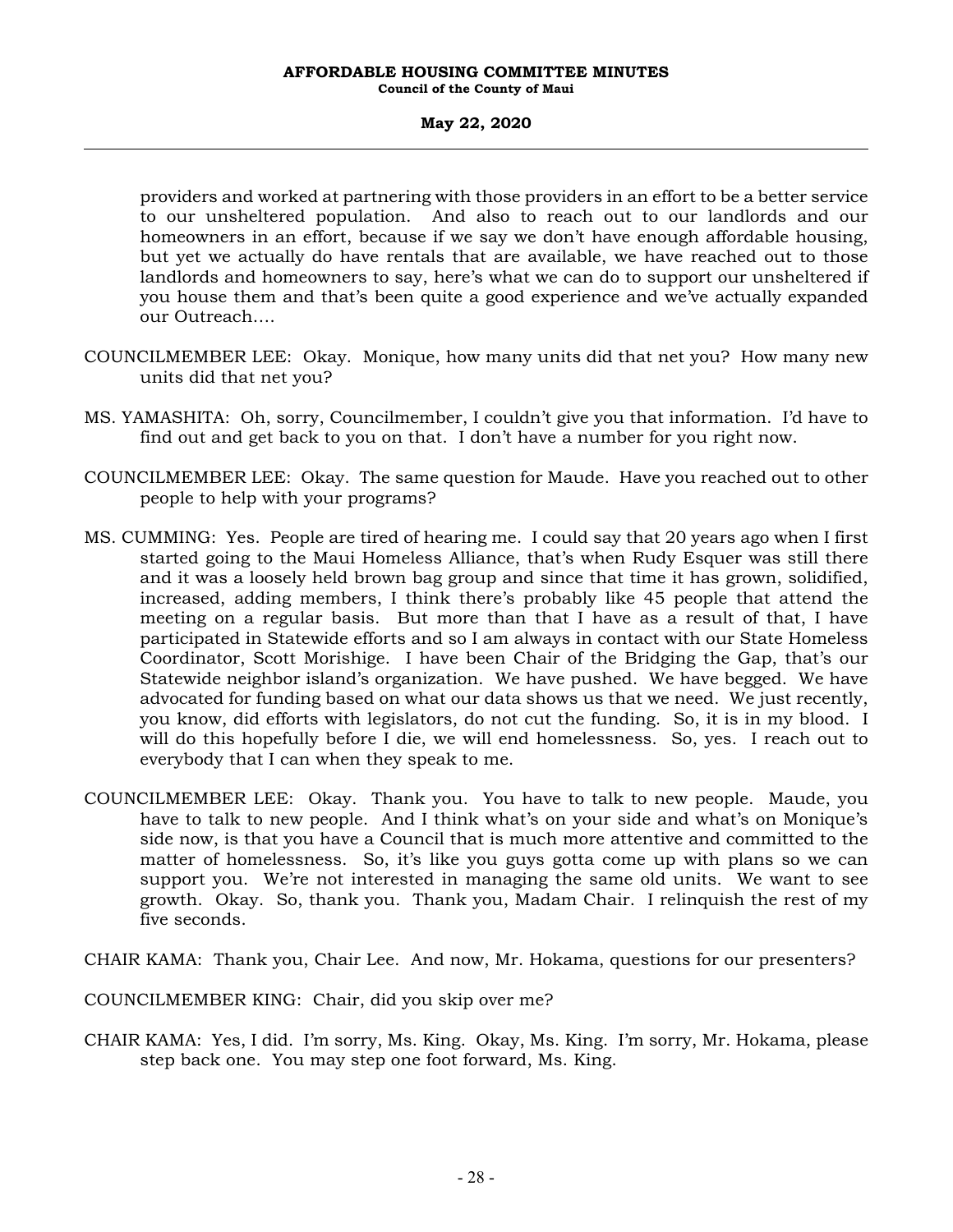providers and worked at partnering with those providers in an effort to be a better service to our unsheltered population. And also to reach out to our landlords and our homeowners in an effort, because if we say we don't have enough affordable housing, but yet we actually do have rentals that are available, we have reached out to those landlords and homeowners to say, here's what we can do to support our unsheltered if you house them and that's been quite a good experience and we've actually expanded our Outreach….

COUNCILMEMBER LEE: Okay. Monique, how many units did that net you? How many new units did that net you?

MS. YAMASHITA: Oh, sorry, Councilmember, I couldn't give you that information. I'd have to find out and get back to you on that. I don't have a number for you right now.

COUNCILMEMBER LEE: Okay. The same question for Maude. Have you reached out to other people to help with your programs?

MS. CUMMING: Yes. People are tired of hearing me. I could say that 20 years ago when I first started going to the Maui Homeless Alliance, that's when Rudy Esquer was still there and it was a loosely held brown bag group and since that time it has grown, solidified, increased, adding members, I think there's probably like 45 people that attend the meeting on a regular basis. But more than that I have as a result of that, I have participated in Statewide efforts and so I am always in contact with our State Homeless Coordinator, Scott Morishige. I have been Chair of the Bridging the Gap, that's our Statewide neighbor island's organization. We have pushed. We have begged. We have advocated for funding based on what our data shows us that we need. We just recently, you know, did efforts with legislators, do not cut the funding. So, it is in my blood. I will do this hopefully before I die, we will end homelessness. So, yes. I reach out to everybody that I can when they speak to me.

COUNCILMEMBER LEE: Okay. Thank you. You have to talk to new people. Maude, you have to talk to new people. And I think what's on your side and what's on Monique's side now, is that you have a Council that is much more attentive and committed to the matter of homelessness. So, it's like you guys gotta come up with plans so we can support you. We're not interested in managing the same old units. We want to see growth. Okay. So, thank you. Thank you, Madam Chair. I relinquish the rest of my five seconds.

CHAIR KAMA: Thank you, Chair Lee. And now, Mr. Hokama, questions for our presenters?

COUNCILMEMBER KING: Chair, did you skip over me?

CHAIR KAMA: Yes, I did. I'm sorry, Ms. King. Okay, Ms. King. I'm sorry, Mr. Hokama, please step back one. You may step one foot forward, Ms. King.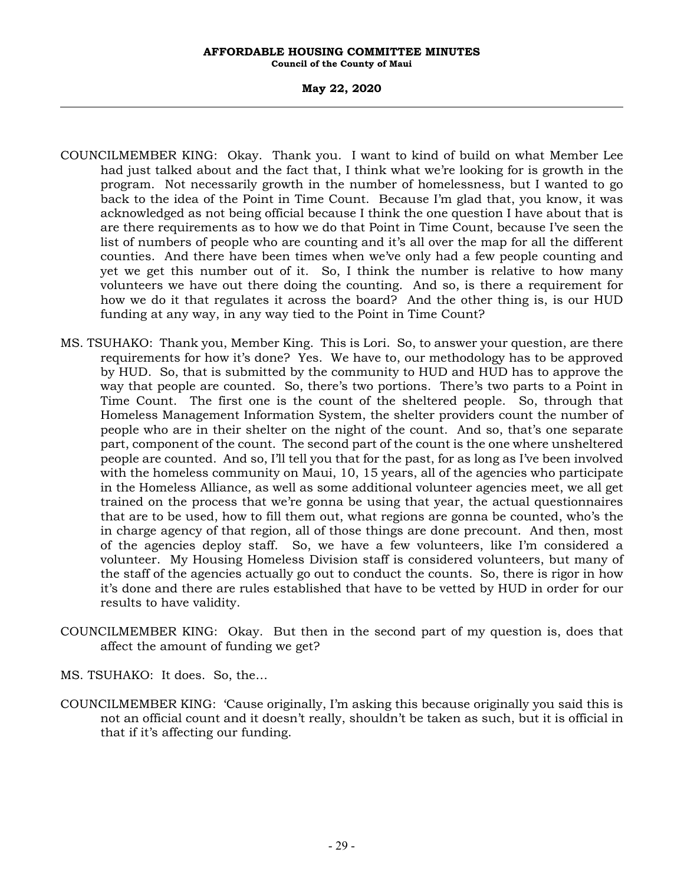COUNCILMEMBER KING: Okay. Thank you. I want to kind of build on what Member Lee had just talked about and the fact that, I think what we're looking for is growth in the program. Not necessarily growth in the number of homelessness, but I wanted to go back to the idea of the Point in Time Count. Because I'm glad that, you know, it was acknowledged as not being official because I think the one question I have about that is are there requirements as to how we do that Point in Time Count, because I've seen the list of numbers of people who are counting and it's all over the map for all the different counties. And there have been times when we've only had a few people counting and yet we get this number out of it. So, I think the number is relative to how many volunteers we have out there doing the counting. And so, is there a requirement for how we do it that regulates it across the board? And the other thing is, is our HUD funding at any way, in any way tied to the Point in Time Count?

MS. TSUHAKO: Thank you, Member King. This is Lori. So, to answer your question, are there requirements for how it's done? Yes. We have to, our methodology has to be approved by HUD. So, that is submitted by the community to HUD and HUD has to approve the way that people are counted. So, there's two portions. There's two parts to a Point in Time Count. The first one is the count of the sheltered people. So, through that Homeless Management Information System, the shelter providers count the number of people who are in their shelter on the night of the count. And so, that's one separate part, component of the count. The second part of the count is the one where unsheltered people are counted. And so, I'll tell you that for the past, for as long as I've been involved with the homeless community on Maui, 10, 15 years, all of the agencies who participate in the Homeless Alliance, as well as some additional volunteer agencies meet, we all get trained on the process that we're gonna be using that year, the actual questionnaires that are to be used, how to fill them out, what regions are gonna be counted, who's the in charge agency of that region, all of those things are done precount. And then, most of the agencies deploy staff. So, we have a few volunteers, like I'm considered a volunteer. My Housing Homeless Division staff is considered volunteers, but many of the staff of the agencies actually go out to conduct the counts. So, there is rigor in how it's done and there are rules established that have to be vetted by HUD in order for our results to have validity.

COUNCILMEMBER KING: Okay. But then in the second part of my question is, does that affect the amount of funding we get?

MS. TSUHAKO: It does. So, the...

COUNCILMEMBER KING: 'Cause originally, I'm asking this because originally you said this is not an official count and it doesn't really, shouldn't be taken as such, but it is official in that if it's affecting our funding.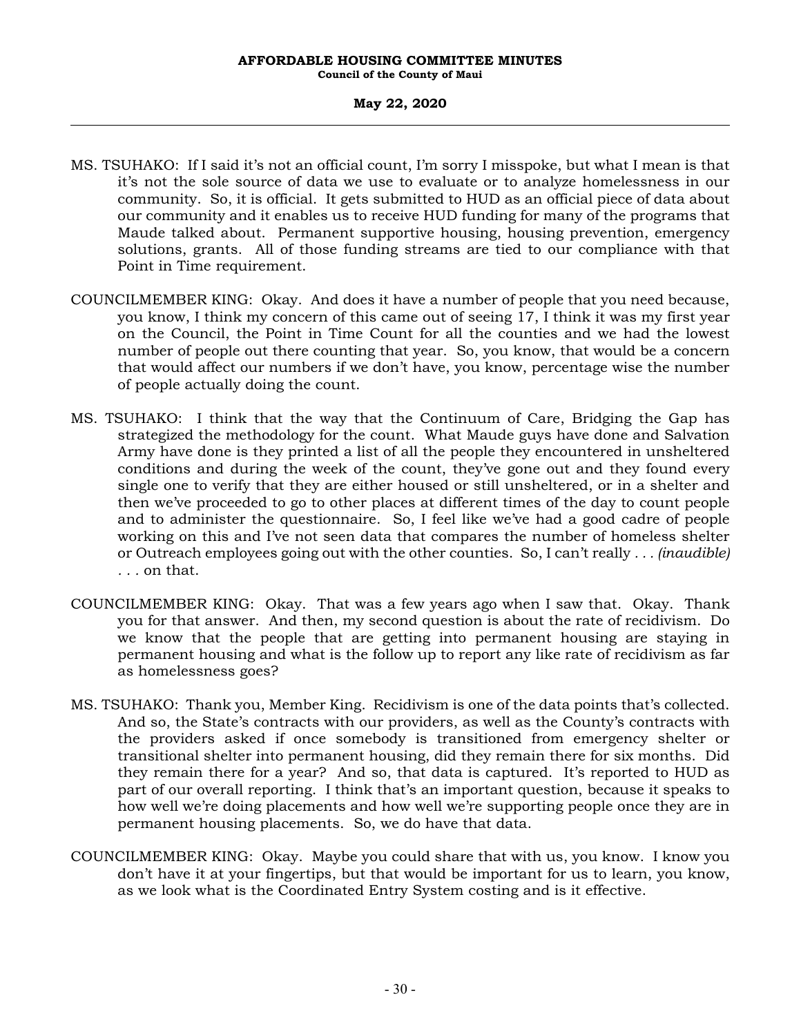MS. TSUHAKO: If I said it's not an official count, I'm sorry I misspoke, but what I mean is that it's not the sole source of data we use to evaluate or to analyze homelessness in our community. So, it is official. It gets submitted to HUD as an official piece of data about our community and it enables us to receive HUD funding for many of the programs that Maude talked about. Permanent supportive housing, housing prevention, emergency solutions, grants. All of those funding streams are tied to our compliance with that Point in Time requirement.

COUNCILMEMBER KING: Okay. And does it have a number of people that you need because, you know, I think my concern of this came out of seeing 17, I think it was my first year on the Council, the Point in Time Count for all the counties and we had the lowest number of people out there counting that year. So, you know, that would be a concern that would affect our numbers if we don't have, you know, percentage wise the number of people actually doing the count.

MS. TSUHAKO: I think that the way that the Continuum of Care, Bridging the Gap has strategized the methodology for the count. What Maude guys have done and Salvation Army have done is they printed a list of all the people they encountered in unsheltered conditions and during the week of the count, they've gone out and they found every single one to verify that they are either housed or still unsheltered, or in a shelter and then we've proceeded to go to other places at different times of the day to count people and to administer the questionnaire. So, I feel like we've had a good cadre of people working on this and I've not seen data that compares the number of homeless shelter or Outreach employees going out with the other counties. So, I can't really . . . *(inaudible)* . . . on that.

COUNCILMEMBER KING: Okay. That was a few years ago when I saw that. Okay. Thank you for that answer. And then, my second question is about the rate of recidivism. Do we know that the people that are getting into permanent housing are staying in permanent housing and what is the follow up to report any like rate of recidivism as far as homelessness goes?

MS. TSUHAKO: Thank you, Member King. Recidivism is one of the data points that's collected. And so, the State's contracts with our providers, as well as the County's contracts with the providers asked if once somebody is transitioned from emergency shelter or transitional shelter into permanent housing, did they remain there for six months. Did they remain there for a year? And so, that data is captured. It's reported to HUD as part of our overall reporting. I think that's an important question, because it speaks to how well we're doing placements and how well we're supporting people once they are in permanent housing placements. So, we do have that data.

COUNCILMEMBER KING: Okay. Maybe you could share that with us, you know. I know you don't have it at your fingertips, but that would be important for us to learn, you know, as we look what is the Coordinated Entry System costing and is it effective.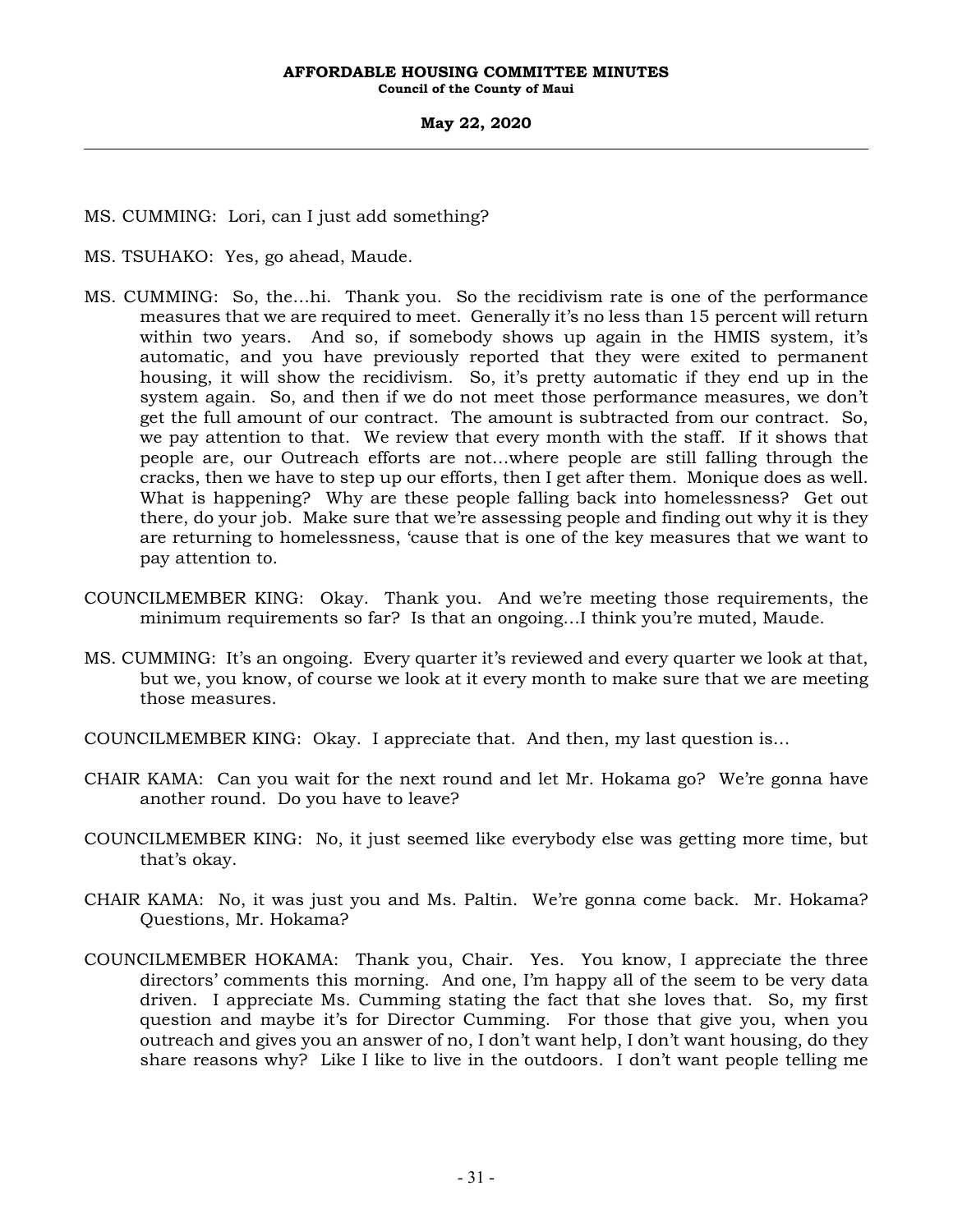MS. CUMMING: Lori, can I just add something?

MS. TSUHAKO: Yes, go ahead, Maude.

MS. CUMMING: So, the…hi. Thank you. So the recidivism rate is one of the performance measures that we are required to meet. Generally it's no less than 15 percent will return within two years. And so, if somebody shows up again in the HMIS system, it's automatic, and you have previously reported that they were exited to permanent housing, it will show the recidivism. So, it's pretty automatic if they end up in the system again. So, and then if we do not meet those performance measures, we don't get the full amount of our contract. The amount is subtracted from our contract. So, we pay attention to that. We review that every month with the staff. If it shows that people are, our Outreach efforts are not…where people are still falling through the cracks, then we have to step up our efforts, then I get after them. Monique does as well. What is happening? Why are these people falling back into homelessness? Get out there, do your job. Make sure that we're assessing people and finding out why it is they are returning to homelessness, 'cause that is one of the key measures that we want to pay attention to.

COUNCILMEMBER KING: Okay. Thank you. And we're meeting those requirements, the minimum requirements so far? Is that an ongoing…I think you're muted, Maude.

MS. CUMMING: It's an ongoing. Every quarter it's reviewed and every quarter we look at that, but we, you know, of course we look at it every month to make sure that we are meeting those measures.

COUNCILMEMBER KING: Okay. I appreciate that. And then, my last question is…

CHAIR KAMA: Can you wait for the next round and let Mr. Hokama go? We're gonna have another round. Do you have to leave?

COUNCILMEMBER KING: No, it just seemed like everybody else was getting more time, but that's okay.

CHAIR KAMA: No, it was just you and Ms. Paltin. We're gonna come back. Mr. Hokama? Questions, Mr. Hokama?

COUNCILMEMBER HOKAMA: Thank you, Chair. Yes. You know, I appreciate the three directors' comments this morning. And one, I'm happy all of the seem to be very data driven. I appreciate Ms. Cumming stating the fact that she loves that. So, my first question and maybe it's for Director Cumming. For those that give you, when you outreach and gives you an answer of no, I don't want help, I don't want housing, do they share reasons why? Like I like to live in the outdoors. I don't want people telling me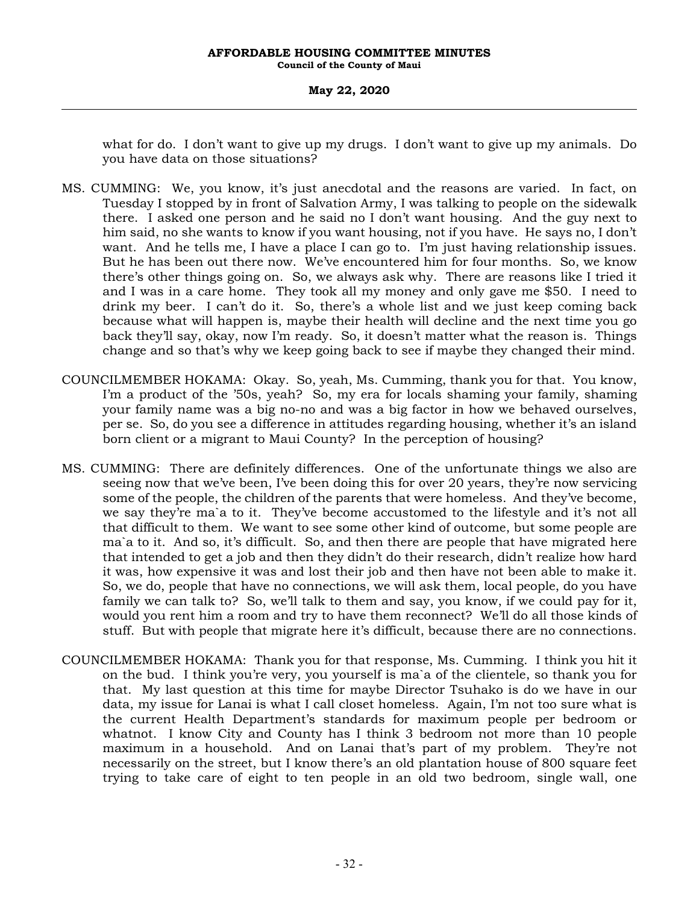what for do. I don't want to give up my drugs. I don't want to give up my animals. Do you have data on those situations?

MS. CUMMING: We, you know, it's just anecdotal and the reasons are varied. In fact, on Tuesday I stopped by in front of Salvation Army, I was talking to people on the sidewalk there. I asked one person and he said no I don't want housing. And the guy next to him said, no she wants to know if you want housing, not if you have. He says no, I don't want. And he tells me, I have a place I can go to. I'm just having relationship issues. But he has been out there now. We've encountered him for four months. So, we know there's other things going on. So, we always ask why. There are reasons like I tried it and I was in a care home. They took all my money and only gave me $50. I need to drink my beer. I can't do it. So, there's a whole list and we just keep coming back because what will happen is, maybe their health will decline and the next time you go back they'll say, okay, now I'm ready. So, it doesn't matter what the reason is. Things change and so that's why we keep going back to see if maybe they changed their mind.

COUNCILMEMBER HOKAMA: Okay. So, yeah, Ms. Cumming, thank you for that. You know, I'm a product of the '50s, yeah? So, my era for locals shaming your family, shaming your family name was a big no-no and was a big factor in how we behaved ourselves, per se. So, do you see a difference in attitudes regarding housing, whether it's an island born client or a migrant to Maui County? In the perception of housing?

MS. CUMMING: There are definitely differences. One of the unfortunate things we also are seeing now that we've been, I've been doing this for over 20 years, they're now servicing some of the people, the children of the parents that were homeless. And they've become, we say they're ma`a to it. They've become accustomed to the lifestyle and it's not all that difficult to them. We want to see some other kind of outcome, but some people are ma`a to it. And so, it's difficult. So, and then there are people that have migrated here that intended to get a job and then they didn't do their research, didn't realize how hard it was, how expensive it was and lost their job and then have not been able to make it. So, we do, people that have no connections, we will ask them, local people, do you have family we can talk to? So, we'll talk to them and say, you know, if we could pay for it, would you rent him a room and try to have them reconnect? We'll do all those kinds of stuff. But with people that migrate here it's difficult, because there are no connections.

COUNCILMEMBER HOKAMA: Thank you for that response, Ms. Cumming. I think you hit it on the bud. I think you're very, you yourself is ma`a of the clientele, so thank you for that. My last question at this time for maybe Director Tsuhako is do we have in our data, my issue for Lanai is what I call closet homeless. Again, I'm not too sure what is the current Health Department's standards for maximum people per bedroom or whatnot. I know City and County has I think 3 bedroom not more than 10 people maximum in a household. And on Lanai that's part of my problem. They're not necessarily on the street, but I know there's an old plantation house of 800 square feet trying to take care of eight to ten people in an old two bedroom, single wall, one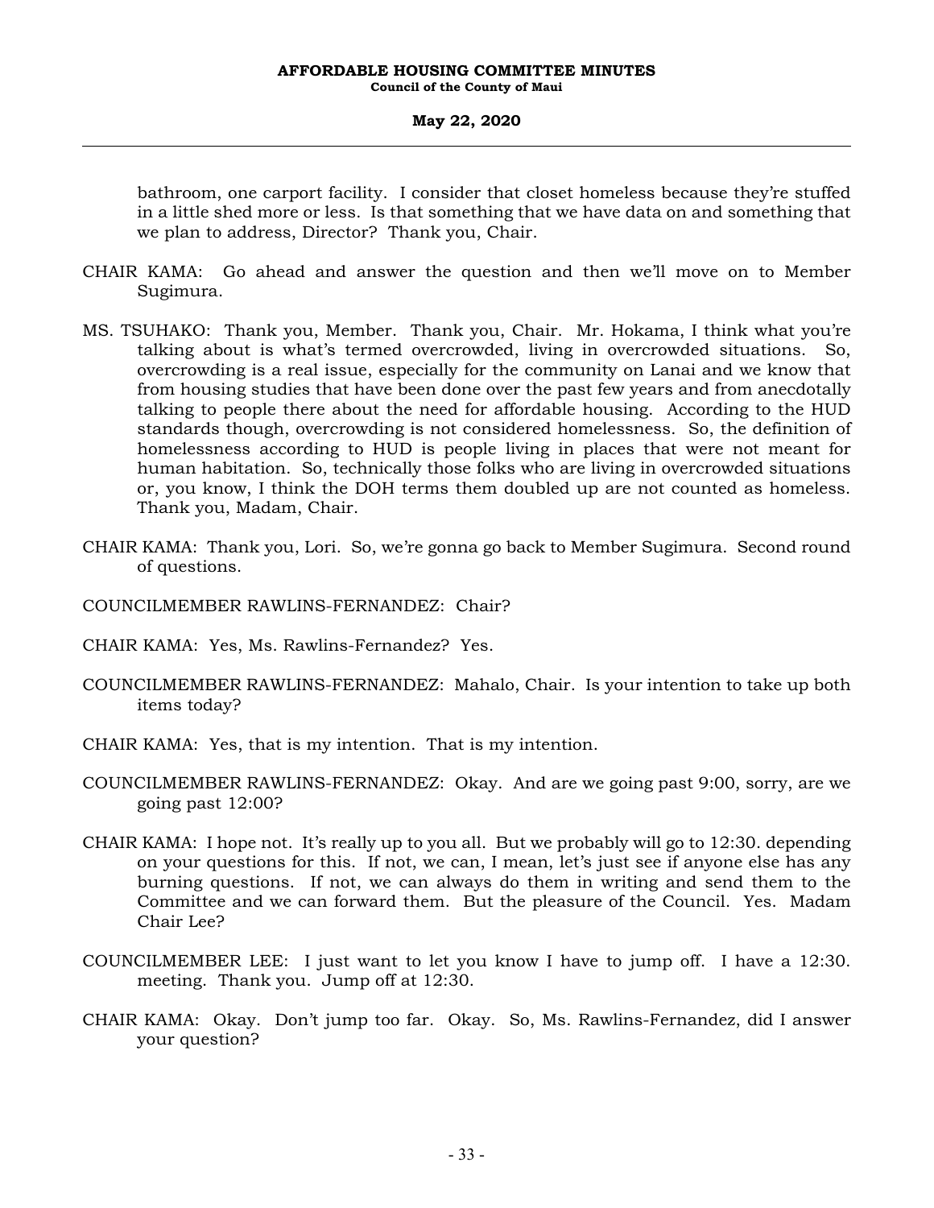bathroom, one carport facility. I consider that closet homeless because they're stuffed in a little shed more or less. Is that something that we have data on and something that we plan to address, Director? Thank you, Chair.

CHAIR KAMA: Go ahead and answer the question and then we'll move on to Member Sugimura.

MS. TSUHAKO: Thank you, Member. Thank you, Chair. Mr. Hokama, I think what you're talking about is what's termed overcrowded, living in overcrowded situations. So, overcrowding is a real issue, especially for the community on Lanai and we know that from housing studies that have been done over the past few years and from anecdotally talking to people there about the need for affordable housing. According to the HUD standards though, overcrowding is not considered homelessness. So, the definition of homelessness according to HUD is people living in places that were not meant for human habitation. So, technically those folks who are living in overcrowded situations or, you know, I think the DOH terms them doubled up are not counted as homeless. Thank you, Madam, Chair.

CHAIR KAMA: Thank you, Lori. So, we're gonna go back to Member Sugimura. Second round of questions.

COUNCILMEMBER RAWLINS-FERNANDEZ: Chair?

CHAIR KAMA: Yes, Ms. Rawlins-Fernandez? Yes.

COUNCILMEMBER RAWLINS-FERNANDEZ: Mahalo, Chair. Is your intention to take up both items today?

CHAIR KAMA: Yes, that is my intention. That is my intention.

COUNCILMEMBER RAWLINS-FERNANDEZ: Okay. And are we going past 9:00, sorry, are we going past 12:00?

CHAIR KAMA: I hope not. It's really up to you all. But we probably will go to 12:30. depending on your questions for this. If not, we can, I mean, let's just see if anyone else has any burning questions. If not, we can always do them in writing and send them to the Committee and we can forward them. But the pleasure of the Council. Yes. Madam Chair Lee?

COUNCILMEMBER LEE: I just want to let you know I have to jump off. I have a 12:30. meeting. Thank you. Jump off at 12:30.

CHAIR KAMA: Okay. Don't jump too far. Okay. So, Ms. Rawlins-Fernandez, did I answer your question?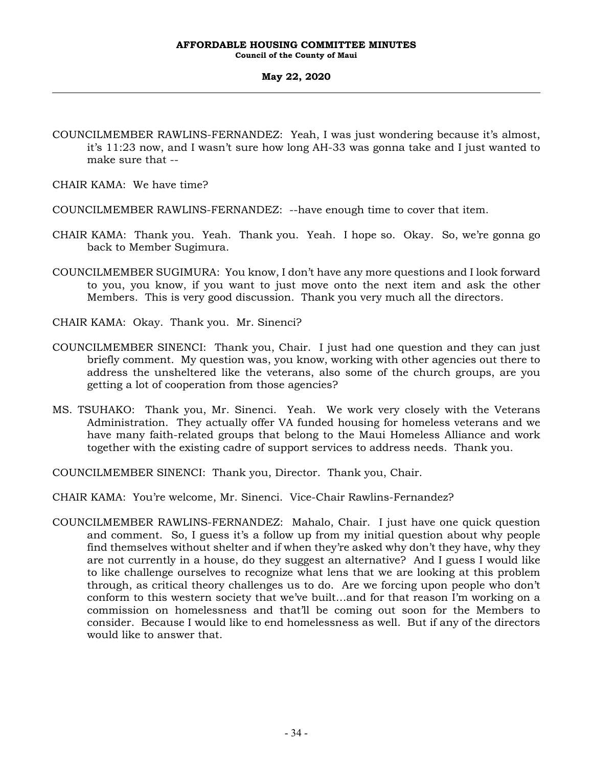COUNCILMEMBER RAWLINS-FERNANDEZ: Yeah, I was just wondering because it's almost, it's 11:23 now, and I wasn't sure how long AH-33 was gonna take and I just wanted to make sure that --

CHAIR KAMA: We have time?

COUNCILMEMBER RAWLINS-FERNANDEZ: --have enough time to cover that item.

CHAIR KAMA: Thank you. Yeah. Thank you. Yeah. I hope so. Okay. So, we're gonna go back to Member Sugimura.

COUNCILMEMBER SUGIMURA: You know, I don't have any more questions and I look forward to you, you know, if you want to just move onto the next item and ask the other Members. This is very good discussion. Thank you very much all the directors.

CHAIR KAMA: Okay. Thank you. Mr. Sinenci?

COUNCILMEMBER SINENCI: Thank you, Chair. I just had one question and they can just briefly comment. My question was, you know, working with other agencies out there to address the unsheltered like the veterans, also some of the church groups, are you getting a lot of cooperation from those agencies?

MS. TSUHAKO: Thank you, Mr. Sinenci. Yeah. We work very closely with the Veterans Administration. They actually offer VA funded housing for homeless veterans and we have many faith-related groups that belong to the Maui Homeless Alliance and work together with the existing cadre of support services to address needs. Thank you.

COUNCILMEMBER SINENCI: Thank you, Director. Thank you, Chair.

CHAIR KAMA: You're welcome, Mr. Sinenci. Vice-Chair Rawlins-Fernandez?

COUNCILMEMBER RAWLINS-FERNANDEZ: Mahalo, Chair. I just have one quick question and comment. So, I guess it's a follow up from my initial question about why people find themselves without shelter and if when they're asked why don't they have, why they are not currently in a house, do they suggest an alternative? And I guess I would like to like challenge ourselves to recognize what lens that we are looking at this problem through, as critical theory challenges us to do. Are we forcing upon people who don't conform to this western society that we've built…and for that reason I'm working on a commission on homelessness and that'll be coming out soon for the Members to consider. Because I would like to end homelessness as well. But if any of the directors would like to answer that.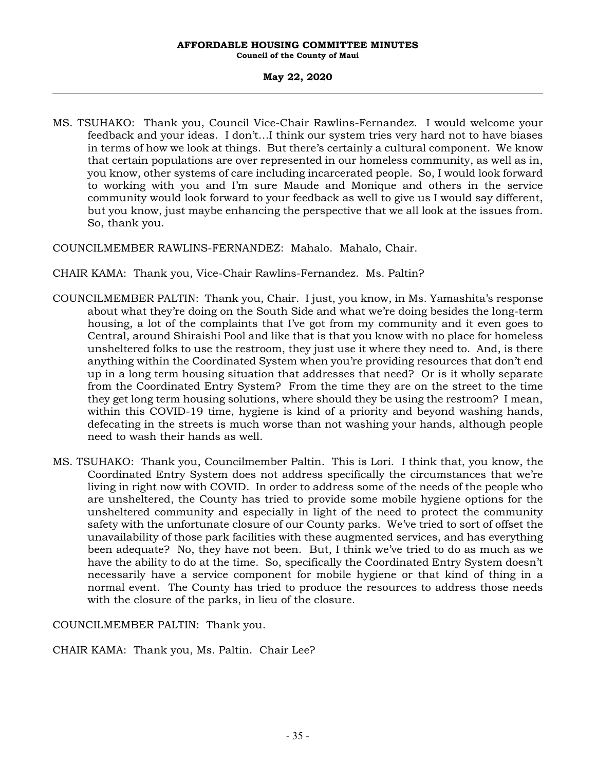MS. TSUHAKO: Thank you, Council Vice-Chair Rawlins-Fernandez. I would welcome your feedback and your ideas. I don't…I think our system tries very hard not to have biases in terms of how we look at things. But there's certainly a cultural component. We know that certain populations are over represented in our homeless community, as well as in, you know, other systems of care including incarcerated people. So, I would look forward to working with you and I'm sure Maude and Monique and others in the service community would look forward to your feedback as well to give us I would say different, but you know, just maybe enhancing the perspective that we all look at the issues from. So, thank you.

COUNCILMEMBER RAWLINS-FERNANDEZ: Mahalo. Mahalo, Chair.

CHAIR KAMA: Thank you, Vice-Chair Rawlins-Fernandez. Ms. Paltin?

COUNCILMEMBER PALTIN: Thank you, Chair. I just, you know, in Ms. Yamashita's response about what they're doing on the South Side and what we're doing besides the long-term housing, a lot of the complaints that I've got from my community and it even goes to Central, around Shiraishi Pool and like that is that you know with no place for homeless unsheltered folks to use the restroom, they just use it where they need to. And, is there anything within the Coordinated System when you're providing resources that don't end up in a long term housing situation that addresses that need? Or is it wholly separate from the Coordinated Entry System? From the time they are on the street to the time they get long term housing solutions, where should they be using the restroom? I mean, within this COVID-19 time, hygiene is kind of a priority and beyond washing hands, defecating in the streets is much worse than not washing your hands, although people need to wash their hands as well.

MS. TSUHAKO: Thank you, Councilmember Paltin. This is Lori. I think that, you know, the Coordinated Entry System does not address specifically the circumstances that we're living in right now with COVID. In order to address some of the needs of the people who are unsheltered, the County has tried to provide some mobile hygiene options for the unsheltered community and especially in light of the need to protect the community safety with the unfortunate closure of our County parks. We've tried to sort of offset the unavailability of those park facilities with these augmented services, and has everything been adequate? No, they have not been. But, I think we've tried to do as much as we have the ability to do at the time. So, specifically the Coordinated Entry System doesn't necessarily have a service component for mobile hygiene or that kind of thing in a normal event. The County has tried to produce the resources to address those needs with the closure of the parks, in lieu of the closure.

COUNCILMEMBER PALTIN: Thank you.

CHAIR KAMA: Thank you, Ms. Paltin. Chair Lee?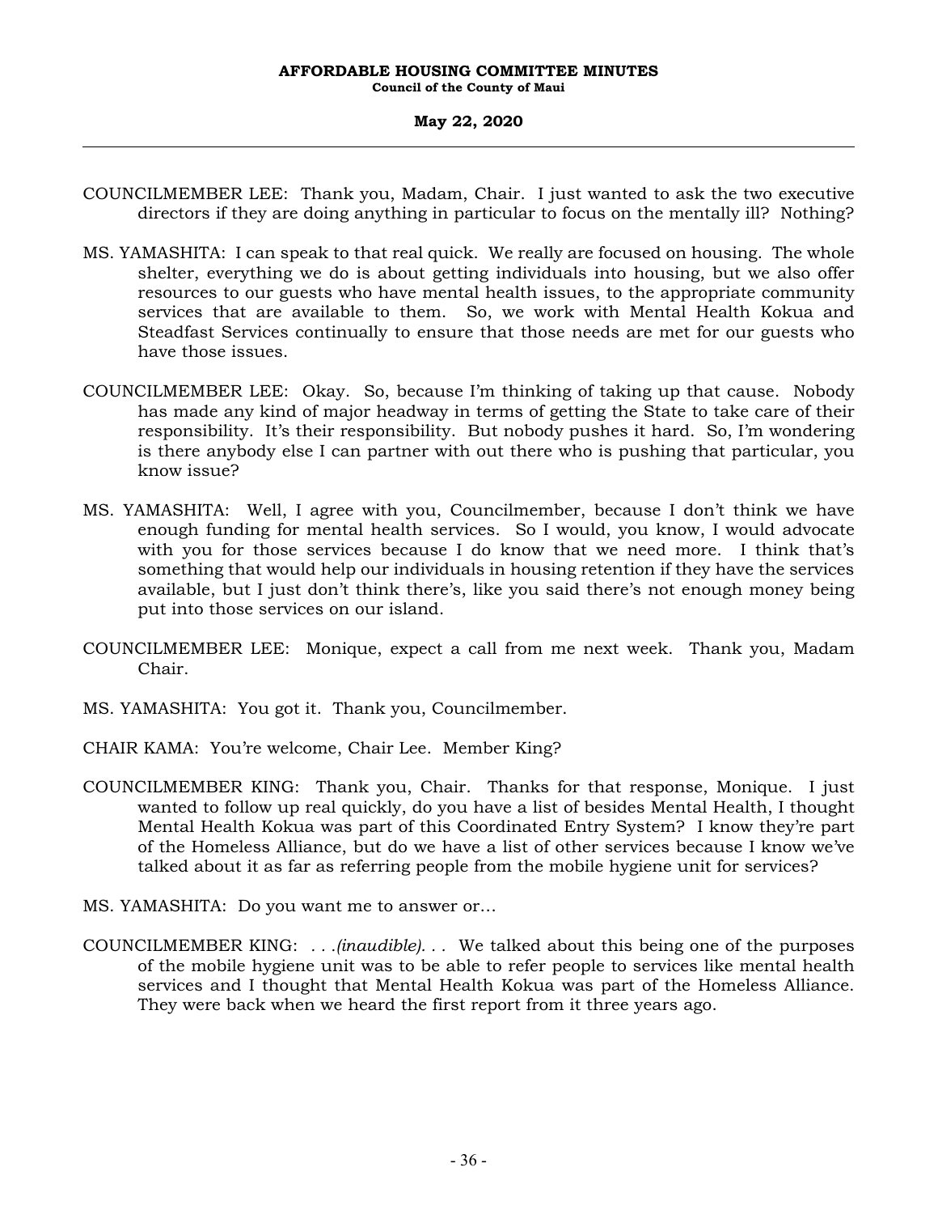COUNCILMEMBER LEE: Thank you, Madam, Chair. I just wanted to ask the two executive directors if they are doing anything in particular to focus on the mentally ill? Nothing?

MS. YAMASHITA: I can speak to that real quick. We really are focused on housing. The whole shelter, everything we do is about getting individuals into housing, but we also offer resources to our guests who have mental health issues, to the appropriate community services that are available to them. So, we work with Mental Health Kokua and Steadfast Services continually to ensure that those needs are met for our guests who have those issues.

COUNCILMEMBER LEE: Okay. So, because I'm thinking of taking up that cause. Nobody has made any kind of major headway in terms of getting the State to take care of their responsibility. It's their responsibility. But nobody pushes it hard. So, I'm wondering is there anybody else I can partner with out there who is pushing that particular, you know issue?

MS. YAMASHITA: Well, I agree with you, Councilmember, because I don't think we have enough funding for mental health services. So I would, you know, I would advocate with you for those services because I do know that we need more. I think that's something that would help our individuals in housing retention if they have the services available, but I just don't think there's, like you said there's not enough money being put into those services on our island.

COUNCILMEMBER LEE: Monique, expect a call from me next week. Thank you, Madam Chair.

MS. YAMASHITA: You got it. Thank you, Councilmember.

CHAIR KAMA: You're welcome, Chair Lee. Member King?

COUNCILMEMBER KING: Thank you, Chair. Thanks for that response, Monique. I just wanted to follow up real quickly, do you have a list of besides Mental Health, I thought Mental Health Kokua was part of this Coordinated Entry System? I know they're part of the Homeless Alliance, but do we have a list of other services because I know we've talked about it as far as referring people from the mobile hygiene unit for services?

MS. YAMASHITA: Do you want me to answer or...

COUNCILMEMBER KING: *. . .(inaudible). . .* We talked about this being one of the purposes of the mobile hygiene unit was to be able to refer people to services like mental health services and I thought that Mental Health Kokua was part of the Homeless Alliance. They were back when we heard the first report from it three years ago.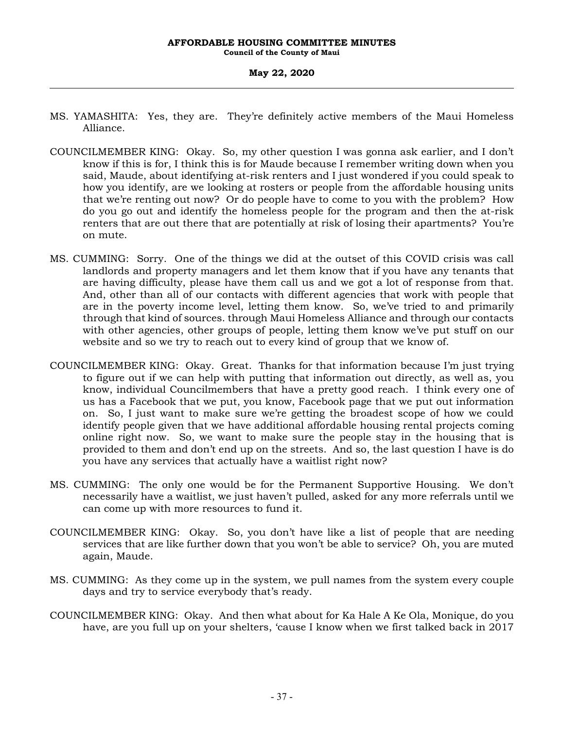MS. YAMASHITA: Yes, they are. They're definitely active members of the Maui Homeless Alliance.

COUNCILMEMBER KING: Okay. So, my other question I was gonna ask earlier, and I don't know if this is for, I think this is for Maude because I remember writing down when you said, Maude, about identifying at-risk renters and I just wondered if you could speak to how you identify, are we looking at rosters or people from the affordable housing units that we're renting out now? Or do people have to come to you with the problem? How do you go out and identify the homeless people for the program and then the at-risk renters that are out there that are potentially at risk of losing their apartments? You're on mute.

MS. CUMMING: Sorry. One of the things we did at the outset of this COVID crisis was call landlords and property managers and let them know that if you have any tenants that are having difficulty, please have them call us and we got a lot of response from that. And, other than all of our contacts with different agencies that work with people that are in the poverty income level, letting them know. So, we've tried to and primarily through that kind of sources. through Maui Homeless Alliance and through our contacts with other agencies, other groups of people, letting them know we've put stuff on our website and so we try to reach out to every kind of group that we know of.

COUNCILMEMBER KING: Okay. Great. Thanks for that information because I'm just trying to figure out if we can help with putting that information out directly, as well as, you know, individual Councilmembers that have a pretty good reach. I think every one of us has a Facebook that we put, you know, Facebook page that we put out information on. So, I just want to make sure we're getting the broadest scope of how we could identify people given that we have additional affordable housing rental projects coming online right now. So, we want to make sure the people stay in the housing that is provided to them and don't end up on the streets. And so, the last question I have is do you have any services that actually have a waitlist right now?

MS. CUMMING: The only one would be for the Permanent Supportive Housing. We don't necessarily have a waitlist, we just haven't pulled, asked for any more referrals until we can come up with more resources to fund it.

COUNCILMEMBER KING: Okay. So, you don't have like a list of people that are needing services that are like further down that you won't be able to service? Oh, you are muted again, Maude.

MS. CUMMING: As they come up in the system, we pull names from the system every couple days and try to service everybody that's ready.

COUNCILMEMBER KING: Okay. And then what about for Ka Hale A Ke Ola, Monique, do you have, are you full up on your shelters, 'cause I know when we first talked back in 2017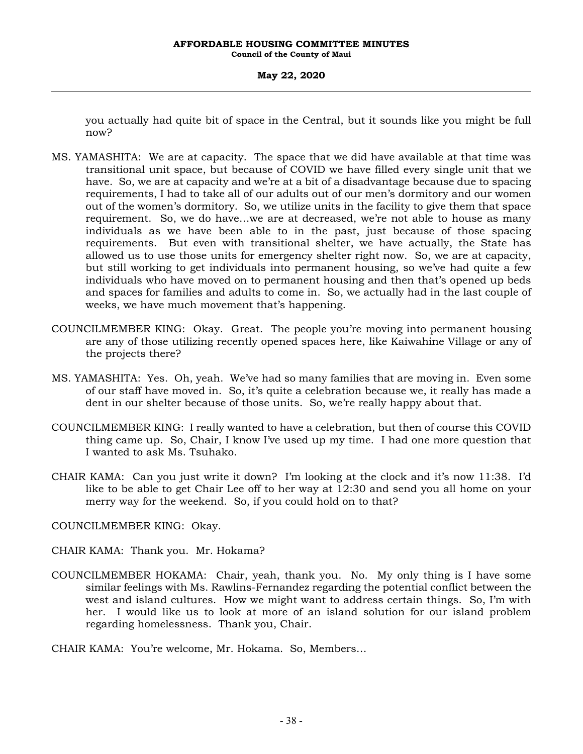you actually had quite bit of space in the Central, but it sounds like you might be full now?

MS. YAMASHITA: We are at capacity. The space that we did have available at that time was transitional unit space, but because of COVID we have filled every single unit that we have. So, we are at capacity and we're at a bit of a disadvantage because due to spacing requirements, I had to take all of our adults out of our men's dormitory and our women out of the women's dormitory. So, we utilize units in the facility to give them that space requirement. So, we do have...we are at decreased, we're not able to house as many individuals as we have been able to in the past, just because of those spacing requirements. But even with transitional shelter, we have actually, the State has allowed us to use those units for emergency shelter right now. So, we are at capacity, but still working to get individuals into permanent housing, so we've had quite a few individuals who have moved on to permanent housing and then that's opened up beds and spaces for families and adults to come in. So, we actually had in the last couple of weeks, we have much movement that's happening.

COUNCILMEMBER KING: Okay. Great. The people you're moving into permanent housing are any of those utilizing recently opened spaces here, like Kaiwahine Village or any of the projects there?

MS. YAMASHITA: Yes. Oh, yeah. We've had so many families that are moving in. Even some of our staff have moved in. So, it's quite a celebration because we, it really has made a dent in our shelter because of those units. So, we're really happy about that.

COUNCILMEMBER KING: I really wanted to have a celebration, but then of course this COVID thing came up. So, Chair, I know I've used up my time. I had one more question that I wanted to ask Ms. Tsuhako.

CHAIR KAMA: Can you just write it down? I'm looking at the clock and it's now 11:38. I'd like to be able to get Chair Lee off to her way at 12:30 and send you all home on your merry way for the weekend. So, if you could hold on to that?

COUNCILMEMBER KING: Okay.

CHAIR KAMA: Thank you. Mr. Hokama?

COUNCILMEMBER HOKAMA: Chair, yeah, thank you. No. My only thing is I have some similar feelings with Ms. Rawlins-Fernandez regarding the potential conflict between the west and island cultures. How we might want to address certain things. So, I'm with her. I would like us to look at more of an island solution for our island problem regarding homelessness. Thank you, Chair.

CHAIR KAMA: You're welcome, Mr. Hokama. So, Members...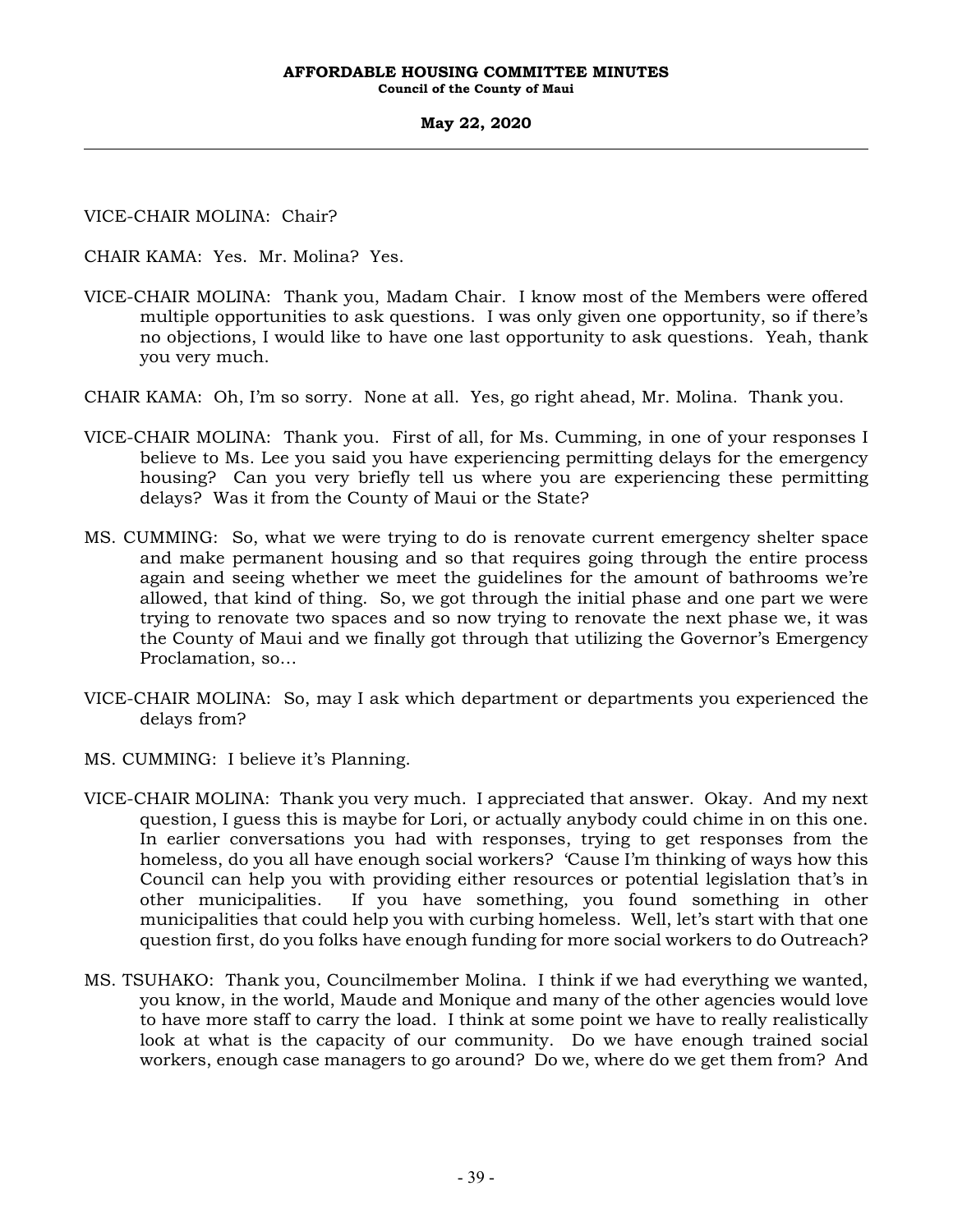VICE-CHAIR MOLINA: Chair?

CHAIR KAMA: Yes. Mr. Molina? Yes.

VICE-CHAIR MOLINA: Thank you, Madam Chair. I know most of the Members were offered multiple opportunities to ask questions. I was only given one opportunity, so if there's no objections, I would like to have one last opportunity to ask questions. Yeah, thank you very much.

CHAIR KAMA: Oh, I'm so sorry. None at all. Yes, go right ahead, Mr. Molina. Thank you.

VICE-CHAIR MOLINA: Thank you. First of all, for Ms. Cumming, in one of your responses I believe to Ms. Lee you said you have experiencing permitting delays for the emergency housing? Can you very briefly tell us where you are experiencing these permitting delays? Was it from the County of Maui or the State?

MS. CUMMING: So, what we were trying to do is renovate current emergency shelter space and make permanent housing and so that requires going through the entire process again and seeing whether we meet the guidelines for the amount of bathrooms we're allowed, that kind of thing. So, we got through the initial phase and one part we were trying to renovate two spaces and so now trying to renovate the next phase we, it was the County of Maui and we finally got through that utilizing the Governor's Emergency Proclamation, so...

VICE-CHAIR MOLINA: So, may I ask which department or departments you experienced the delays from?

MS. CUMMING: I believe it's Planning.

VICE-CHAIR MOLINA: Thank you very much. I appreciated that answer. Okay. And my next question, I guess this is maybe for Lori, or actually anybody could chime in on this one. In earlier conversations you had with responses, trying to get responses from the homeless, do you all have enough social workers? 'Cause I'm thinking of ways how this Council can help you with providing either resources or potential legislation that's in other municipalities. If you have something, you found something in other municipalities that could help you with curbing homeless. Well, let's start with that one question first, do you folks have enough funding for more social workers to do Outreach?

MS. TSUHAKO: Thank you, Councilmember Molina. I think if we had everything we wanted, you know, in the world, Maude and Monique and many of the other agencies would love to have more staff to carry the load. I think at some point we have to really realistically look at what is the capacity of our community. Do we have enough trained social workers, enough case managers to go around? Do we, where do we get them from? And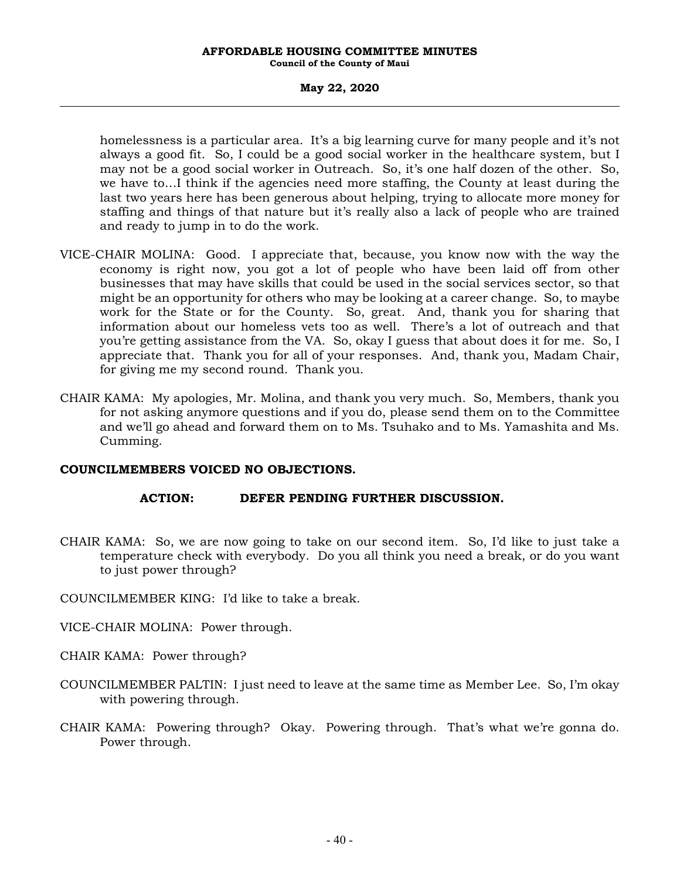homelessness is a particular area. It's a big learning curve for many people and it's not always a good fit. So, I could be a good social worker in the healthcare system, but I may not be a good social worker in Outreach. So, it's one half dozen of the other. So, we have to…I think if the agencies need more staffing, the County at least during the last two years here has been generous about helping, trying to allocate more money for staffing and things of that nature but it's really also a lack of people who are trained and ready to jump in to do the work.

VICE-CHAIR MOLINA: Good. I appreciate that, because, you know now with the way the economy is right now, you got a lot of people who have been laid off from other businesses that may have skills that could be used in the social services sector, so that might be an opportunity for others who may be looking at a career change. So, to maybe work for the State or for the County. So, great. And, thank you for sharing that information about our homeless vets too as well. There's a lot of outreach and that you're getting assistance from the VA. So, okay I guess that about does it for me. So, I appreciate that. Thank you for all of your responses. And, thank you, Madam Chair, for giving me my second round. Thank you.

CHAIR KAMA: My apologies, Mr. Molina, and thank you very much. So, Members, thank you for not asking anymore questions and if you do, please send them on to the Committee and we'll go ahead and forward them on to Ms. Tsuhako and to Ms. Yamashita and Ms. Cumming.

**COUNCILMEMBERS VOICED NO OBJECTIONS.**

**ACTION: DEFER PENDING FURTHER DISCUSSION.**

CHAIR KAMA: So, we are now going to take on our second item. So, I'd like to just take a temperature check with everybody. Do you all think you need a break, or do you want to just power through?

COUNCILMEMBER KING: I'd like to take a break.

VICE-CHAIR MOLINA: Power through.

CHAIR KAMA: Power through?

COUNCILMEMBER PALTIN: I just need to leave at the same time as Member Lee. So, I'm okay with powering through.

CHAIR KAMA: Powering through? Okay. Powering through. That's what we're gonna do. Power through.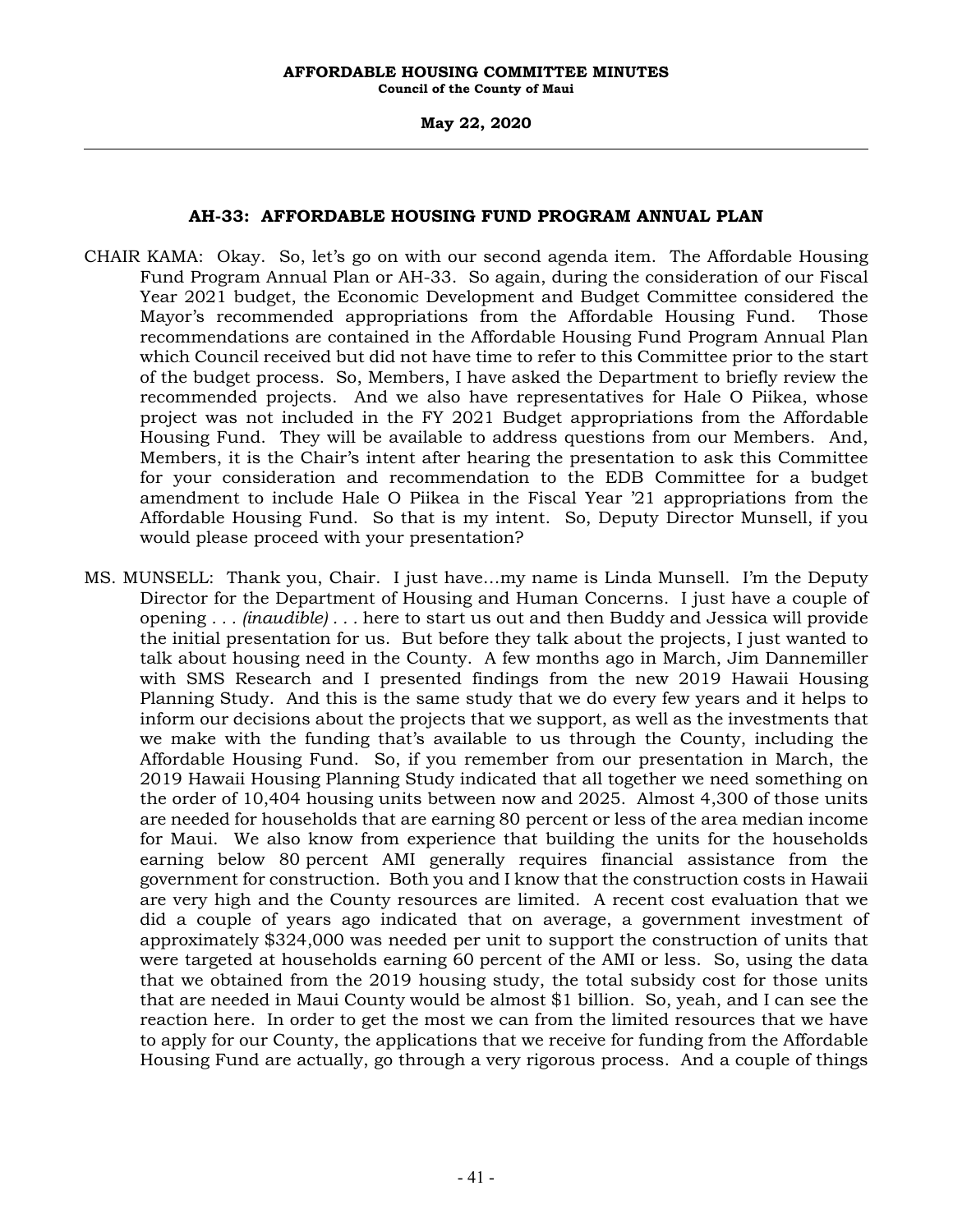## AH-33: AFFORDABLE HOUSING FUND PROGRAM ANNUAL PLAN

CHAIR KAMA: Okay. So, let's go on with our second agenda item. The Affordable Housing Fund Program Annual Plan or AH-33. So again, during the consideration of our Fiscal Year 2021 budget, the Economic Development and Budget Committee considered the Mayor's recommended appropriations from the Affordable Housing Fund. Those recommendations are contained in the Affordable Housing Fund Program Annual Plan which Council received but did not have time to refer to this Committee prior to the start of the budget process. So, Members, I have asked the Department to briefly review the recommended projects. And we also have representatives for Hale O Piikea, whose project was not included in the FY 2021 Budget appropriations from the Affordable Housing Fund. They will be available to address questions from our Members. And, Members, it is the Chair's intent after hearing the presentation to ask this Committee for your consideration and recommendation to the EDB Committee for a budget amendment to include Hale O Piikea in the Fiscal Year '21 appropriations from the Affordable Housing Fund. So that is my intent. So, Deputy Director Munsell, if you would please proceed with your presentation?

MS. MUNSELL: Thank you, Chair. I just have…my name is Linda Munsell. I'm the Deputy Director for the Department of Housing and Human Concerns. I just have a couple of opening . . . *(inaudible)* . . . here to start us out and then Buddy and Jessica will provide the initial presentation for us. But before they talk about the projects, I just wanted to talk about housing need in the County. A few months ago in March, Jim Dannemiller with SMS Research and I presented findings from the new 2019 Hawaii Housing Planning Study. And this is the same study that we do every few years and it helps to inform our decisions about the projects that we support, as well as the investments that we make with the funding that's available to us through the County, including the Affordable Housing Fund. So, if you remember from our presentation in March, the 2019 Hawaii Housing Planning Study indicated that all together we need something on the order of 10,404 housing units between now and 2025. Almost 4,300 of those units are needed for households that are earning 80 percent or less of the area median income for Maui. We also know from experience that building the units for the households earning below 80 percent AMI generally requires financial assistance from the government for construction. Both you and I know that the construction costs in Hawaii are very high and the County resources are limited. A recent cost evaluation that we did a couple of years ago indicated that on average, a government investment of approximately $324,000 was needed per unit to support the construction of units that were targeted at households earning 60 percent of the AMI or less. So, using the data that we obtained from the 2019 housing study, the total subsidy cost for those units that are needed in Maui County would be almost $1 billion. So, yeah, and I can see the reaction here. In order to get the most we can from the limited resources that we have to apply for our County, the applications that we receive for funding from the Affordable Housing Fund are actually, go through a very rigorous process. And a couple of things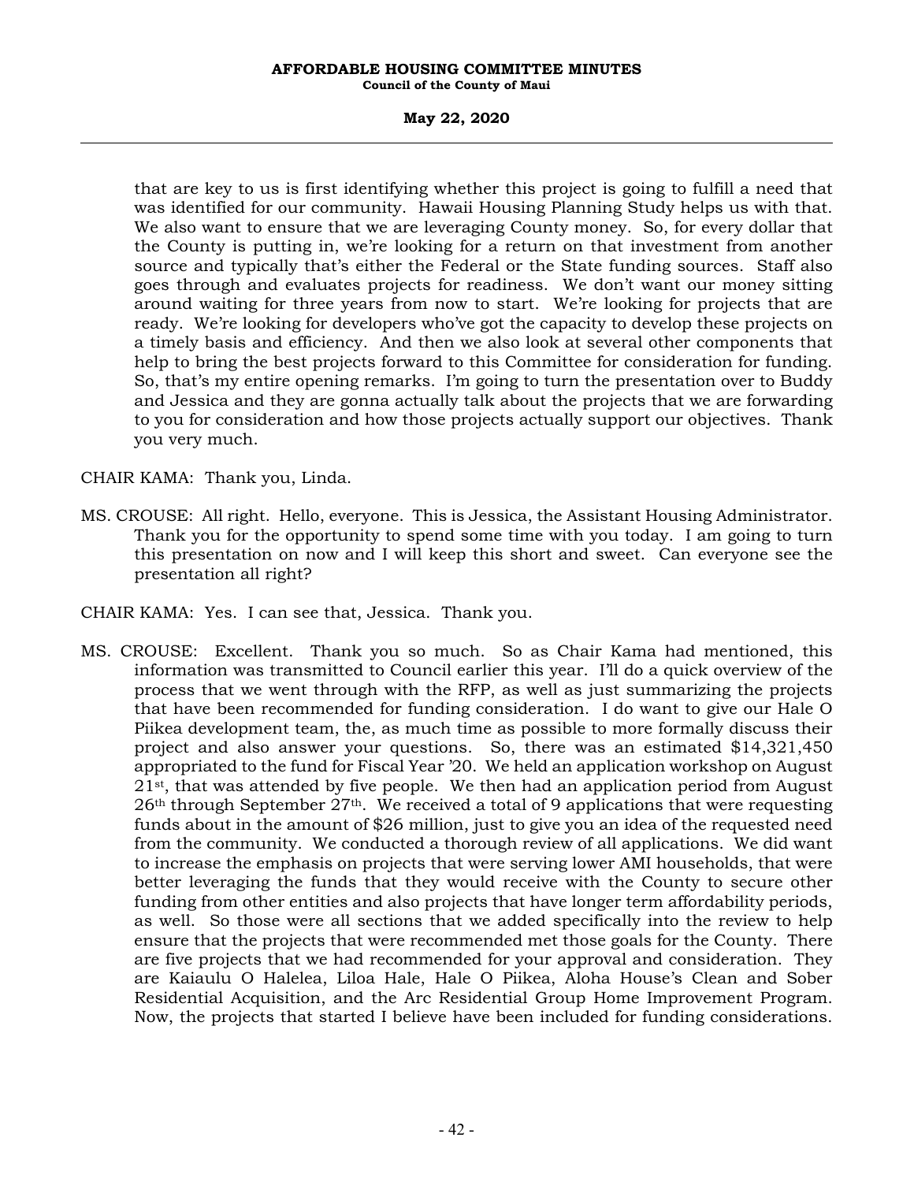that are key to us is first identifying whether this project is going to fulfill a need that was identified for our community. Hawaii Housing Planning Study helps us with that. We also want to ensure that we are leveraging County money. So, for every dollar that the County is putting in, we're looking for a return on that investment from another source and typically that's either the Federal or the State funding sources. Staff also goes through and evaluates projects for readiness. We don't want our money sitting around waiting for three years from now to start. We're looking for projects that are ready. We're looking for developers who've got the capacity to develop these projects on a timely basis and efficiency. And then we also look at several other components that help to bring the best projects forward to this Committee for consideration for funding. So, that's my entire opening remarks. I'm going to turn the presentation over to Buddy and Jessica and they are gonna actually talk about the projects that we are forwarding to you for consideration and how those projects actually support our objectives. Thank you very much.

CHAIR KAMA: Thank you, Linda.

MS. CROUSE: All right. Hello, everyone. This is Jessica, the Assistant Housing Administrator. Thank you for the opportunity to spend some time with you today. I am going to turn this presentation on now and I will keep this short and sweet. Can everyone see the presentation all right?

CHAIR KAMA: Yes. I can see that, Jessica. Thank you.

MS. CROUSE: Excellent. Thank you so much. So as Chair Kama had mentioned, this information was transmitted to Council earlier this year. I'll do a quick overview of the process that we went through with the RFP, as well as just summarizing the projects that have been recommended for funding consideration. I do want to give our Hale O Piikea development team, the, as much time as possible to more formally discuss their project and also answer your questions. So, there was an estimated $14,321,450 appropriated to the fund for Fiscal Year '20. We held an application workshop on August 21st, that was attended by five people. We then had an application period from August 26th through September 27th. We received a total of 9 applications that were requesting funds about in the amount of $26 million, just to give you an idea of the requested need from the community. We conducted a thorough review of all applications. We did want to increase the emphasis on projects that were serving lower AMI households, that were better leveraging the funds that they would receive with the County to secure other funding from other entities and also projects that have longer term affordability periods, as well. So those were all sections that we added specifically into the review to help ensure that the projects that were recommended met those goals for the County. There are five projects that we had recommended for your approval and consideration. They are Kaiaulu O Halelea, Liloa Hale, Hale O Piikea, Aloha House's Clean and Sober Residential Acquisition, and the Arc Residential Group Home Improvement Program. Now, the projects that started I believe have been included for funding considerations.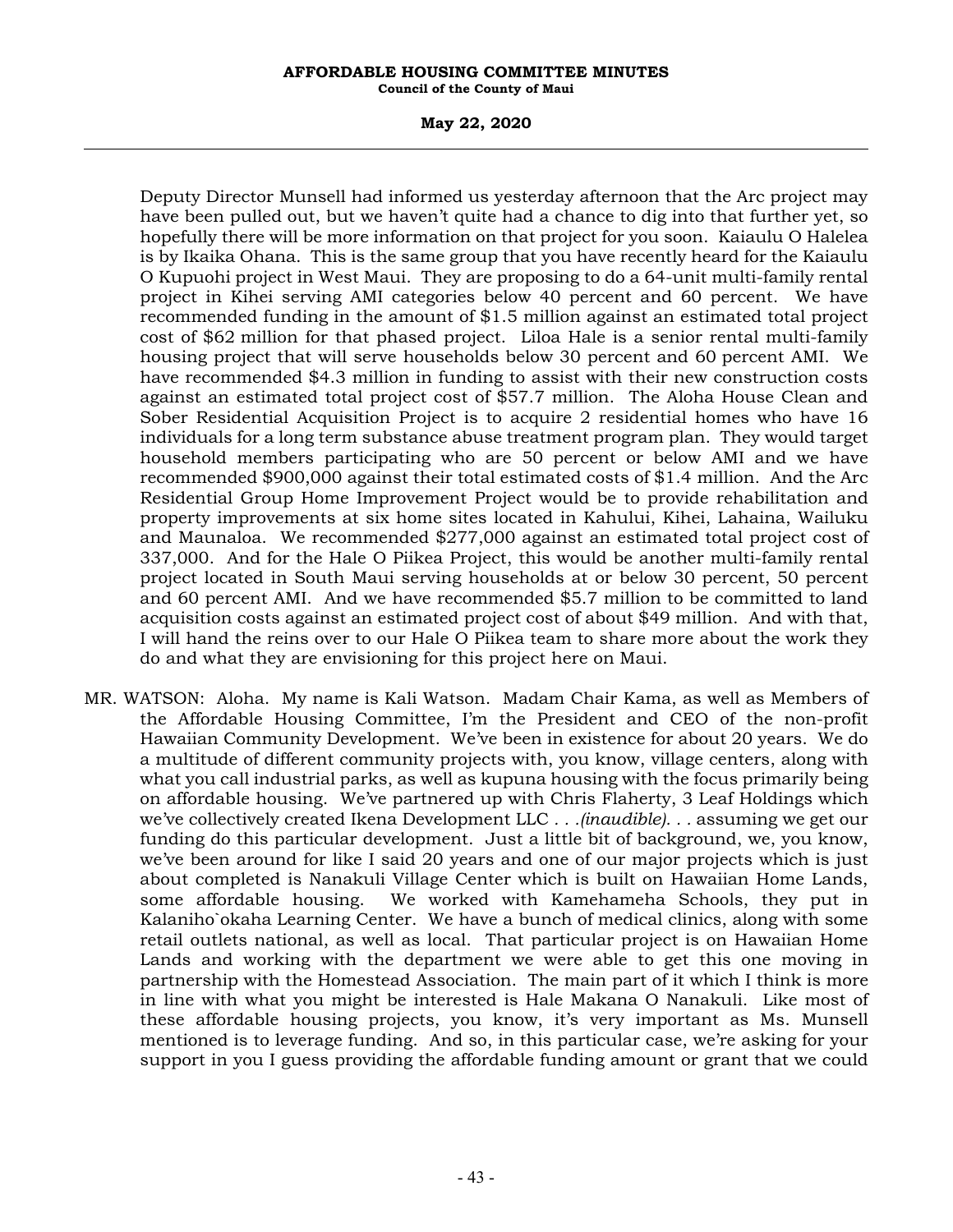Deputy Director Munsell had informed us yesterday afternoon that the Arc project may have been pulled out, but we haven't quite had a chance to dig into that further yet, so hopefully there will be more information on that project for you soon. Kaiaulu O Halelea is by Ikaika Ohana. This is the same group that you have recently heard for the Kaiaulu O Kupuohi project in West Maui. They are proposing to do a 64-unit multi-family rental project in Kihei serving AMI categories below 40 percent and 60 percent. We have recommended funding in the amount of $1.5 million against an estimated total project cost of $62 million for that phased project. Liloa Hale is a senior rental multi-family housing project that will serve households below 30 percent and 60 percent AMI. We have recommended $4.3 million in funding to assist with their new construction costs against an estimated total project cost of $57.7 million. The Aloha House Clean and Sober Residential Acquisition Project is to acquire 2 residential homes who have 16 individuals for a long term substance abuse treatment program plan. They would target household members participating who are 50 percent or below AMI and we have recommended $900,000 against their total estimated costs of $1.4 million. And the Arc Residential Group Home Improvement Project would be to provide rehabilitation and property improvements at six home sites located in Kahului, Kihei, Lahaina, Wailuku and Maunaloa. We recommended $277,000 against an estimated total project cost of 337,000. And for the Hale O Piikea Project, this would be another multi-family rental project located in South Maui serving households at or below 30 percent, 50 percent and 60 percent AMI. And we have recommended $5.7 million to be committed to land acquisition costs against an estimated project cost of about $49 million. And with that, I will hand the reins over to our Hale O Piikea team to share more about the work they do and what they are envisioning for this project here on Maui.

MR. WATSON: Aloha. My name is Kali Watson. Madam Chair Kama, as well as Members of the Affordable Housing Committee, I'm the President and CEO of the non-profit Hawaiian Community Development. We've been in existence for about 20 years. We do a multitude of different community projects with, you know, village centers, along with what you call industrial parks, as well as kupuna housing with the focus primarily being on affordable housing. We've partnered up with Chris Flaherty, 3 Leaf Holdings which we've collectively created Ikena Development LLC . . .*(inaudible)*. . . assuming we get our funding do this particular development. Just a little bit of background, we, you know, we've been around for like I said 20 years and one of our major projects which is just about completed is Nanakuli Village Center which is built on Hawaiian Home Lands, some affordable housing. We worked with Kamehameha Schools, they put in Kalaniho`okaha Learning Center. We have a bunch of medical clinics, along with some retail outlets national, as well as local. That particular project is on Hawaiian Home Lands and working with the department we were able to get this one moving in partnership with the Homestead Association. The main part of it which I think is more in line with what you might be interested is Hale Makana O Nanakuli. Like most of these affordable housing projects, you know, it's very important as Ms. Munsell mentioned is to leverage funding. And so, in this particular case, we're asking for your support in you I guess providing the affordable funding amount or grant that we could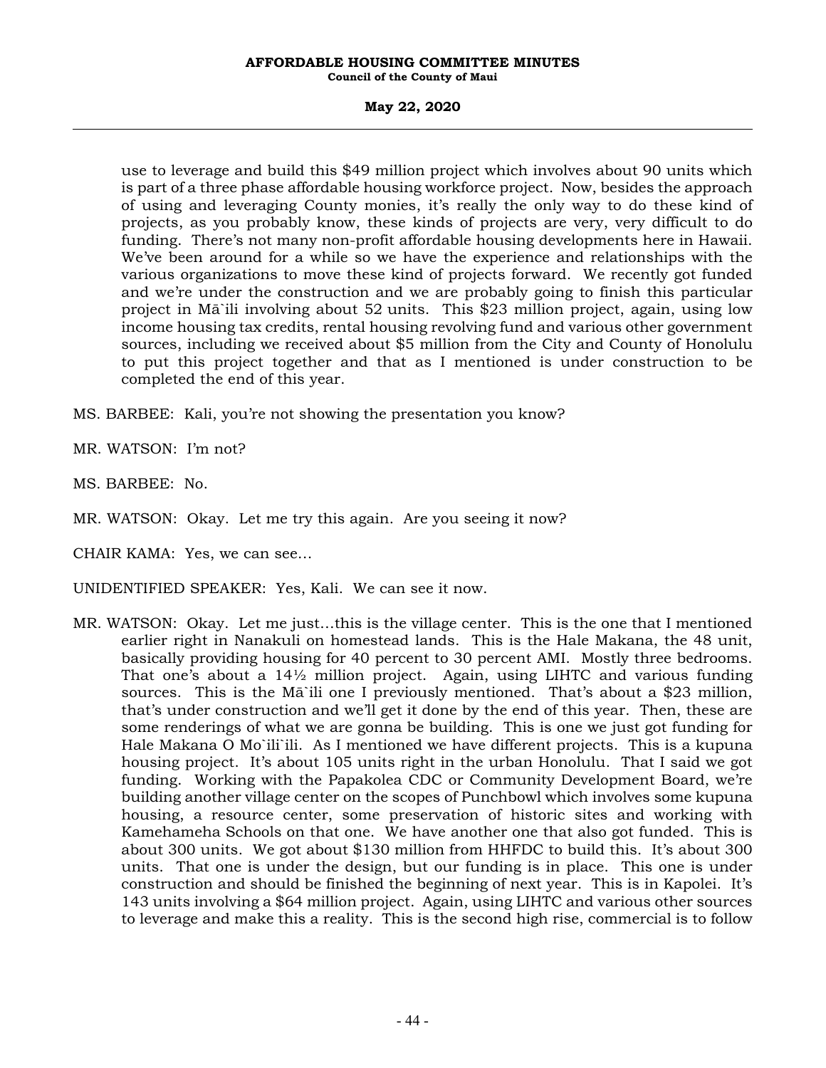use to leverage and build this $49 million project which involves about 90 units which is part of a three phase affordable housing workforce project. Now, besides the approach of using and leveraging County monies, it's really the only way to do these kind of projects, as you probably know, these kinds of projects are very, very difficult to do funding. There's not many non-profit affordable housing developments here in Hawaii. We've been around for a while so we have the experience and relationships with the various organizations to move these kind of projects forward. We recently got funded and we're under the construction and we are probably going to finish this particular project in Mā`ili involving about 52 units. This $23 million project, again, using low income housing tax credits, rental housing revolving fund and various other government sources, including we received about $5 million from the City and County of Honolulu to put this project together and that as I mentioned is under construction to be completed the end of this year.

MS. BARBEE: Kali, you're not showing the presentation you know?

MR. WATSON: I'm not?

MS. BARBEE: No.

MR. WATSON: Okay. Let me try this again. Are you seeing it now?

CHAIR KAMA: Yes, we can see...

UNIDENTIFIED SPEAKER: Yes, Kali. We can see it now.

MR. WATSON: Okay. Let me just...this is the village center. This is the one that I mentioned earlier right in Nanakuli on homestead lands. This is the Hale Makana, the 48 unit, basically providing housing for 40 percent to 30 percent AMI. Mostly three bedrooms. That one's about a 14½ million project. Again, using LIHTC and various funding sources. This is the Mā`ili one I previously mentioned. That's about a $23 million, that's under construction and we'll get it done by the end of this year. Then, these are some renderings of what we are gonna be building. This is one we just got funding for Hale Makana O Mo`ili`ili. As I mentioned we have different projects. This is a kupuna housing project. It's about 105 units right in the urban Honolulu. That I said we got funding. Working with the Papakolea CDC or Community Development Board, we're building another village center on the scopes of Punchbowl which involves some kupuna housing, a resource center, some preservation of historic sites and working with Kamehameha Schools on that one. We have another one that also got funded. This is about 300 units. We got about $130 million from HHFDC to build this. It's about 300 units. That one is under the design, but our funding is in place. This one is under construction and should be finished the beginning of next year. This is in Kapolei. It's 143 units involving a $64 million project. Again, using LIHTC and various other sources to leverage and make this a reality. This is the second high rise, commercial is to follow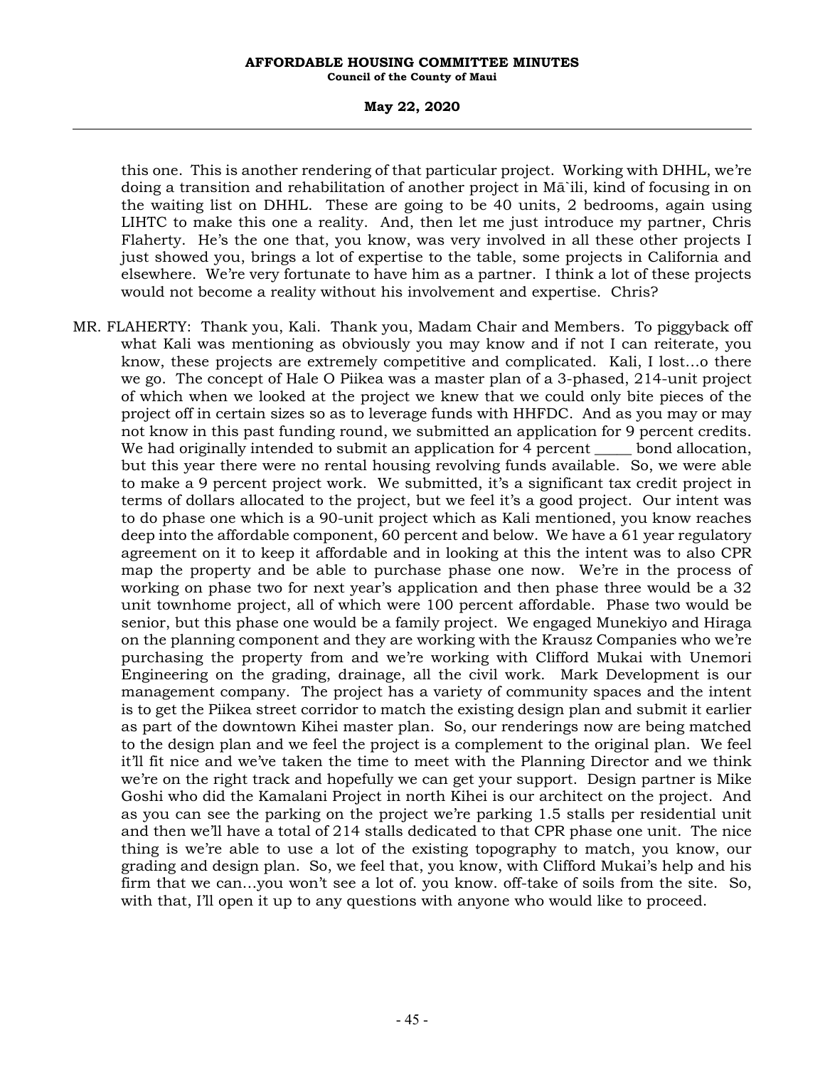this one. This is another rendering of that particular project. Working with DHHL, we're doing a transition and rehabilitation of another project in Mā`ili, kind of focusing in on the waiting list on DHHL. These are going to be 40 units, 2 bedrooms, again using LIHTC to make this one a reality. And, then let me just introduce my partner, Chris Flaherty. He's the one that, you know, was very involved in all these other projects I just showed you, brings a lot of expertise to the table, some projects in California and elsewhere. We're very fortunate to have him as a partner. I think a lot of these projects would not become a reality without his involvement and expertise. Chris?

MR. FLAHERTY: Thank you, Kali. Thank you, Madam Chair and Members. To piggyback off what Kali was mentioning as obviously you may know and if not I can reiterate, you know, these projects are extremely competitive and complicated. Kali, I lost...o there we go. The concept of Hale O Piikea was a master plan of a 3-phased, 214-unit project of which when we looked at the project we knew that we could only bite pieces of the project off in certain sizes so as to leverage funds with HHFDC. And as you may or may not know in this past funding round, we submitted an application for 9 percent credits. We had originally intended to submit an application for 4 percent _____ bond allocation, but this year there were no rental housing revolving funds available. So, we were able to make a 9 percent project work. We submitted, it's a significant tax credit project in terms of dollars allocated to the project, but we feel it's a good project. Our intent was to do phase one which is a 90-unit project which as Kali mentioned, you know reaches deep into the affordable component, 60 percent and below. We have a 61 year regulatory agreement on it to keep it affordable and in looking at this the intent was to also CPR map the property and be able to purchase phase one now. We're in the process of working on phase two for next year's application and then phase three would be a 32 unit townhome project, all of which were 100 percent affordable. Phase two would be senior, but this phase one would be a family project. We engaged Munekiyo and Hiraga on the planning component and they are working with the Krausz Companies who we're purchasing the property from and we're working with Clifford Mukai with Unemori Engineering on the grading, drainage, all the civil work. Mark Development is our management company. The project has a variety of community spaces and the intent is to get the Piikea street corridor to match the existing design plan and submit it earlier as part of the downtown Kihei master plan. So, our renderings now are being matched to the design plan and we feel the project is a complement to the original plan. We feel it'll fit nice and we've taken the time to meet with the Planning Director and we think we're on the right track and hopefully we can get your support. Design partner is Mike Goshi who did the Kamalani Project in north Kihei is our architect on the project. And as you can see the parking on the project we're parking 1.5 stalls per residential unit and then we'll have a total of 214 stalls dedicated to that CPR phase one unit. The nice thing is we're able to use a lot of the existing topography to match, you know, our grading and design plan. So, we feel that, you know, with Clifford Mukai's help and his firm that we can...you won't see a lot of. you know. off-take of soils from the site. So, with that, I'll open it up to any questions with anyone who would like to proceed.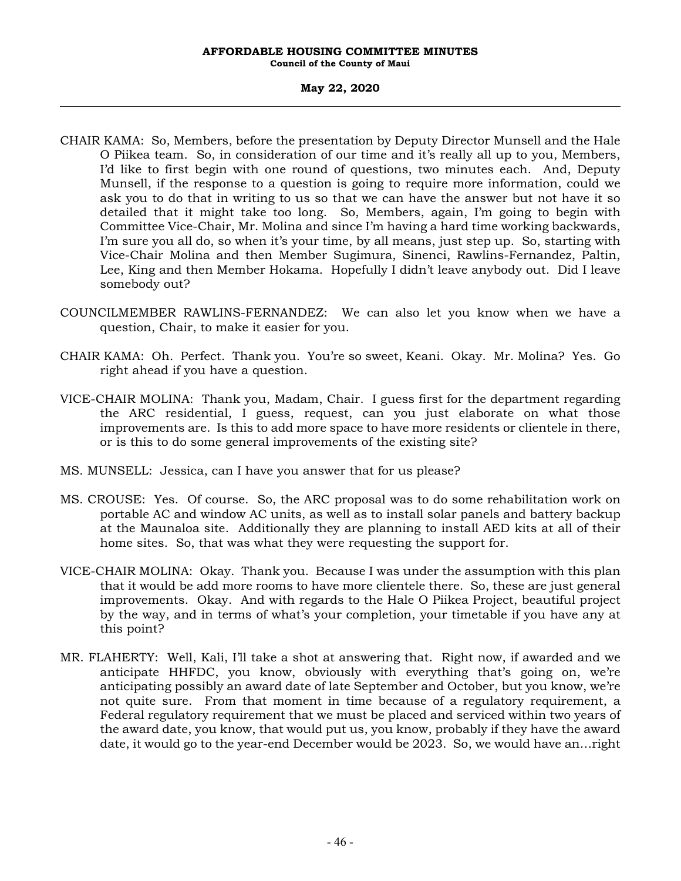CHAIR KAMA: So, Members, before the presentation by Deputy Director Munsell and the Hale O Piikea team. So, in consideration of our time and it's really all up to you, Members, I'd like to first begin with one round of questions, two minutes each. And, Deputy Munsell, if the response to a question is going to require more information, could we ask you to do that in writing to us so that we can have the answer but not have it so detailed that it might take too long. So, Members, again, I'm going to begin with Committee Vice-Chair, Mr. Molina and since I'm having a hard time working backwards, I'm sure you all do, so when it's your time, by all means, just step up. So, starting with Vice-Chair Molina and then Member Sugimura, Sinenci, Rawlins-Fernandez, Paltin, Lee, King and then Member Hokama. Hopefully I didn't leave anybody out. Did I leave somebody out?

COUNCILMEMBER RAWLINS-FERNANDEZ: We can also let you know when we have a question, Chair, to make it easier for you.

CHAIR KAMA: Oh. Perfect. Thank you. You're so sweet, Keani. Okay. Mr. Molina? Yes. Go right ahead if you have a question.

VICE-CHAIR MOLINA: Thank you, Madam, Chair. I guess first for the department regarding the ARC residential, I guess, request, can you just elaborate on what those improvements are. Is this to add more space to have more residents or clientele in there, or is this to do some general improvements of the existing site?

MS. MUNSELL: Jessica, can I have you answer that for us please?

MS. CROUSE: Yes. Of course. So, the ARC proposal was to do some rehabilitation work on portable AC and window AC units, as well as to install solar panels and battery backup at the Maunaloa site. Additionally they are planning to install AED kits at all of their home sites. So, that was what they were requesting the support for.

VICE-CHAIR MOLINA: Okay. Thank you. Because I was under the assumption with this plan that it would be add more rooms to have more clientele there. So, these are just general improvements. Okay. And with regards to the Hale O Piikea Project, beautiful project by the way, and in terms of what's your completion, your timetable if you have any at this point?

MR. FLAHERTY: Well, Kali, I'll take a shot at answering that. Right now, if awarded and we anticipate HHFDC, you know, obviously with everything that's going on, we're anticipating possibly an award date of late September and October, but you know, we're not quite sure. From that moment in time because of a regulatory requirement, a Federal regulatory requirement that we must be placed and serviced within two years of the award date, you know, that would put us, you know, probably if they have the award date, it would go to the year-end December would be 2023. So, we would have an...right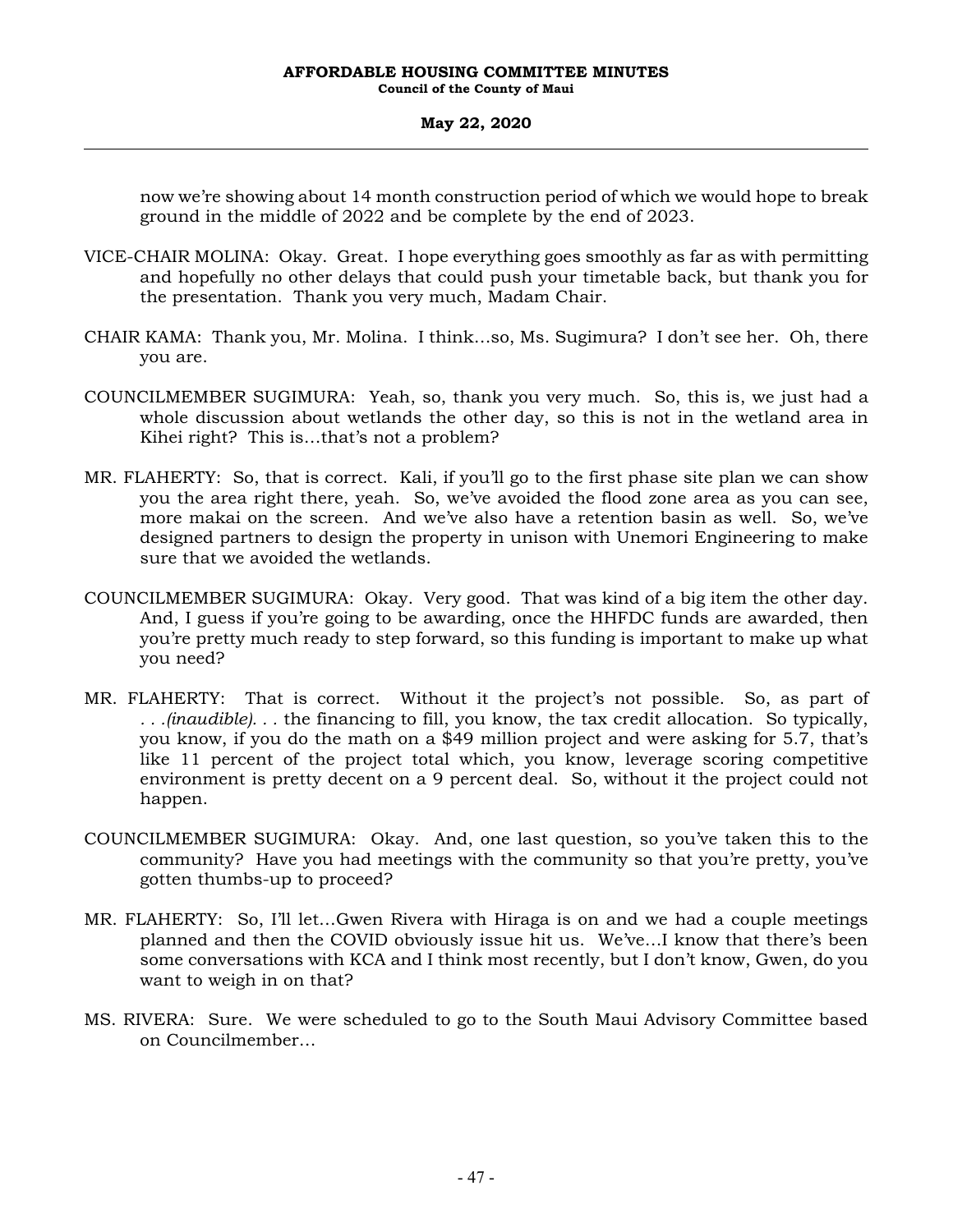now we're showing about 14 month construction period of which we would hope to break ground in the middle of 2022 and be complete by the end of 2023.

VICE-CHAIR MOLINA: Okay. Great. I hope everything goes smoothly as far as with permitting and hopefully no other delays that could push your timetable back, but thank you for the presentation. Thank you very much, Madam Chair.

CHAIR KAMA: Thank you, Mr. Molina. I think…so, Ms. Sugimura? I don't see her. Oh, there you are.

COUNCILMEMBER SUGIMURA: Yeah, so, thank you very much. So, this is, we just had a whole discussion about wetlands the other day, so this is not in the wetland area in Kihei right? This is…that's not a problem?

MR. FLAHERTY: So, that is correct. Kali, if you'll go to the first phase site plan we can show you the area right there, yeah. So, we've avoided the flood zone area as you can see, more makai on the screen. And we've also have a retention basin as well. So, we've designed partners to design the property in unison with Unemori Engineering to make sure that we avoided the wetlands.

COUNCILMEMBER SUGIMURA: Okay. Very good. That was kind of a big item the other day. And, I guess if you're going to be awarding, once the HHFDC funds are awarded, then you're pretty much ready to step forward, so this funding is important to make up what you need?

MR. FLAHERTY: That is correct. Without it the project's not possible. So, as part of . . .*(inaudible)*. . . the financing to fill, you know, the tax credit allocation. So typically, you know, if you do the math on a $49 million project and were asking for 5.7, that's like 11 percent of the project total which, you know, leverage scoring competitive environment is pretty decent on a 9 percent deal. So, without it the project could not happen.

COUNCILMEMBER SUGIMURA: Okay. And, one last question, so you've taken this to the community? Have you had meetings with the community so that you're pretty, you've gotten thumbs-up to proceed?

MR. FLAHERTY: So, I'll let…Gwen Rivera with Hiraga is on and we had a couple meetings planned and then the COVID obviously issue hit us. We've…I know that there's been some conversations with KCA and I think most recently, but I don't know, Gwen, do you want to weigh in on that?

MS. RIVERA: Sure. We were scheduled to go to the South Maui Advisory Committee based on Councilmember…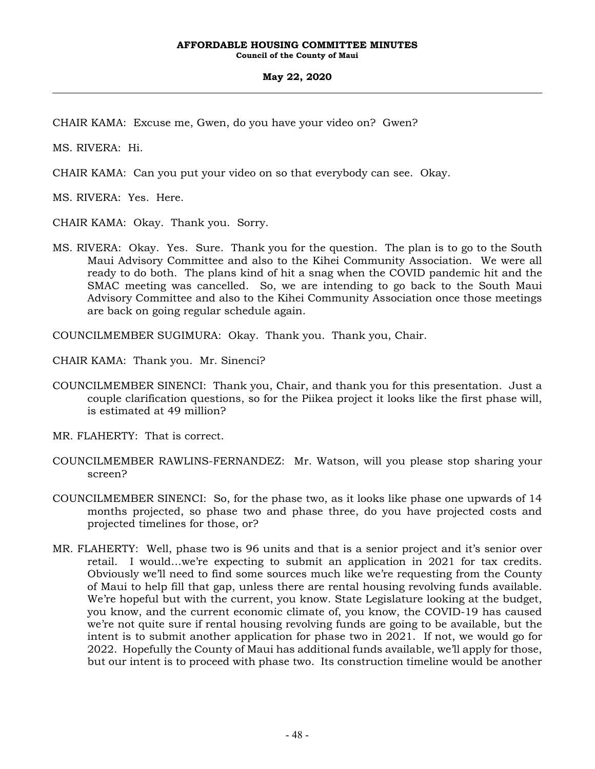CHAIR KAMA: Excuse me, Gwen, do you have your video on? Gwen?

MS. RIVERA: Hi.

CHAIR KAMA: Can you put your video on so that everybody can see. Okay.

MS. RIVERA: Yes. Here.

CHAIR KAMA: Okay. Thank you. Sorry.

MS. RIVERA: Okay. Yes. Sure. Thank you for the question. The plan is to go to the South Maui Advisory Committee and also to the Kihei Community Association. We were all ready to do both. The plans kind of hit a snag when the COVID pandemic hit and the SMAC meeting was cancelled. So, we are intending to go back to the South Maui Advisory Committee and also to the Kihei Community Association once those meetings are back on going regular schedule again.

COUNCILMEMBER SUGIMURA: Okay. Thank you. Thank you, Chair.

CHAIR KAMA: Thank you. Mr. Sinenci?

COUNCILMEMBER SINENCI: Thank you, Chair, and thank you for this presentation. Just a couple clarification questions, so for the Piikea project it looks like the first phase will, is estimated at 49 million?

MR. FLAHERTY: That is correct.

COUNCILMEMBER RAWLINS-FERNANDEZ: Mr. Watson, will you please stop sharing your screen?

COUNCILMEMBER SINENCI: So, for the phase two, as it looks like phase one upwards of 14 months projected, so phase two and phase three, do you have projected costs and projected timelines for those, or?

MR. FLAHERTY: Well, phase two is 96 units and that is a senior project and it's senior over retail. I would...we're expecting to submit an application in 2021 for tax credits. Obviously we'll need to find some sources much like we're requesting from the County of Maui to help fill that gap, unless there are rental housing revolving funds available. We're hopeful but with the current, you know. State Legislature looking at the budget, you know, and the current economic climate of, you know, the COVID-19 has caused we're not quite sure if rental housing revolving funds are going to be available, but the intent is to submit another application for phase two in 2021. If not, we would go for 2022. Hopefully the County of Maui has additional funds available, we'll apply for those, but our intent is to proceed with phase two. Its construction timeline would be another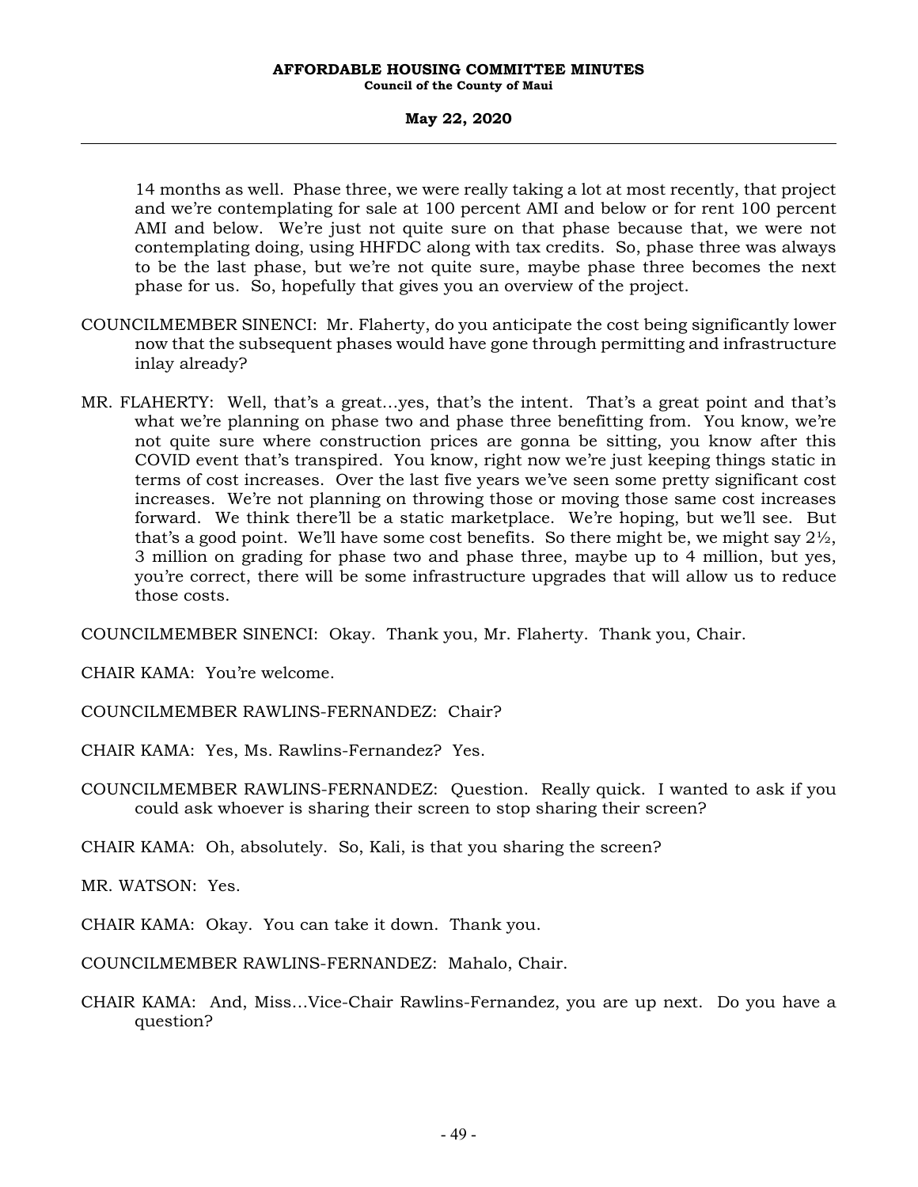14 months as well. Phase three, we were really taking a lot at most recently, that project and we're contemplating for sale at 100 percent AMI and below or for rent 100 percent AMI and below. We're just not quite sure on that phase because that, we were not contemplating doing, using HHFDC along with tax credits. So, phase three was always to be the last phase, but we're not quite sure, maybe phase three becomes the next phase for us. So, hopefully that gives you an overview of the project.

COUNCILMEMBER SINENCI: Mr. Flaherty, do you anticipate the cost being significantly lower now that the subsequent phases would have gone through permitting and infrastructure inlay already?

MR. FLAHERTY: Well, that's a great…yes, that's the intent. That's a great point and that's what we're planning on phase two and phase three benefitting from. You know, we're not quite sure where construction prices are gonna be sitting, you know after this COVID event that's transpired. You know, right now we're just keeping things static in terms of cost increases. Over the last five years we've seen some pretty significant cost increases. We're not planning on throwing those or moving those same cost increases forward. We think there'll be a static marketplace. We're hoping, but we'll see. But that's a good point. We'll have some cost benefits. So there might be, we might say 2½, 3 million on grading for phase two and phase three, maybe up to 4 million, but yes, you're correct, there will be some infrastructure upgrades that will allow us to reduce those costs.

COUNCILMEMBER SINENCI: Okay. Thank you, Mr. Flaherty. Thank you, Chair.

CHAIR KAMA: You're welcome.

COUNCILMEMBER RAWLINS-FERNANDEZ: Chair?

CHAIR KAMA: Yes, Ms. Rawlins-Fernandez? Yes.

COUNCILMEMBER RAWLINS-FERNANDEZ: Question. Really quick. I wanted to ask if you could ask whoever is sharing their screen to stop sharing their screen?

CHAIR KAMA: Oh, absolutely. So, Kali, is that you sharing the screen?

MR. WATSON: Yes.

CHAIR KAMA: Okay. You can take it down. Thank you.

COUNCILMEMBER RAWLINS-FERNANDEZ: Mahalo, Chair.

CHAIR KAMA: And, Miss…Vice-Chair Rawlins-Fernandez, you are up next. Do you have a question?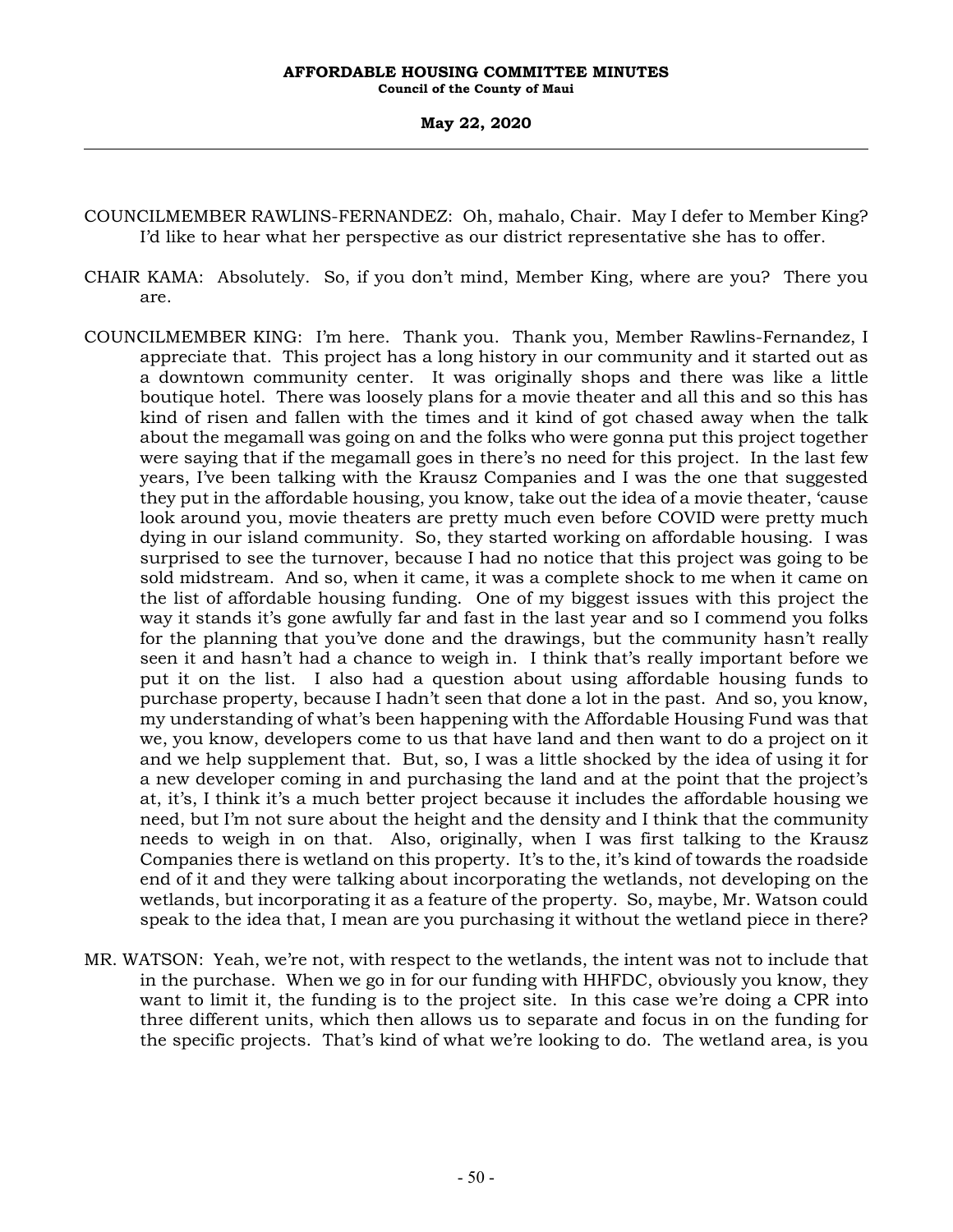COUNCILMEMBER RAWLINS-FERNANDEZ: Oh, mahalo, Chair. May I defer to Member King? I'd like to hear what her perspective as our district representative she has to offer.

CHAIR KAMA: Absolutely. So, if you don't mind, Member King, where are you? There you are.

COUNCILMEMBER KING: I'm here. Thank you. Thank you, Member Rawlins-Fernandez, I appreciate that. This project has a long history in our community and it started out as a downtown community center. It was originally shops and there was like a little boutique hotel. There was loosely plans for a movie theater and all this and so this has kind of risen and fallen with the times and it kind of got chased away when the talk about the megamall was going on and the folks who were gonna put this project together were saying that if the megamall goes in there's no need for this project. In the last few years, I've been talking with the Krausz Companies and I was the one that suggested they put in the affordable housing, you know, take out the idea of a movie theater, 'cause look around you, movie theaters are pretty much even before COVID were pretty much dying in our island community. So, they started working on affordable housing. I was surprised to see the turnover, because I had no notice that this project was going to be sold midstream. And so, when it came, it was a complete shock to me when it came on the list of affordable housing funding. One of my biggest issues with this project the way it stands it's gone awfully far and fast in the last year and so I commend you folks for the planning that you've done and the drawings, but the community hasn't really seen it and hasn't had a chance to weigh in. I think that's really important before we put it on the list. I also had a question about using affordable housing funds to purchase property, because I hadn't seen that done a lot in the past. And so, you know, my understanding of what's been happening with the Affordable Housing Fund was that we, you know, developers come to us that have land and then want to do a project on it and we help supplement that. But, so, I was a little shocked by the idea of using it for a new developer coming in and purchasing the land and at the point that the project's at, it's, I think it's a much better project because it includes the affordable housing we need, but I'm not sure about the height and the density and I think that the community needs to weigh in on that. Also, originally, when I was first talking to the Krausz Companies there is wetland on this property. It's to the, it's kind of towards the roadside end of it and they were talking about incorporating the wetlands, not developing on the wetlands, but incorporating it as a feature of the property. So, maybe, Mr. Watson could speak to the idea that, I mean are you purchasing it without the wetland piece in there?

MR. WATSON: Yeah, we're not, with respect to the wetlands, the intent was not to include that in the purchase. When we go in for our funding with HHFDC, obviously you know, they want to limit it, the funding is to the project site. In this case we're doing a CPR into three different units, which then allows us to separate and focus in on the funding for the specific projects. That's kind of what we're looking to do. The wetland area, is you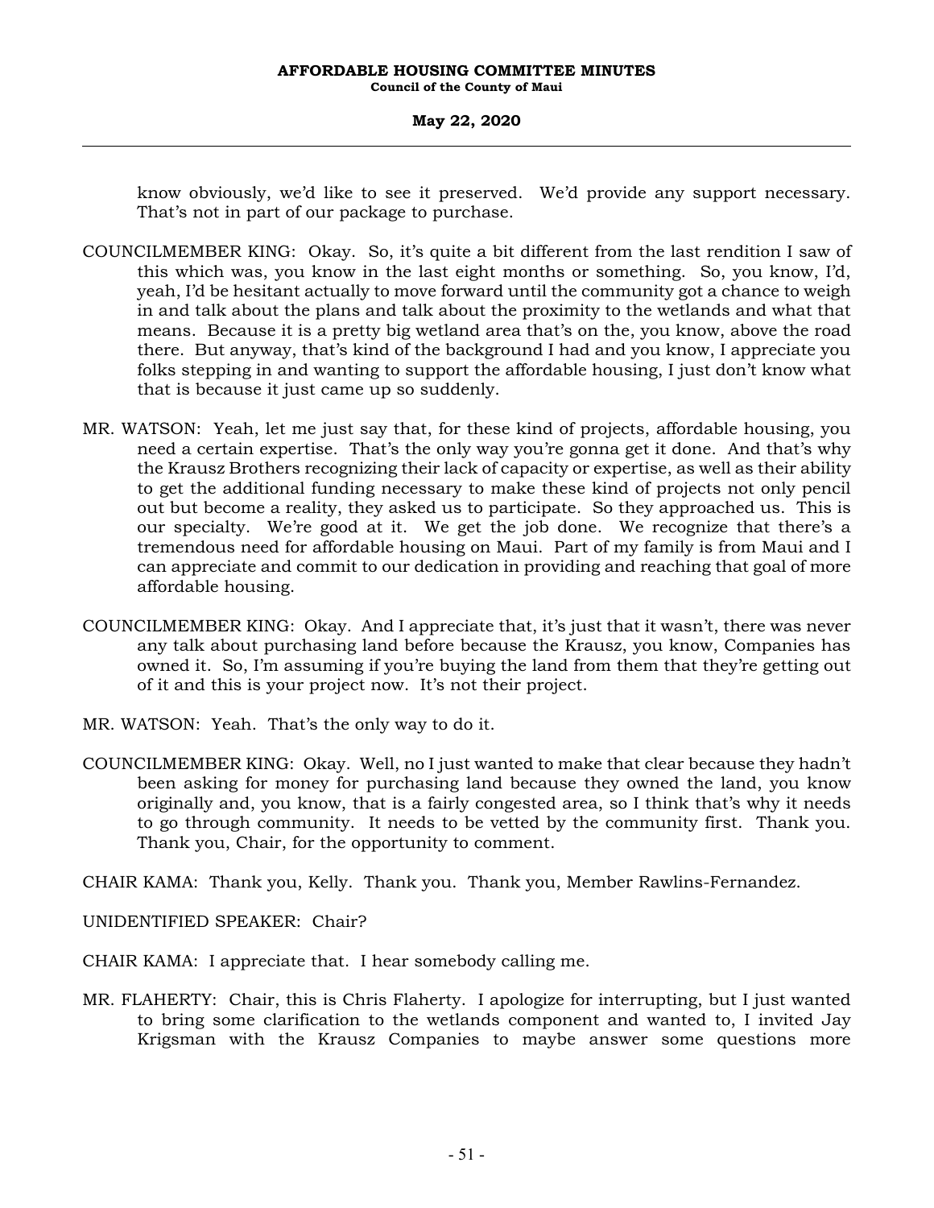know obviously, we'd like to see it preserved. We'd provide any support necessary. That's not in part of our package to purchase.

COUNCILMEMBER KING: Okay. So, it's quite a bit different from the last rendition I saw of this which was, you know in the last eight months or something. So, you know, I'd, yeah, I'd be hesitant actually to move forward until the community got a chance to weigh in and talk about the plans and talk about the proximity to the wetlands and what that means. Because it is a pretty big wetland area that's on the, you know, above the road there. But anyway, that's kind of the background I had and you know, I appreciate you folks stepping in and wanting to support the affordable housing, I just don't know what that is because it just came up so suddenly.

MR. WATSON: Yeah, let me just say that, for these kind of projects, affordable housing, you need a certain expertise. That's the only way you're gonna get it done. And that's why the Krausz Brothers recognizing their lack of capacity or expertise, as well as their ability to get the additional funding necessary to make these kind of projects not only pencil out but become a reality, they asked us to participate. So they approached us. This is our specialty. We're good at it. We get the job done. We recognize that there's a tremendous need for affordable housing on Maui. Part of my family is from Maui and I can appreciate and commit to our dedication in providing and reaching that goal of more affordable housing.

COUNCILMEMBER KING: Okay. And I appreciate that, it's just that it wasn't, there was never any talk about purchasing land before because the Krausz, you know, Companies has owned it. So, I'm assuming if you're buying the land from them that they're getting out of it and this is your project now. It's not their project.

MR. WATSON: Yeah. That's the only way to do it.

COUNCILMEMBER KING: Okay. Well, no I just wanted to make that clear because they hadn't been asking for money for purchasing land because they owned the land, you know originally and, you know, that is a fairly congested area, so I think that's why it needs to go through community. It needs to be vetted by the community first. Thank you. Thank you, Chair, for the opportunity to comment.

CHAIR KAMA: Thank you, Kelly. Thank you. Thank you, Member Rawlins-Fernandez.

UNIDENTIFIED SPEAKER: Chair?

CHAIR KAMA: I appreciate that. I hear somebody calling me.

MR. FLAHERTY: Chair, this is Chris Flaherty. I apologize for interrupting, but I just wanted to bring some clarification to the wetlands component and wanted to, I invited Jay Krigsman with the Krausz Companies to maybe answer some questions more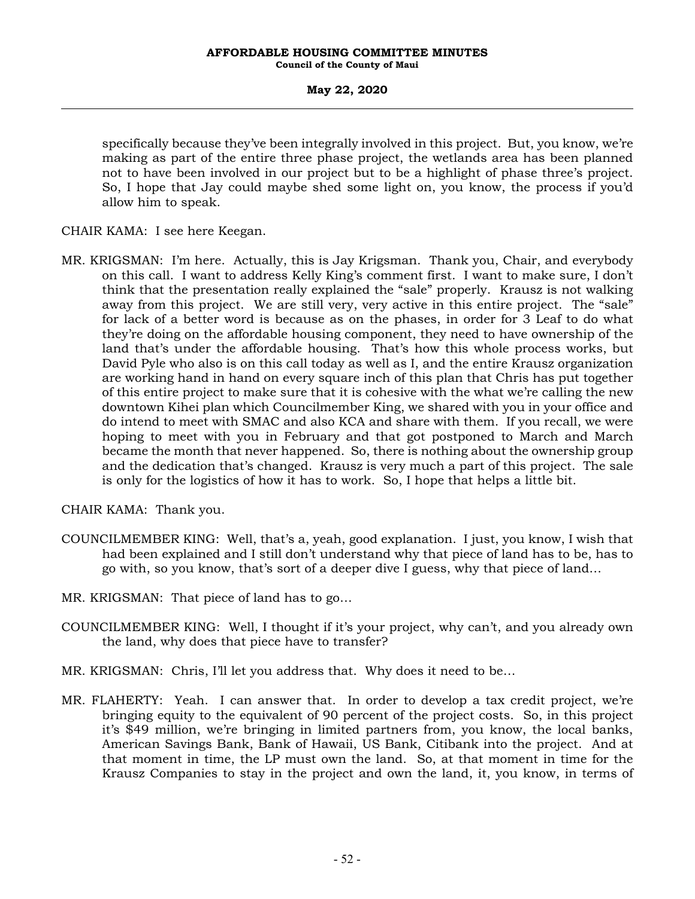specifically because they've been integrally involved in this project. But, you know, we're making as part of the entire three phase project, the wetlands area has been planned not to have been involved in our project but to be a highlight of phase three's project. So, I hope that Jay could maybe shed some light on, you know, the process if you'd allow him to speak.

CHAIR KAMA: I see here Keegan.

MR. KRIGSMAN: I'm here. Actually, this is Jay Krigsman. Thank you, Chair, and everybody on this call. I want to address Kelly King's comment first. I want to make sure, I don't think that the presentation really explained the "sale" properly. Krausz is not walking away from this project. We are still very, very active in this entire project. The "sale" for lack of a better word is because as on the phases, in order for 3 Leaf to do what they're doing on the affordable housing component, they need to have ownership of the land that's under the affordable housing. That's how this whole process works, but David Pyle who also is on this call today as well as I, and the entire Krausz organization are working hand in hand on every square inch of this plan that Chris has put together of this entire project to make sure that it is cohesive with the what we're calling the new downtown Kihei plan which Councilmember King, we shared with you in your office and do intend to meet with SMAC and also KCA and share with them. If you recall, we were hoping to meet with you in February and that got postponed to March and March became the month that never happened. So, there is nothing about the ownership group and the dedication that's changed. Krausz is very much a part of this project. The sale is only for the logistics of how it has to work. So, I hope that helps a little bit.

CHAIR KAMA: Thank you.

COUNCILMEMBER KING: Well, that's a, yeah, good explanation. I just, you know, I wish that had been explained and I still don't understand why that piece of land has to be, has to go with, so you know, that's sort of a deeper dive I guess, why that piece of land...

MR. KRIGSMAN: That piece of land has to go...

COUNCILMEMBER KING: Well, I thought if it's your project, why can't, and you already own the land, why does that piece have to transfer?

MR. KRIGSMAN: Chris, I'll let you address that. Why does it need to be...

MR. FLAHERTY: Yeah. I can answer that. In order to develop a tax credit project, we're bringing equity to the equivalent of 90 percent of the project costs. So, in this project it's $49 million, we're bringing in limited partners from, you know, the local banks, American Savings Bank, Bank of Hawaii, US Bank, Citibank into the project. And at that moment in time, the LP must own the land. So, at that moment in time for the Krausz Companies to stay in the project and own the land, it, you know, in terms of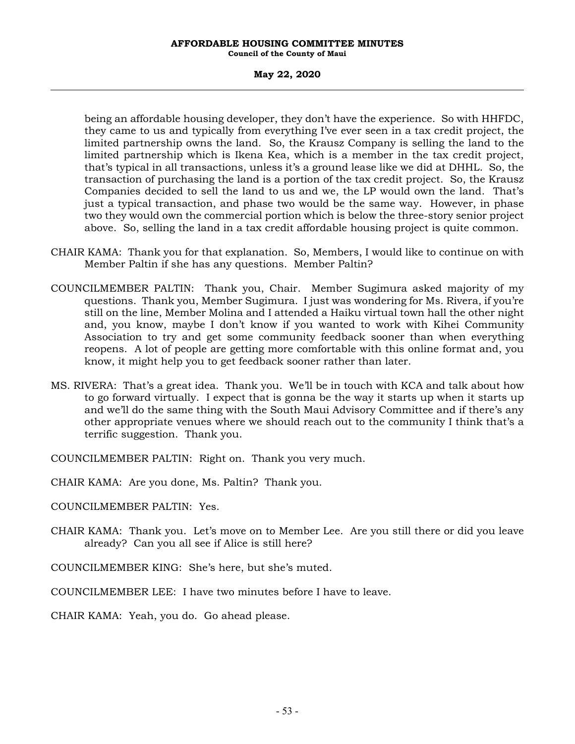being an affordable housing developer, they don't have the experience. So with HHFDC, they came to us and typically from everything I've ever seen in a tax credit project, the limited partnership owns the land. So, the Krausz Company is selling the land to the limited partnership which is Ikena Kea, which is a member in the tax credit project, that's typical in all transactions, unless it's a ground lease like we did at DHHL. So, the transaction of purchasing the land is a portion of the tax credit project. So, the Krausz Companies decided to sell the land to us and we, the LP would own the land. That's just a typical transaction, and phase two would be the same way. However, in phase two they would own the commercial portion which is below the three-story senior project above. So, selling the land in a tax credit affordable housing project is quite common.

CHAIR KAMA: Thank you for that explanation. So, Members, I would like to continue on with Member Paltin if she has any questions. Member Paltin?

COUNCILMEMBER PALTIN: Thank you, Chair. Member Sugimura asked majority of my questions. Thank you, Member Sugimura. I just was wondering for Ms. Rivera, if you're still on the line, Member Molina and I attended a Haiku virtual town hall the other night and, you know, maybe I don't know if you wanted to work with Kihei Community Association to try and get some community feedback sooner than when everything reopens. A lot of people are getting more comfortable with this online format and, you know, it might help you to get feedback sooner rather than later.

MS. RIVERA: That's a great idea. Thank you. We'll be in touch with KCA and talk about how to go forward virtually. I expect that is gonna be the way it starts up when it starts up and we'll do the same thing with the South Maui Advisory Committee and if there's any other appropriate venues where we should reach out to the community I think that's a terrific suggestion. Thank you.

COUNCILMEMBER PALTIN: Right on. Thank you very much.

CHAIR KAMA: Are you done, Ms. Paltin? Thank you.

COUNCILMEMBER PALTIN: Yes.

CHAIR KAMA: Thank you. Let's move on to Member Lee. Are you still there or did you leave already? Can you all see if Alice is still here?

COUNCILMEMBER KING: She's here, but she's muted.

COUNCILMEMBER LEE: I have two minutes before I have to leave.

CHAIR KAMA: Yeah, you do. Go ahead please.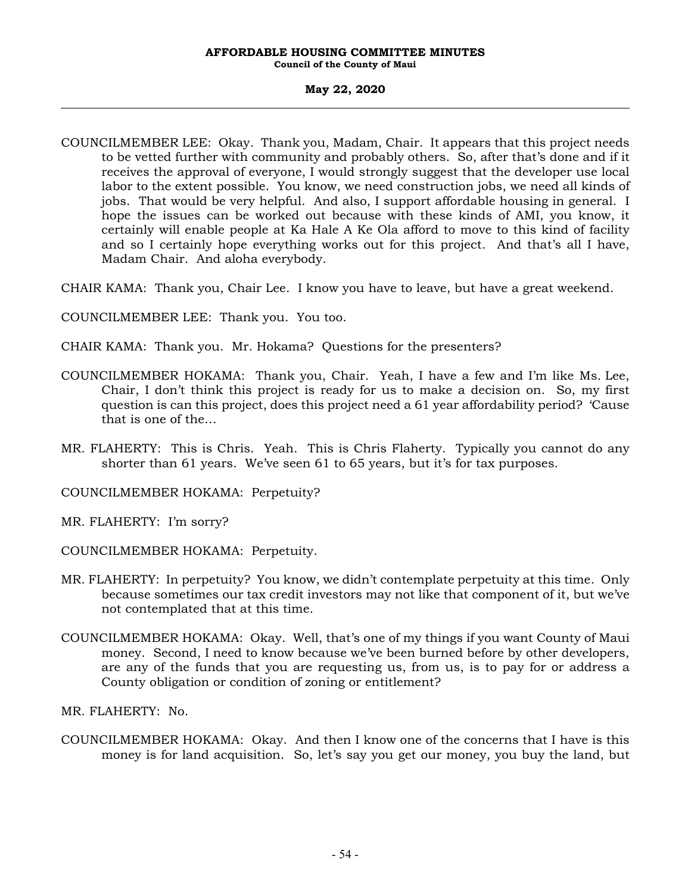COUNCILMEMBER LEE: Okay. Thank you, Madam, Chair. It appears that this project needs to be vetted further with community and probably others. So, after that's done and if it receives the approval of everyone, I would strongly suggest that the developer use local labor to the extent possible. You know, we need construction jobs, we need all kinds of jobs. That would be very helpful. And also, I support affordable housing in general. I hope the issues can be worked out because with these kinds of AMI, you know, it certainly will enable people at Ka Hale A Ke Ola afford to move to this kind of facility and so I certainly hope everything works out for this project. And that's all I have, Madam Chair. And aloha everybody.

CHAIR KAMA: Thank you, Chair Lee. I know you have to leave, but have a great weekend.

COUNCILMEMBER LEE: Thank you. You too.

CHAIR KAMA: Thank you. Mr. Hokama? Questions for the presenters?

COUNCILMEMBER HOKAMA: Thank you, Chair. Yeah, I have a few and I'm like Ms. Lee, Chair, I don't think this project is ready for us to make a decision on. So, my first question is can this project, does this project need a 61 year affordability period? 'Cause that is one of the...

MR. FLAHERTY: This is Chris. Yeah. This is Chris Flaherty. Typically you cannot do any shorter than 61 years. We've seen 61 to 65 years, but it's for tax purposes.

COUNCILMEMBER HOKAMA: Perpetuity?

MR. FLAHERTY: I'm sorry?

COUNCILMEMBER HOKAMA: Perpetuity.

MR. FLAHERTY: In perpetuity? You know, we didn't contemplate perpetuity at this time. Only because sometimes our tax credit investors may not like that component of it, but we've not contemplated that at this time.

COUNCILMEMBER HOKAMA: Okay. Well, that's one of my things if you want County of Maui money. Second, I need to know because we've been burned before by other developers, are any of the funds that you are requesting us, from us, is to pay for or address a County obligation or condition of zoning or entitlement?

MR. FLAHERTY: No.

COUNCILMEMBER HOKAMA: Okay. And then I know one of the concerns that I have is this money is for land acquisition. So, let's say you get our money, you buy the land, but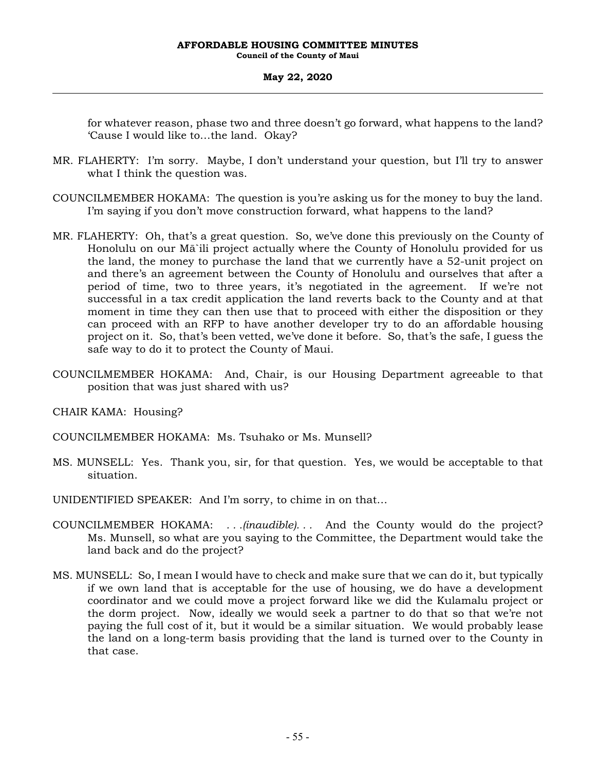for whatever reason, phase two and three doesn't go forward, what happens to the land? 'Cause I would like to…the land. Okay?

MR. FLAHERTY: I'm sorry. Maybe, I don't understand your question, but I'll try to answer what I think the question was.

COUNCILMEMBER HOKAMA: The question is you're asking us for the money to buy the land. I'm saying if you don't move construction forward, what happens to the land?

MR. FLAHERTY: Oh, that's a great question. So, we've done this previously on the County of Honolulu on our Mā`ili project actually where the County of Honolulu provided for us the land, the money to purchase the land that we currently have a 52-unit project on and there's an agreement between the County of Honolulu and ourselves that after a period of time, two to three years, it's negotiated in the agreement. If we're not successful in a tax credit application the land reverts back to the County and at that moment in time they can then use that to proceed with either the disposition or they can proceed with an RFP to have another developer try to do an affordable housing project on it. So, that's been vetted, we've done it before. So, that's the safe, I guess the safe way to do it to protect the County of Maui.

COUNCILMEMBER HOKAMA: And, Chair, is our Housing Department agreeable to that position that was just shared with us?

CHAIR KAMA: Housing?

COUNCILMEMBER HOKAMA: Ms. Tsuhako or Ms. Munsell?

MS. MUNSELL: Yes. Thank you, sir, for that question. Yes, we would be acceptable to that situation.

UNIDENTIFIED SPEAKER: And I'm sorry, to chime in on that…

COUNCILMEMBER HOKAMA: *. . .(inaudible). . .* And the County would do the project? Ms. Munsell, so what are you saying to the Committee, the Department would take the land back and do the project?

MS. MUNSELL: So, I mean I would have to check and make sure that we can do it, but typically if we own land that is acceptable for the use of housing, we do have a development coordinator and we could move a project forward like we did the Kulamalu project or the dorm project. Now, ideally we would seek a partner to do that so that we're not paying the full cost of it, but it would be a similar situation. We would probably lease the land on a long-term basis providing that the land is turned over to the County in that case.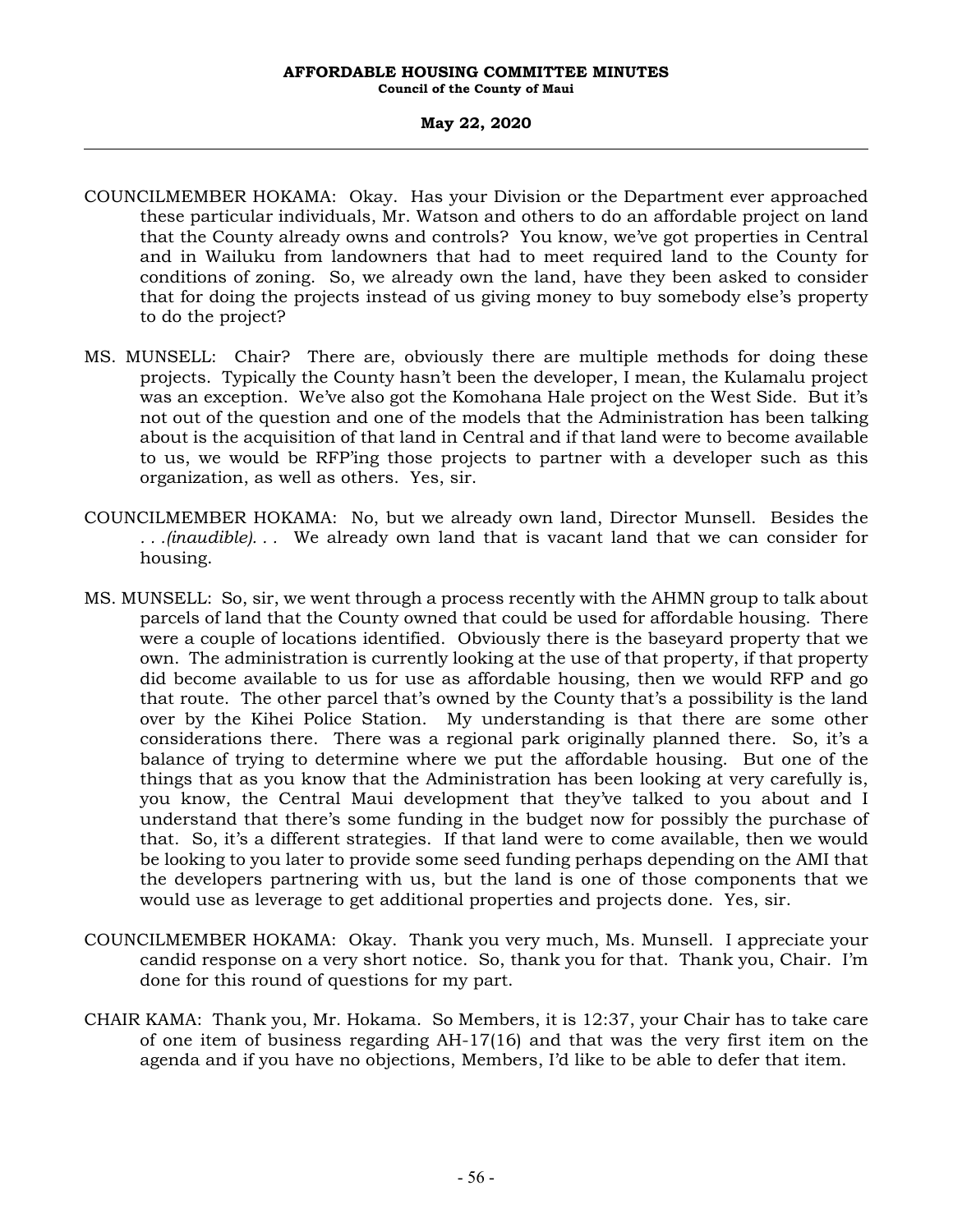COUNCILMEMBER HOKAMA: Okay. Has your Division or the Department ever approached these particular individuals, Mr. Watson and others to do an affordable project on land that the County already owns and controls? You know, we've got properties in Central and in Wailuku from landowners that had to meet required land to the County for conditions of zoning. So, we already own the land, have they been asked to consider that for doing the projects instead of us giving money to buy somebody else's property to do the project?

MS. MUNSELL: Chair? There are, obviously there are multiple methods for doing these projects. Typically the County hasn't been the developer, I mean, the Kulamalu project was an exception. We've also got the Komohana Hale project on the West Side. But it's not out of the question and one of the models that the Administration has been talking about is the acquisition of that land in Central and if that land were to become available to us, we would be RFP'ing those projects to partner with a developer such as this organization, as well as others. Yes, sir.

COUNCILMEMBER HOKAMA: No, but we already own land, Director Munsell. Besides the . . .*(inaudible)*. . . We already own land that is vacant land that we can consider for housing.

MS. MUNSELL: So, sir, we went through a process recently with the AHMN group to talk about parcels of land that the County owned that could be used for affordable housing. There were a couple of locations identified. Obviously there is the baseyard property that we own. The administration is currently looking at the use of that property, if that property did become available to us for use as affordable housing, then we would RFP and go that route. The other parcel that's owned by the County that's a possibility is the land over by the Kihei Police Station. My understanding is that there are some other considerations there. There was a regional park originally planned there. So, it's a balance of trying to determine where we put the affordable housing. But one of the things that as you know that the Administration has been looking at very carefully is, you know, the Central Maui development that they've talked to you about and I understand that there's some funding in the budget now for possibly the purchase of that. So, it's a different strategies. If that land were to come available, then we would be looking to you later to provide some seed funding perhaps depending on the AMI that the developers partnering with us, but the land is one of those components that we would use as leverage to get additional properties and projects done. Yes, sir.

COUNCILMEMBER HOKAMA: Okay. Thank you very much, Ms. Munsell. I appreciate your candid response on a very short notice. So, thank you for that. Thank you, Chair. I'm done for this round of questions for my part.

CHAIR KAMA: Thank you, Mr. Hokama. So Members, it is 12:37, your Chair has to take care of one item of business regarding AH-17(16) and that was the very first item on the agenda and if you have no objections, Members, I'd like to be able to defer that item.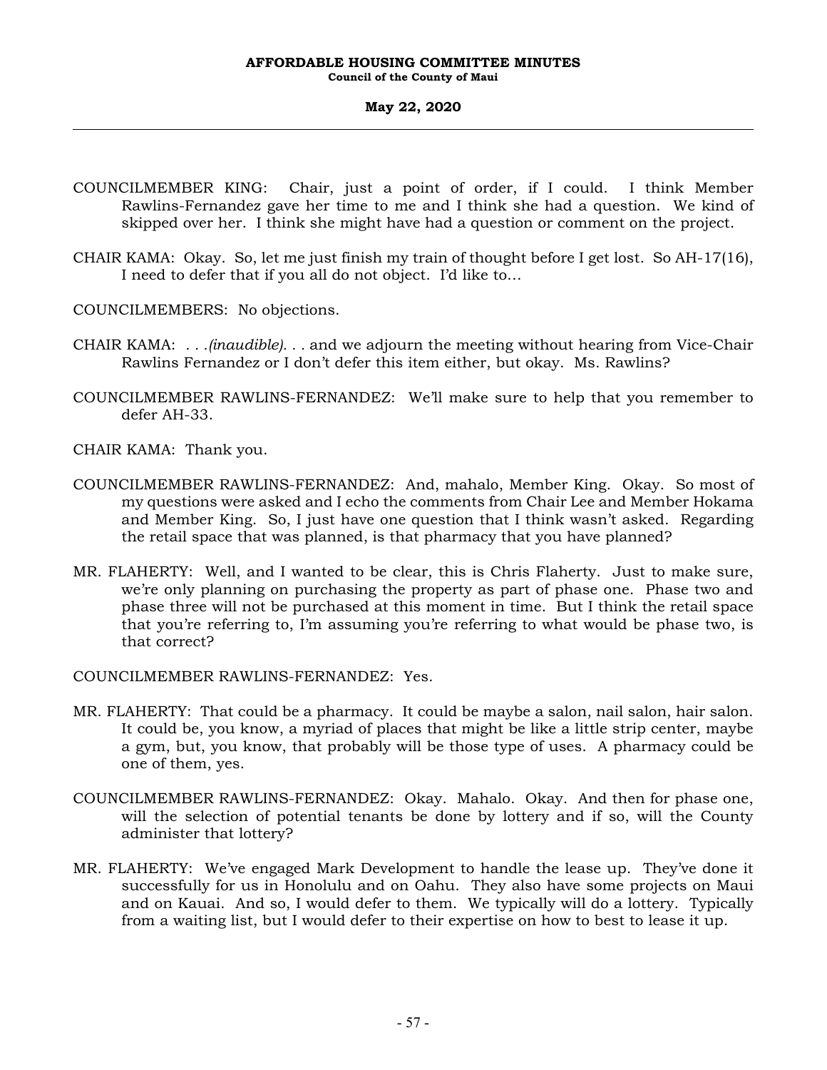COUNCILMEMBER KING: Chair, just a point of order, if I could. I think Member Rawlins-Fernandez gave her time to me and I think she had a question. We kind of skipped over her. I think she might have had a question or comment on the project.

CHAIR KAMA: Okay. So, let me just finish my train of thought before I get lost. So AH-17(16), I need to defer that if you all do not object. I'd like to...

COUNCILMEMBERS: No objections.

CHAIR KAMA: . . .*(inaudible)*. . . and we adjourn the meeting without hearing from Vice-Chair Rawlins Fernandez or I don't defer this item either, but okay. Ms. Rawlins?

COUNCILMEMBER RAWLINS-FERNANDEZ: We'll make sure to help that you remember to defer AH-33.

CHAIR KAMA: Thank you.

COUNCILMEMBER RAWLINS-FERNANDEZ: And, mahalo, Member King. Okay. So most of my questions were asked and I echo the comments from Chair Lee and Member Hokama and Member King. So, I just have one question that I think wasn't asked. Regarding the retail space that was planned, is that pharmacy that you have planned?

MR. FLAHERTY: Well, and I wanted to be clear, this is Chris Flaherty. Just to make sure, we're only planning on purchasing the property as part of phase one. Phase two and phase three will not be purchased at this moment in time. But I think the retail space that you're referring to, I'm assuming you're referring to what would be phase two, is that correct?

COUNCILMEMBER RAWLINS-FERNANDEZ: Yes.

MR. FLAHERTY: That could be a pharmacy. It could be maybe a salon, nail salon, hair salon. It could be, you know, a myriad of places that might be like a little strip center, maybe a gym, but, you know, that probably will be those type of uses. A pharmacy could be one of them, yes.

COUNCILMEMBER RAWLINS-FERNANDEZ: Okay. Mahalo. Okay. And then for phase one, will the selection of potential tenants be done by lottery and if so, will the County administer that lottery?

MR. FLAHERTY: We've engaged Mark Development to handle the lease up. They've done it successfully for us in Honolulu and on Oahu. They also have some projects on Maui and on Kauai. And so, I would defer to them. We typically will do a lottery. Typically from a waiting list, but I would defer to their expertise on how to best to lease it up.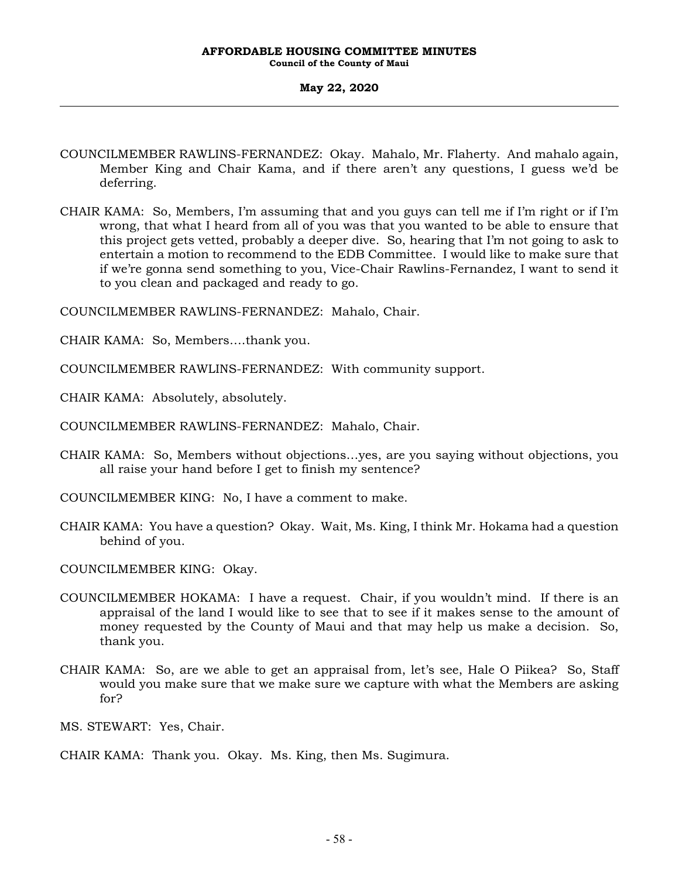COUNCILMEMBER RAWLINS-FERNANDEZ: Okay. Mahalo, Mr. Flaherty. And mahalo again, Member King and Chair Kama, and if there aren't any questions, I guess we'd be deferring.

CHAIR KAMA: So, Members, I'm assuming that and you guys can tell me if I'm right or if I'm wrong, that what I heard from all of you was that you wanted to be able to ensure that this project gets vetted, probably a deeper dive. So, hearing that I'm not going to ask to entertain a motion to recommend to the EDB Committee. I would like to make sure that if we're gonna send something to you, Vice-Chair Rawlins-Fernandez, I want to send it to you clean and packaged and ready to go.

COUNCILMEMBER RAWLINS-FERNANDEZ: Mahalo, Chair.

CHAIR KAMA: So, Members....thank you.

COUNCILMEMBER RAWLINS-FERNANDEZ: With community support.

CHAIR KAMA: Absolutely, absolutely.

COUNCILMEMBER RAWLINS-FERNANDEZ: Mahalo, Chair.

CHAIR KAMA: So, Members without objections...yes, are you saying without objections, you all raise your hand before I get to finish my sentence?

COUNCILMEMBER KING: No, I have a comment to make.

CHAIR KAMA: You have a question? Okay. Wait, Ms. King, I think Mr. Hokama had a question behind of you.

COUNCILMEMBER KING: Okay.

COUNCILMEMBER HOKAMA: I have a request. Chair, if you wouldn't mind. If there is an appraisal of the land I would like to see that to see if it makes sense to the amount of money requested by the County of Maui and that may help us make a decision. So, thank you.

CHAIR KAMA: So, are we able to get an appraisal from, let's see, Hale O Piikea? So, Staff would you make sure that we make sure we capture with what the Members are asking for?

MS. STEWART: Yes, Chair.

CHAIR KAMA: Thank you. Okay. Ms. King, then Ms. Sugimura.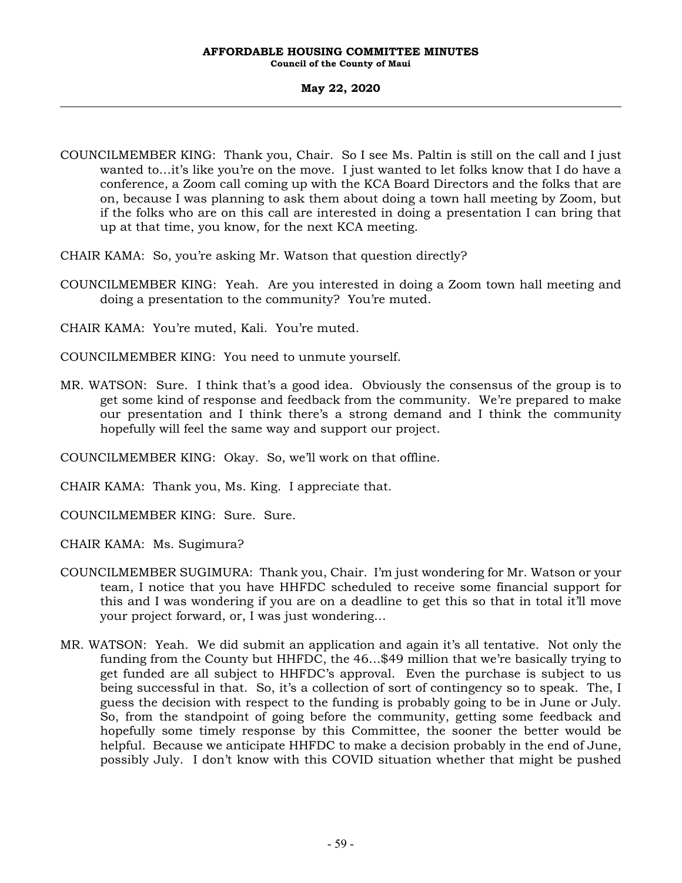COUNCILMEMBER KING: Thank you, Chair. So I see Ms. Paltin is still on the call and I just wanted to…it's like you're on the move. I just wanted to let folks know that I do have a conference, a Zoom call coming up with the KCA Board Directors and the folks that are on, because I was planning to ask them about doing a town hall meeting by Zoom, but if the folks who are on this call are interested in doing a presentation I can bring that up at that time, you know, for the next KCA meeting.

CHAIR KAMA: So, you're asking Mr. Watson that question directly?

COUNCILMEMBER KING: Yeah. Are you interested in doing a Zoom town hall meeting and doing a presentation to the community? You're muted.

CHAIR KAMA: You're muted, Kali. You're muted.

COUNCILMEMBER KING: You need to unmute yourself.

MR. WATSON: Sure. I think that's a good idea. Obviously the consensus of the group is to get some kind of response and feedback from the community. We're prepared to make our presentation and I think there's a strong demand and I think the community hopefully will feel the same way and support our project.

COUNCILMEMBER KING: Okay. So, we'll work on that offline.

CHAIR KAMA: Thank you, Ms. King. I appreciate that.

COUNCILMEMBER KING: Sure. Sure.

CHAIR KAMA: Ms. Sugimura?

COUNCILMEMBER SUGIMURA: Thank you, Chair. I'm just wondering for Mr. Watson or your team, I notice that you have HHFDC scheduled to receive some financial support for this and I was wondering if you are on a deadline to get this so that in total it'll move your project forward, or, I was just wondering…

MR. WATSON: Yeah. We did submit an application and again it's all tentative. Not only the funding from the County but HHFDC, the 46…$49 million that we're basically trying to get funded are all subject to HHFDC's approval. Even the purchase is subject to us being successful in that. So, it's a collection of sort of contingency so to speak. The, I guess the decision with respect to the funding is probably going to be in June or July. So, from the standpoint of going before the community, getting some feedback and hopefully some timely response by this Committee, the sooner the better would be helpful. Because we anticipate HHFDC to make a decision probably in the end of June, possibly July. I don't know with this COVID situation whether that might be pushed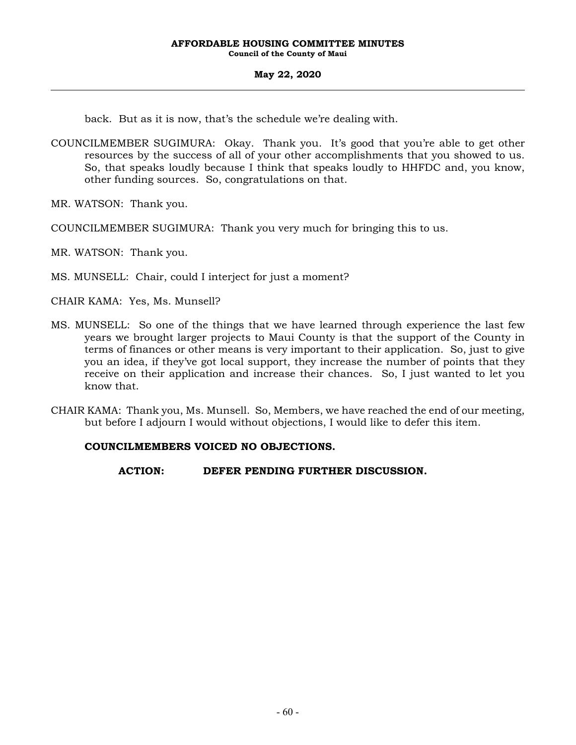back. But as it is now, that's the schedule we're dealing with.

COUNCILMEMBER SUGIMURA: Okay. Thank you. It's good that you're able to get other resources by the success of all of your other accomplishments that you showed to us. So, that speaks loudly because I think that speaks loudly to HHFDC and, you know, other funding sources. So, congratulations on that.

MR. WATSON: Thank you.

COUNCILMEMBER SUGIMURA: Thank you very much for bringing this to us.

MR. WATSON: Thank you.

MS. MUNSELL: Chair, could I interject for just a moment?

CHAIR KAMA: Yes, Ms. Munsell?

MS. MUNSELL: So one of the things that we have learned through experience the last few years we brought larger projects to Maui County is that the support of the County in terms of finances or other means is very important to their application. So, just to give you an idea, if they've got local support, they increase the number of points that they receive on their application and increase their chances. So, I just wanted to let you know that.

CHAIR KAMA: Thank you, Ms. Munsell. So, Members, we have reached the end of our meeting, but before I adjourn I would without objections, I would like to defer this item.

**COUNCILMEMBERS VOICED NO OBJECTIONS.**

**ACTION: DEFER PENDING FURTHER DISCUSSION.**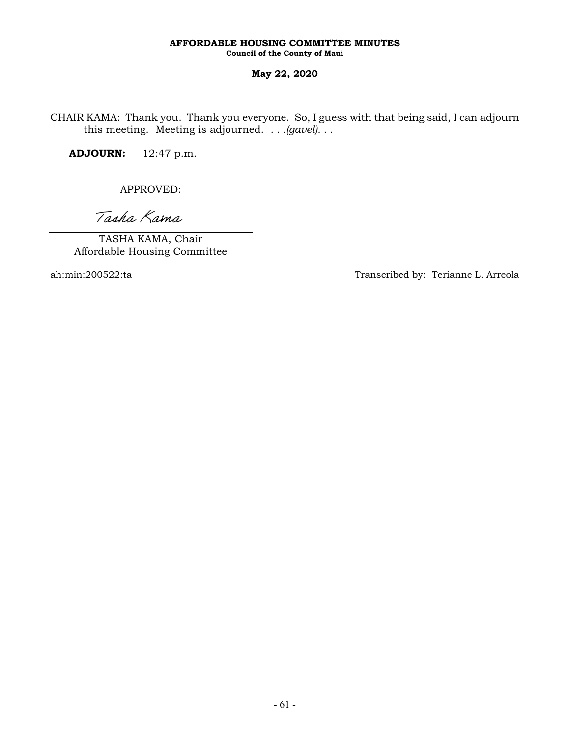CHAIR KAMA: Thank you. Thank you everyone. So, I guess with that being said, I can adjourn this meeting. Meeting is adjourned. . . .*(gavel)*. . .

**ADJOURN:** 12:47 p.m.

APPROVED:

*Tasha Kama*

TASHA KAMA, Chair
Affordable Housing Committee

ah:min:200522:ta

Transcribed by: Terianne L. Arreola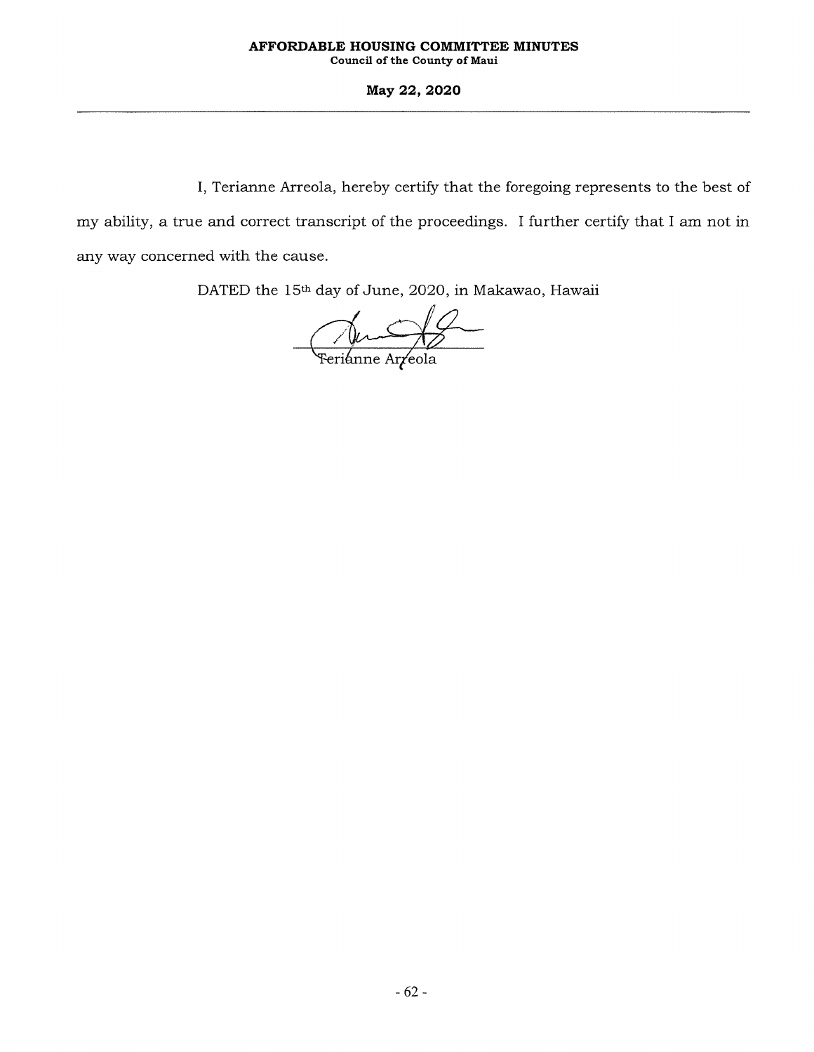I, Terianne Arreola, hereby certify that the foregoing represents to the best of my ability, a true and correct transcript of the proceedings. I further certify that I am not in any way concerned with the cause.

DATED the 15th day of June, 2020, in Makawao, Hawaii

Terianne Arreola